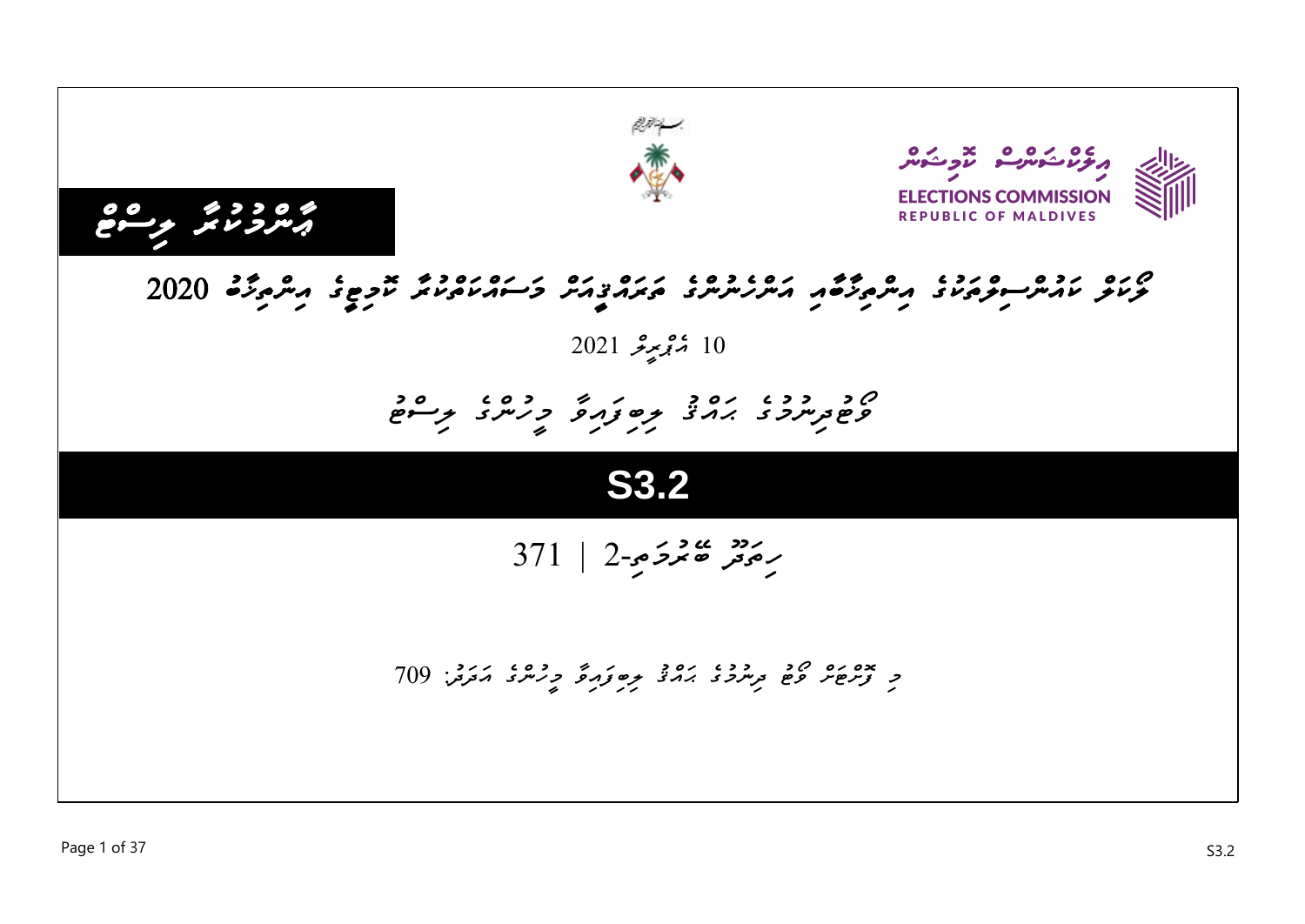ELECTIONS COMMISSION
REPUBLIC OF MALDIVES

އާންމުކުރާ ލިސްޓު

# ލޯކަލް ކައުންސިލްތަކުގެ އިންތިޚާބާއި އަންހެނުންގެ ތަރައްޤީއަށް މަސައްކަތްކުރާ ކޮމިޓީގެ އިންތިޚާބު 2020

10 އޭޕްރިލް 2021

ވޯޓުދިނުމުގެ ހައްޤު ލިބިފައިވާ މީހުންގެ ލިސްޓު

# S3.2

ހިތަދޫ ބޭރުމަތި-2 | 371

މި ފޮތުގައި ވޯޓު ދިނުމުގެ ހައްޤު ލިބިފައިވާ މީހުންގެ އަދަދު: 709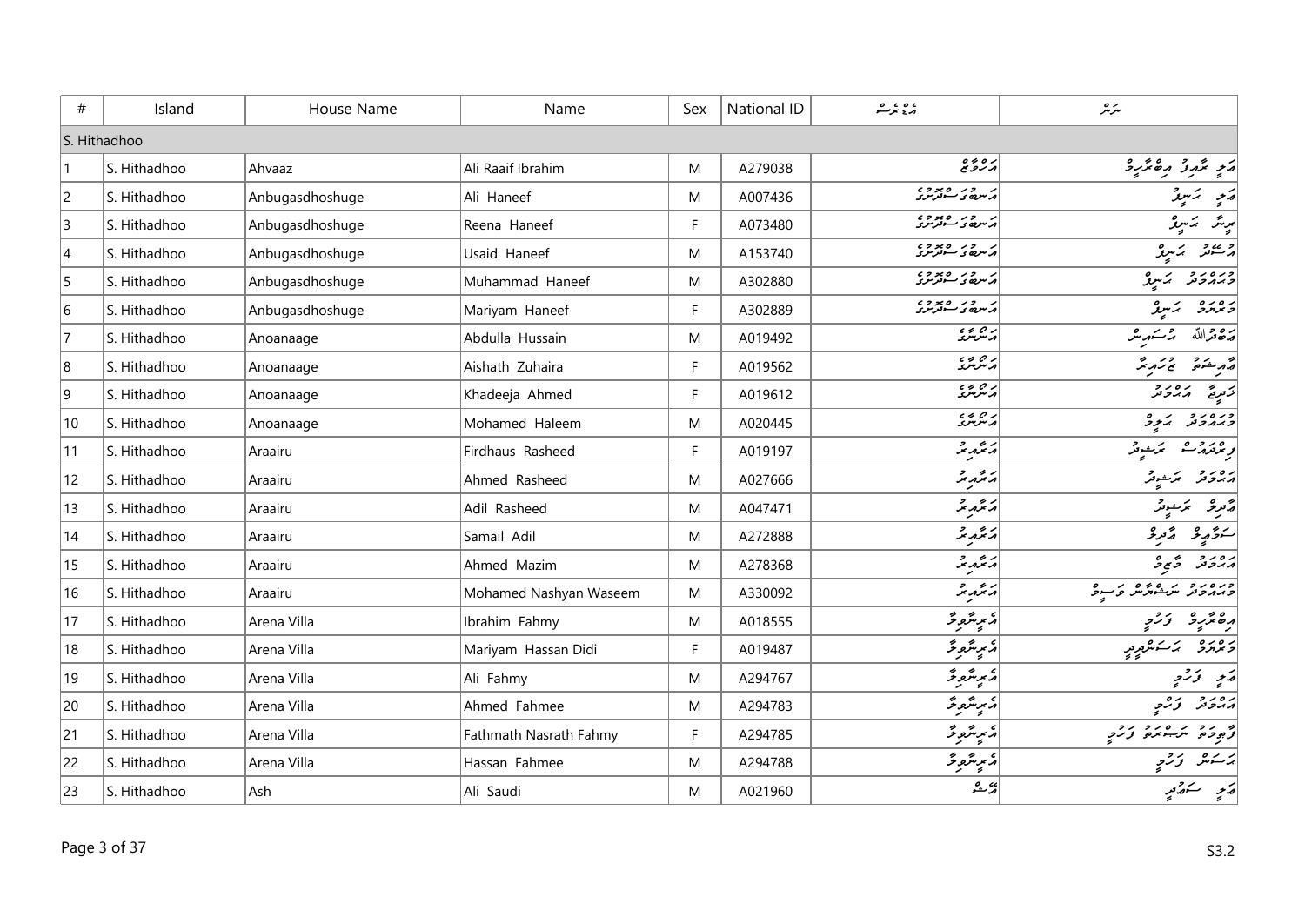| # | Island | House Name | Name | Sex | National ID | ދާއިރާ | ނަން |
|---|---|---|---|---|---|---|---|
| S. Hithadhoo | | | | | | | |
| 1 | S. Hithadhoo | Ahvaaz | Ali Raaif Ibrahim | M | A279038 | އަހްވާޒް | އަލި ރާއިފް އިބްރާހީމް |
| 2 | S. Hithadhoo | Anbugasdhoshuge | Ali Haneef | M | A007436 | އަނބުގަސްދޮށުގެ | އަލި ހަނީފް |
| 3 | S. Hithadhoo | Anbugasdhoshuge | Reena Haneef | F | A073480 | އަނބުގަސްދޮށުގެ | ރީނާ ހަނީފް |
| 4 | S. Hithadhoo | Anbugasdhoshuge | Usaid Haneef | M | A153740 | އަނބުގަސްދޮށުގެ | އުސައިދު ހަނީފް |
| 5 | S. Hithadhoo | Anbugasdhoshuge | Muhammad Haneef | M | A302880 | އަނބުގަސްދޮށުގެ | މުހައްމަދު ހަނީފް |
| 6 | S. Hithadhoo | Anbugasdhoshuge | Mariyam Haneef | F | A302889 | އަނބުގަސްދޮށުގެ | މަރިޔަމް ހަނީފް |
| 7 | S. Hithadhoo | Anoanaage | Abdulla Hussain | M | A019492 | އަނޯނާގެ | އަބްދުﷲ ހުސައިން |
| 8 | S. Hithadhoo | Anoanaage | Aishath Zuhaira | F | A019562 | އަނޯނާގެ | އައިޝަތު ޒުހައިރާ |
| 9 | S. Hithadhoo | Anoanaage | Khadeeja Ahmed | F | A019612 | އަނޯނާގެ | ޚަދީޖާ އަހުމަދު |
| 10 | S. Hithadhoo | Anoanaage | Mohamed Haleem | M | A020445 | އަނޯނާގެ | މުހައްމަދު ހަލީމް |
| 11 | S. Hithadhoo | Araairu | Firdhaus Rasheed | F | A019197 | އަރާއިރު | ފިރުދައުސް ރަޝީދު |
| 12 | S. Hithadhoo | Araairu | Ahmed Rasheed | M | A027666 | އަރާއިރު | އަހުމަދު ރަޝީދު |
| 13 | S. Hithadhoo | Araairu | Adil Rasheed | M | A047471 | އަރާއިރު | އާދިލް ރަޝީދު |
| 14 | S. Hithadhoo | Araairu | Samail Adil | M | A272888 | އަރާއިރު | ސަމާއިލް އާދިލް |
| 15 | S. Hithadhoo | Araairu | Ahmed Mazim | M | A278368 | އަރާއިރު | އަހުމަދު މާޒިމް |
| 16 | S. Hithadhoo | Araairu | Mohamed Nashyan Waseem | M | A330092 | އަރާއިރު | މުހައްމަދު ނަޝްޔާން ވަސީމް |
| 17 | S. Hithadhoo | Arena Villa | Ibrahim Fahmy | M | A018555 | އެރީނާވިލާ | އިބްރާހީމް ފަހުމީ |
| 18 | S. Hithadhoo | Arena Villa | Mariyam Hassan Didi | F | A019487 | އެރީނާވިލާ | މަރިޔަމް ހަސަންދީދީ |
| 19 | S. Hithadhoo | Arena Villa | Ali Fahmy | M | A294767 | އެރީނާވިލާ | އަލި ފަހުމީ |
| 20 | S. Hithadhoo | Arena Villa | Ahmed Fahmee | M | A294783 | އެރީނާވިލާ | އަހުމަދު ފަހުމީ |
| 21 | S. Hithadhoo | Arena Villa | Fathmath Nasrath Fahmy | F | A294785 | އެރީނާވިލާ | ފާތިމަތު ނަސްރަތު ފަހުމީ |
| 22 | S. Hithadhoo | Arena Villa | Hassan Fahmee | M | A294788 | އެރީނާވިލާ | ހަސަން ފަހުމީ |
| 23 | S. Hithadhoo | Ash | Ali Saudi | M | A021960 | އަޝް | އަލި ސައުދީ |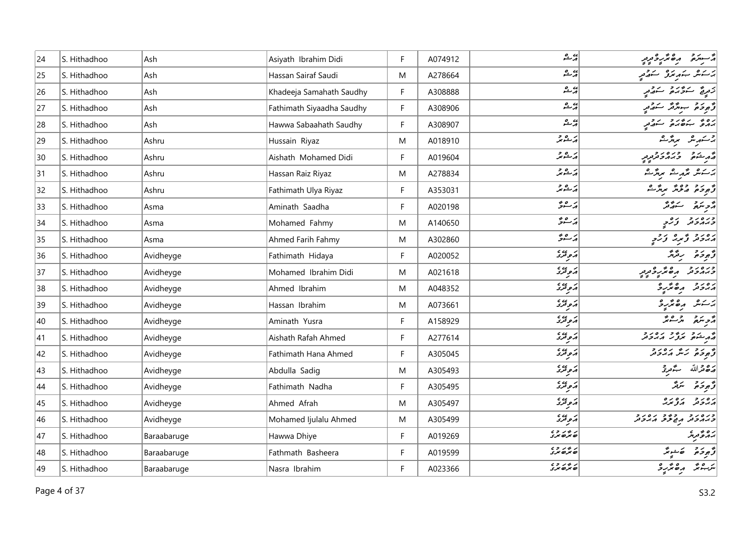| 24 | S. Hithadhoo | Ash | Asiyath Ibrahim Didi | F | A074912 | އަށް | އާސިޔަތު އިބްރާހިމްދީދީ |
|---|---|---|---|---|---|---|---|
| 25 | S. Hithadhoo | Ash | Hassan Sairaf Saudi | M | A278664 | އަށް | ހަސަން ސައިރަފް ސައުދީ |
| 26 | S. Hithadhoo | Ash | Khadeeja Samahath Saudhy | F | A308888 | އަށް | ހަދީޖާ ސަމާހަތު ސައުދީ |
| 27 | S. Hithadhoo | Ash | Fathimath Siyaadha Saudhy | F | A308906 | އަށް | ފާތިމަތު ސިޔާދާ ސައުދީ |
| 28 | S. Hithadhoo | Ash | Hawwa Sabaahath Saudhy | F | A308907 | އަށް | ހައްވާ ސަބާހަތު ސައުދީ |
| 29 | S. Hithadhoo | Ashru | Hussain Riyaz | M | A018910 | އަޝްރު | ހުސައިން ރިޔާޒް |
| 30 | S. Hithadhoo | Ashru | Aishath Mohamed Didi | F | A019604 | އަޝްރު | އާއިޝަތު މުހައްމަދުދީދީ |
| 31 | S. Hithadhoo | Ashru | Hassan Raiz Riyaz | M | A278834 | އަޝްރު | ހަސަން ރާއިޒް ރިޔާޒް |
| 32 | S. Hithadhoo | Ashru | Fathimath Ulya Riyaz | F | A353031 | އަޝްރު | ފާތިމަތު އުލްޔާ ރިޔާޒް |
| 33 | S. Hithadhoo | Asma | Aminath Saadha | F | A020198 | އަސްމާ | އާމިނަތު ސައުދާ |
| 34 | S. Hithadhoo | Asma | Mohamed Fahmy | M | A140650 | އަސްމާ | މުހައްމަދު ފަހުމީ |
| 35 | S. Hithadhoo | Asma | Ahmed Farih Fahmy | M | A302860 | އަސްމާ | އަހުމަދު ފާރިހު ފަހުމީ |
| 36 | S. Hithadhoo | Avidheyge | Fathimath Hidaya | F | A020052 | އަވިދޭގެ | ފާތިމަތު ހިދާޔާ |
| 37 | S. Hithadhoo | Avidheyge | Mohamed Ibrahim Didi | M | A021618 | އަވިދޭގެ | މުހައްމަދު އިބްރާހިމްދީދީ |
| 38 | S. Hithadhoo | Avidheyge | Ahmed Ibrahim | M | A048352 | އަވިދޭގެ | އަހުމަދު އިބްރާހިމް |
| 39 | S. Hithadhoo | Avidheyge | Hassan Ibrahim | M | A073661 | އަވިދޭގެ | ހަސަން އިބްރާހިމް |
| 40 | S. Hithadhoo | Avidheyge | Aminath Yusra | F | A158929 | އަވިދޭގެ | އާމިނަތު ޔުސްރާ |
| 41 | S. Hithadhoo | Avidheyge | Aishath Rafah Ahmed | F | A277614 | އަވިދޭގެ | އާއިޝަތު ރަފާހު އަހުމަދު |
| 42 | S. Hithadhoo | Avidheyge | Fathimath Hana Ahmed | F | A305045 | އަވިދޭގެ | ފާތިމަތު ހަނާ އަހުމަދު |
| 43 | S. Hithadhoo | Avidheyge | Abdulla Sadig | M | A305493 | އަވިދޭގެ | އަބްދުﷲ ސާދިގު |
| 44 | S. Hithadhoo | Avidheyge | Fathimath Nadha | F | A305495 | އަވިދޭގެ | ފާތިމަތު ނަދާ |
| 45 | S. Hithadhoo | Avidheyge | Ahmed Afrah | M | A305497 | އަވިދޭގެ | އަހުމަދު އަފްރާހް |
| 46 | S. Hithadhoo | Avidheyge | Mohamed Ijulalu Ahmed | M | A305499 | އަވިދޭގެ | މުހައްމަދު އިޖުލާލު އަހުމަދު |
| 47 | S. Hithadhoo | Baraabaruge | Hawwa Dhiye | F | A019269 | ބަރާބަރުގެ | ހައްވާދިޔެ |
| 48 | S. Hithadhoo | Baraabaruge | Fathmath Basheera | F | A019599 | ބަރާބަރުގެ | ފާތިމަތު ބަޝީރާ |
| 49 | S. Hithadhoo | Baraabaruge | Nasra Ibrahim | F | A023366 | ބަރާބަރުގެ | ނަސްރާ އިބްރާހިމް |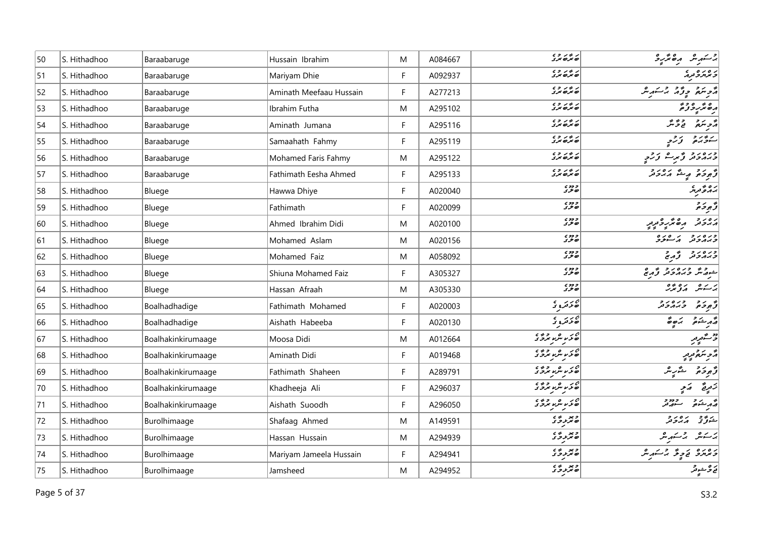| 50 | S. Hithadhoo | Baraabaruge | Hussain Ibrahim | M | A084667 | ބަރާބަރުގެ | ހުސައިން އިބްރާހީމް |
|---|---|---|---|---|---|---|---|
| 51 | S. Hithadhoo | Baraabaruge | Mariyam Dhie | F | A092937 | ބަރާބަރުގެ | މަރިޔަމް ދިއާ |
| 52 | S. Hithadhoo | Baraabaruge | Aminath Meefaau Hussain | F | A277213 | ބަރާބަރުގެ | އާމިނަތު މީފާއު ހުސައިން |
| 53 | S. Hithadhoo | Baraabaruge | Ibrahim Futha | M | A295102 | ބަރާބަރުގެ | އިބްރާހިމްފުތާ |
| 54 | S. Hithadhoo | Baraabaruge | Aminath Jumana | F | A295116 | ބަރާބަރުގެ | އާމިނަތު ޖުމާނާ |
| 55 | S. Hithadhoo | Baraabaruge | Samaahath Fahmy | F | A295119 | ބަރާބަރުގެ | ސަމާހަތު ފަހުމީ |
| 56 | S. Hithadhoo | Baraabaruge | Mohamed Faris Fahmy | M | A295122 | ބަރާބަރުގެ | މުހައްމަދު ފާރިސް ފަހުމީ |
| 57 | S. Hithadhoo | Baraabaruge | Fathimath Eesha Ahmed | F | A295133 | ބަރާބަރުގެ | ފާތިމަތު ޢީޝާ އަހުމަދު |
| 58 | S. Hithadhoo | Bluege | Hawwa Dhiye | F | A020040 | ބްލޫގެ | ހައްވާދިޔެ |
| 59 | S. Hithadhoo | Bluege | Fathimath | F | A020099 | ބްލޫގެ | ފާތިމަތު |
| 60 | S. Hithadhoo | Bluege | Ahmed Ibrahim Didi | M | A020100 | ބްލޫގެ | އަހުމަދު އިބްރާހީމްދީދީ |
| 61 | S. Hithadhoo | Bluege | Mohamed Aslam | M | A020156 | ބްލޫގެ | މުހައްމަދު އަސްލަމް |
| 62 | S. Hithadhoo | Bluege | Mohamed Faiz | M | A058092 | ބްލޫގެ | މުހައްމަދު ފާއިޒް |
| 63 | S. Hithadhoo | Bluege | Shiuna Mohamed Faiz | F | A305327 | ބްލޫގެ | ޝިއުނާ މުހައްމަދު ފާއިޒް |
| 64 | S. Hithadhoo | Bluege | Hassan Afraah | M | A305330 | ބްލޫގެ | ހަސަން އަފްރާހް |
| 65 | S. Hithadhoo | Boalhadhadige | Fathimath Mohamed | F | A020003 | ބޮޅަދަދިގެ | ފާތިމަތު މުހައްމަދު |
| 66 | S. Hithadhoo | Boalhadhadige | Aishath Habeeba | F | A020130 | ބޮޅަދަދިގެ | އައިޝަތު ހަބީބާ |
| 67 | S. Hithadhoo | Boalhakinkirumaage | Moosa Didi | M | A012664 | ބޮޅަކިންކިރުމާގެ | މޫސާދީދީ |
| 68 | S. Hithadhoo | Boalhakinkirumaage | Aminath Didi | F | A019468 | ބޮޅަކިންކިރުމާގެ | އާމިނަތުދީދީ |
| 69 | S. Hithadhoo | Boalhakinkirumaage | Fathimath Shaheen | F | A289791 | ބޮޅަކިންކިރުމާގެ | ފާތިމަތު ޝާހީން |
| 70 | S. Hithadhoo | Boalhakinkirumaage | Khadheeja Ali | F | A296037 | ބޮޅަކިންކިރުމާގެ | ޚަދީޖާ ޢަލީ |
| 71 | S. Hithadhoo | Boalhakinkirumaage | Aishath Suoodh | F | A296050 | ބޮޅަކިންކިރުމާގެ | އައިޝަތު ސުޢޫދު |
| 72 | S. Hithadhoo | Burolhimaage | Shafaag Ahmed | M | A149591 | ބުރޮޅިމާގެ | ޝަފާގު އަހުމަދު |
| 73 | S. Hithadhoo | Burolhimaage | Hassan Hussain | M | A294939 | ބުރޮޅިމާގެ | ހަސަން ހުސައިން |
| 74 | S. Hithadhoo | Burolhimaage | Mariyam Jameela Hussain | F | A294941 | ބުރޮޅިމާގެ | މަރިޔަމް ޖަމީލާ ހުސައިން |
| 75 | S. Hithadhoo | Burolhimaage | Jamsheed | M | A294952 | ބުރޮޅިމާގެ | ޖަމްޝީދު |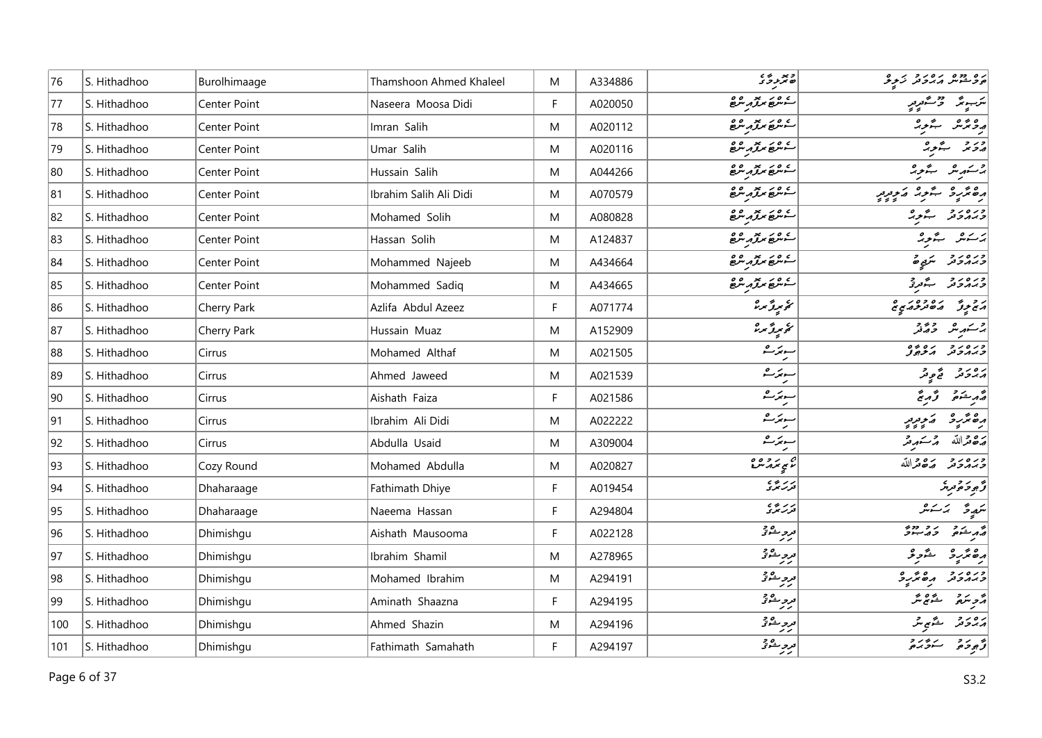| 76 | S. Hithadhoo | Burolhimaage | Thamshoon Ahmed Khaleel | M | A334886 | ބުރޮޅިމާގެ | ތަމްޝޫން އަހުމަދު ޚަލީލް |
|---|---|---|---|---|---|---|---|
| 77 | S. Hithadhoo | Center Point | Naseera Moosa Didi | F | A020050 | ސެންޓަރ ޕޮއިންޓް | ނަސީރާ މޫސާދީދީ |
| 78 | S. Hithadhoo | Center Point | Imran Salih | M | A020112 | ސެންޓަރ ޕޮއިންޓް | އިމްރާން ސާލިހު |
| 79 | S. Hithadhoo | Center Point | Umar Salih | M | A020116 | ސެންޓަރ ޕޮއިންޓް | އުމަރު ސާލިހު |
| 80 | S. Hithadhoo | Center Point | Hussain Salih | M | A044266 | ސެންޓަރ ޕޮއިންޓް | ހުސައިން ސާލިހު |
| 81 | S. Hithadhoo | Center Point | Ibrahim Salih Ali Didi | M | A070579 | ސެންޓަރ ޕޮއިންޓް | އިބްރާހީމް ސާލިހު އަލިދީދީ |
| 82 | S. Hithadhoo | Center Point | Mohamed Solih | M | A080828 | ސެންޓަރ ޕޮއިންޓް | މުހައްމަދު ސާލިހު |
| 83 | S. Hithadhoo | Center Point | Hassan Solih | M | A124837 | ސެންޓަރ ޕޮއިންޓް | ހަސަން ސާލިހު |
| 84 | S. Hithadhoo | Center Point | Mohammed Najeeb | M | A434664 | ސެންޓަރ ޕޮއިންޓް | މުހައްމަދު ނަޖީބު |
| 85 | S. Hithadhoo | Center Point | Mohammed Sadiq | M | A434665 | ސެންޓަރ ޕޮއިންޓް | މުހައްމަދު ސާދިގު |
| 86 | S. Hithadhoo | Cherry Park | Azlifa Abdul Azeez | F | A071774 | ޗެރީޕާރކް | އަޒްލީފާ އަބްދުލްއަޒީޒް |
| 87 | S. Hithadhoo | Cherry Park | Hussain Muaz | M | A152909 | ޗެރީޕާރކް | ހުސައިން މުއާޒު |
| 88 | S. Hithadhoo | Cirrus | Mohamed Althaf | M | A021505 | ސިރަސް | މުހައްމަދު އަލްތާފް |
| 89 | S. Hithadhoo | Cirrus | Ahmed Jaweed | M | A021539 | ސިރަސް | އަހުމަދު ޖާވީދު |
| 90 | S. Hithadhoo | Cirrus | Aishath Faiza | F | A021586 | ސިރަސް | އާއިޝަތު ފާއިޒާ |
| 91 | S. Hithadhoo | Cirrus | Ibrahim Ali Didi | M | A022222 | ސިރަސް | އިބްރާހީމް އަލިދީދީ |
| 92 | S. Hithadhoo | Cirrus | Abdulla Usaid | M | A309004 | ސިރަސް | އަބްދުﷲ އުސައިދު |
| 93 | S. Hithadhoo | Cozy Round | Mohamed Abdulla | M | A020827 | ކޯޒީރައުންޑް | މުހައްމަދު އަބްދުﷲ |
| 94 | S. Hithadhoo | Dhaharaage | Fathimath Dhiye | F | A019454 | ދަހަރާގެ | ފާތިމަތުދިޔެ |
| 95 | S. Hithadhoo | Dhaharaage | Naeema Hassan | F | A294804 | ދަހަރާގެ | ނައީމާ ހަސަން |
| 96 | S. Hithadhoo | Dhimishgu | Aishath Mausooma | F | A022128 | ދިމިޝްގު | އާއިޝަތު މައުސޫމާ |
| 97 | S. Hithadhoo | Dhimishgu | Ibrahim Shamil | M | A278965 | ދިމިޝްގު | އިބްރާހީމް ޝާމިލް |
| 98 | S. Hithadhoo | Dhimishgu | Mohamed Ibrahim | M | A294191 | ދިމިޝްގު | މުހައްމަދު އިބްރާހީމް |
| 99 | S. Hithadhoo | Dhimishgu | Aminath Shaazna | F | A294195 | ދިމިޝްގު | އާމިނަތު ޝާޒްނާ |
| 100 | S. Hithadhoo | Dhimishgu | Ahmed Shazin | M | A294196 | ދިމިޝްގު | އަހުމަދު ޝާޒިން |
| 101 | S. Hithadhoo | Dhimishgu | Fathimath Samahath | F | A294197 | ދިމިޝްގު | ފާތިމަތު ސަމާހަތު |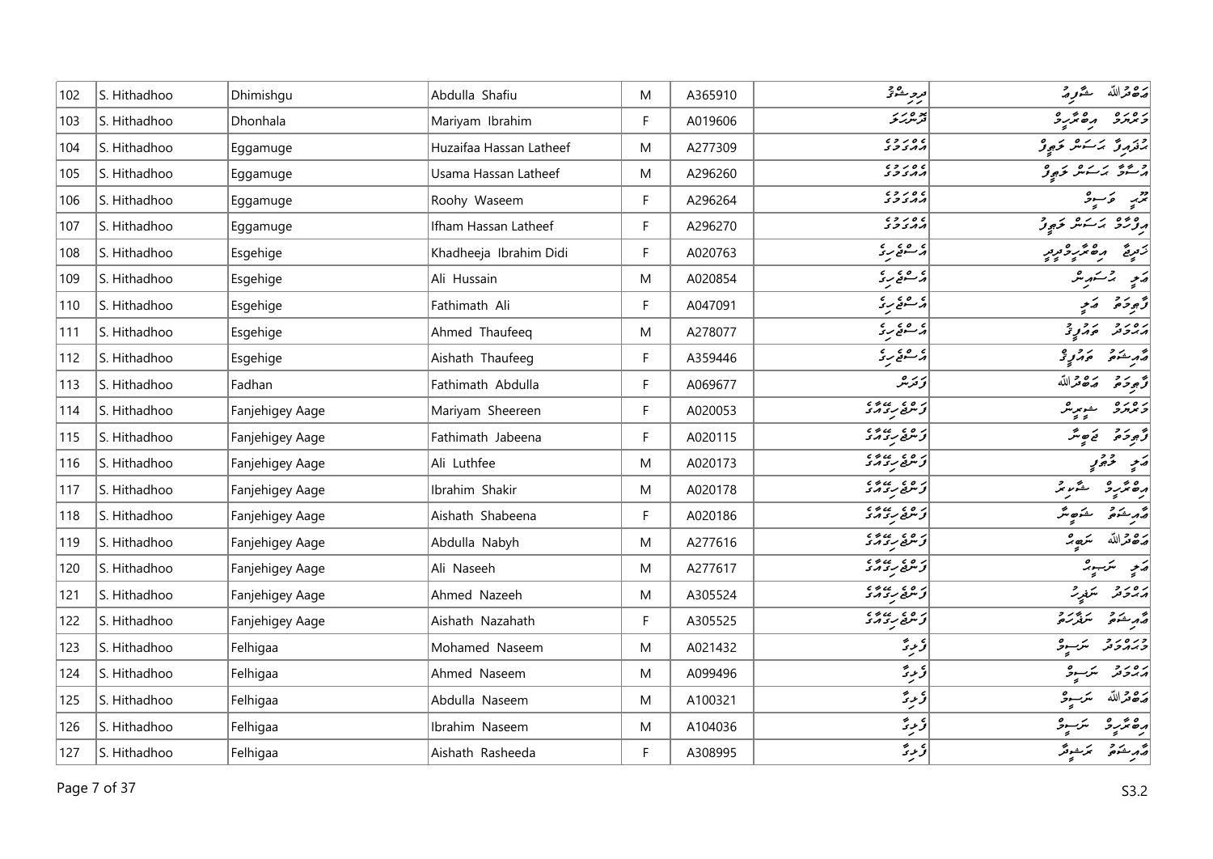| 102 | S. Hithadhoo | Dhimishgu | Abdulla Shafiu | M | A365910 | ދިމިޝްގު | އަބްދުﷲ ޝާފިޢު |
|---|---|---|---|---|---|---|---|
| 103 | S. Hithadhoo | Dhonhala | Mariyam Ibrahim | F | A019606 | ދޮންހަލަ | މަރިޔަމް އިބްރާހީމް |
| 104 | S. Hithadhoo | Eggamuge | Huzaifaa Hassan Latheef | M | A277309 | އެގަމުގޭ | ހުޒައިފާ ހަސަން ލަޠީފް |
| 105 | S. Hithadhoo | Eggamuge | Usama Hassan Latheef | M | A296260 | އެގަމުގޭ | އުސާމާ ހަސަން ލަޠީފް |
| 106 | S. Hithadhoo | Eggamuge | Roohy Waseem | F | A296264 | އެގަމުގޭ | ރޫހީ ވަސީމް |
| 107 | S. Hithadhoo | Eggamuge | Ifham Hassan Latheef | F | A296270 | އެގަމުގޭ | އިފްހާމް ހަސަން ލަޠީފް |
| 108 | S. Hithadhoo | Esgehige | Khadheeja Ibrahim Didi | F | A020763 | އެސްގެހިގެ | ޚަދީޖާ އިބްރާހީމްދީދީ |
| 109 | S. Hithadhoo | Esgehige | Ali Hussain | M | A020854 | އެސްގެހިގެ | އަލި ހުސައިން |
| 110 | S. Hithadhoo | Esgehige | Fathimath Ali | F | A047091 | އެސްގެހިގެ | ފާތިމަތު އަލި |
| 111 | S. Hithadhoo | Esgehige | Ahmed Thaufeeq | M | A278077 | އެސްގެހިގެ | އަހުމަދު ތައުފީޤު |
| 112 | S. Hithadhoo | Esgehige | Aishath Thaufeeg | F | A359446 | އެސްގެހިގެ | އައިޝަތު ތައުފީގު |
| 113 | S. Hithadhoo | Fadhan | Fathimath Abdulla | F | A069677 | ފަދަން | ފާތިމަތު އަބްދުﷲ |
| 114 | S. Hithadhoo | Fanjehigey Aage | Mariyam Sheereen | F | A020053 | ފަންޖެހިގޭއާގެ | މަރިޔަމް ޝީރީން |
| 115 | S. Hithadhoo | Fanjehigey Aage | Fathimath Jabeena | F | A020115 | ފަންޖެހިގޭއާގެ | ފާތިމަތު ޖަބީނާ |
| 116 | S. Hithadhoo | Fanjehigey Aage | Ali Luthfee | M | A020173 | ފަންޖެހިގޭއާގެ | އަލި ލުތުފީ |
| 117 | S. Hithadhoo | Fanjehigey Aage | Ibrahim Shakir | M | A020178 | ފަންޖެހިގޭއާގެ | އިބްރާހީމް ޝާކިރު |
| 118 | S. Hithadhoo | Fanjehigey Aage | Aishath Shabeena | F | A020186 | ފަންޖެހިގޭއާގެ | އައިޝަތު ޝަބީނާ |
| 119 | S. Hithadhoo | Fanjehigey Aage | Abdulla Nabyh | M | A277616 | ފަންޖެހިގޭއާގެ | އަބްދުﷲ ނަބީހު |
| 120 | S. Hithadhoo | Fanjehigey Aage | Ali Naseeh | M | A277617 | ފަންޖެހިގޭއާގެ | އަލި ނަސީހު |
| 121 | S. Hithadhoo | Fanjehigey Aage | Ahmed Nazeeh | M | A305524 | ފަންޖެހިގޭއާގެ | އަހުމަދު ނަޒީހު |
| 122 | S. Hithadhoo | Fanjehigey Aage | Aishath Nazahath | F | A305525 | ފަންޖެހިގޭއާގެ | އައިޝަތު ނަޒާހަތު |
| 123 | S. Hithadhoo | Felhigaa | Mohamed Naseem | M | A021432 | ފެޅިގާ | މުހައްމަދު ނަސީމް |
| 124 | S. Hithadhoo | Felhigaa | Ahmed Naseem | M | A099496 | ފެޅިގާ | އަހުމަދު ނަސީމް |
| 125 | S. Hithadhoo | Felhigaa | Abdulla Naseem | M | A100321 | ފެޅިގާ | އަބްދުﷲ ނަސީމް |
| 126 | S. Hithadhoo | Felhigaa | Ibrahim Naseem | M | A104036 | ފެޅިގާ | އިބްރާހީމް ނަސީމް |
| 127 | S. Hithadhoo | Felhigaa | Aishath Rasheeda | F | A308995 | ފެޅިގާ | އައިޝަތު ރަޝީދާ |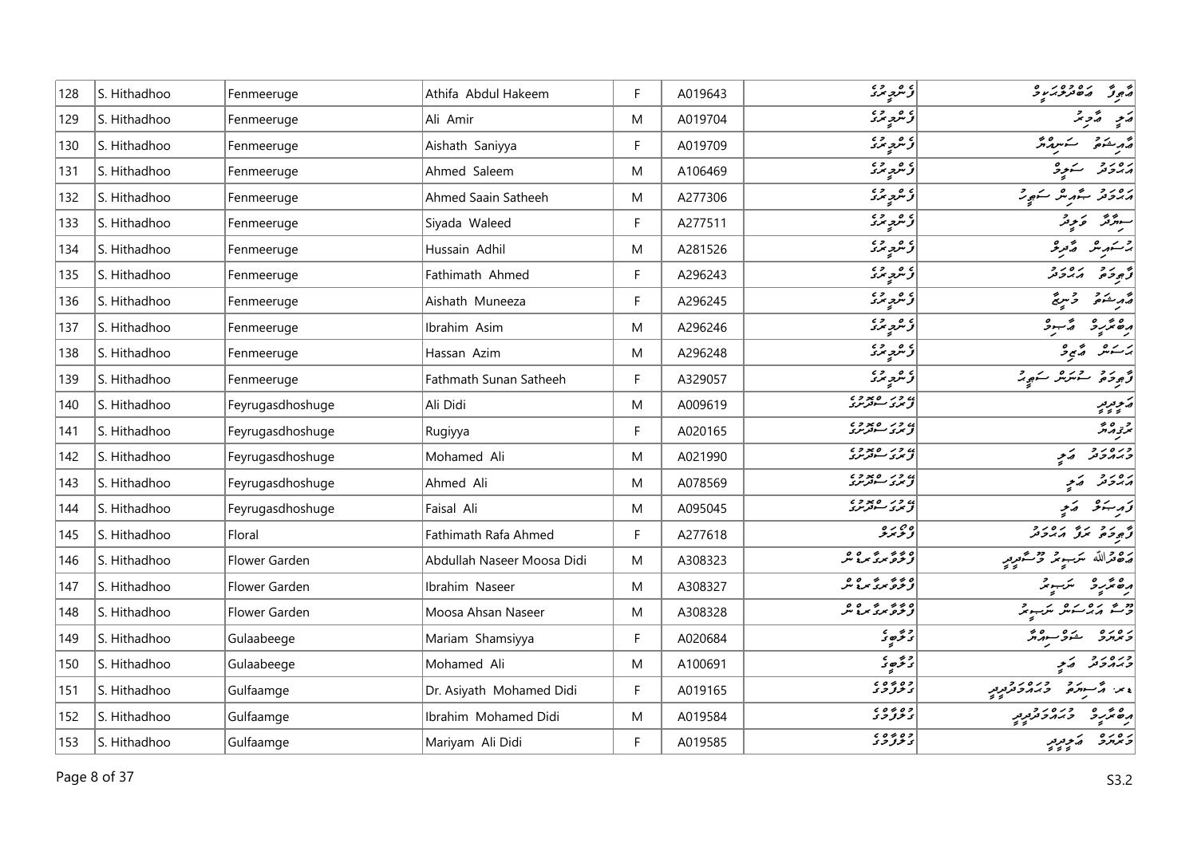| 128 | S. Hithadhoo | Fenmeeruge | Athifa Abdul Hakeem | F | A019643 | ފެންމީރުގެ | އާތިފާ އަބްދުލްހަކީމް |
|---|---|---|---|---|---|---|---|
| 129 | S. Hithadhoo | Fenmeeruge | Ali Amir | M | A019704 | ފެންމީރުގެ | އަލީ އާމިރު |
| 130 | S. Hithadhoo | Fenmeeruge | Aishath Saniyya | F | A019709 | ފެންމީރުގެ | އާއިޝަތު ސަނިއްޔާ |
| 131 | S. Hithadhoo | Fenmeeruge | Ahmed Saleem | M | A106469 | ފެންމީރުގެ | އަހުމަދު ސަލީމް |
| 132 | S. Hithadhoo | Fenmeeruge | Ahmed Saain Satheeh | M | A277306 | ފެންމީރުގެ | އަހުމަދު ސާއިން ސަތީހު |
| 133 | S. Hithadhoo | Fenmeeruge | Siyada Waleed | F | A277511 | ފެންމީރުގެ | ސިޔާދާ ވަލީދު |
| 134 | S. Hithadhoo | Fenmeeruge | Hussain Adhil | M | A281526 | ފެންމީރުގެ | ހުސައިން އާދިލް |
| 135 | S. Hithadhoo | Fenmeeruge | Fathimath Ahmed | F | A296243 | ފެންމީރުގެ | ފާތިމަތު އަހުމަދު |
| 136 | S. Hithadhoo | Fenmeeruge | Aishath Muneeza | F | A296245 | ފެންމީރުގެ | އާއިޝަތު މުނީޒާ |
| 137 | S. Hithadhoo | Fenmeeruge | Ibrahim Asim | M | A296246 | ފެންމީރުގެ | އިބްރާހީމް އާސިމް |
| 138 | S. Hithadhoo | Fenmeeruge | Hassan Azim | M | A296248 | ފެންމީރުގެ | ހަސަން އާޒިމް |
| 139 | S. Hithadhoo | Fenmeeruge | Fathmath Sunan Satheeh | F | A329057 | ފެންމީރުގެ | ފާތިމަތު ސުނަން ސަތީހު |
| 140 | S. Hithadhoo | Feyrugasdhoshuge | Ali Didi | M | A009619 | ފޭރުގަސްދޮށުގެ | އަލީދީދީ |
| 141 | S. Hithadhoo | Feyrugasdhoshuge | Rugiyya | F | A020165 | ފޭރުގަސްދޮށުގެ | ރުގިއްޔާ |
| 142 | S. Hithadhoo | Feyrugasdhoshuge | Mohamed Ali | M | A021990 | ފޭރުގަސްދޮށުގެ | މުހައްމަދު އަލީ |
| 143 | S. Hithadhoo | Feyrugasdhoshuge | Ahmed Ali | M | A078569 | ފޭރުގަސްދޮށުގެ | އަހުމަދު އަލީ |
| 144 | S. Hithadhoo | Feyrugasdhoshuge | Faisal Ali | M | A095045 | ފޭރުގަސްދޮށުގެ | ފައިސަލް އަލީ |
| 145 | S. Hithadhoo | Floral | Fathimath Rafa Ahmed | F | A277618 | ފްލޮރަލް | ފާތިމަތު ރަފާ އަހުމަދު |
| 146 | S. Hithadhoo | Flower Garden | Abdullah Naseer Moosa Didi | M | A308323 | ފްލާވަރ ގާރޑަން | އަބްދުﷲ ނަސީރު މޫސާދީދީ |
| 147 | S. Hithadhoo | Flower Garden | Ibrahim Naseer | M | A308327 | ފްލާވަރ ގާރޑަން | އިބްރާހީމް ނަސީރު |
| 148 | S. Hithadhoo | Flower Garden | Moosa Ahsan Naseer | M | A308328 | ފްލާވަރ ގާރޑަން | މޫސާ އަހްސަން ނަސީރު |
| 149 | S. Hithadhoo | Gulaabeege | Mariam Shamsiyya | F | A020684 | ގުލާބީގެ | މަރިއަމް ޝަމްސިއްޔާ |
| 150 | S. Hithadhoo | Gulaabeege | Mohamed Ali | M | A100691 | ގުލާބީގެ | މުހައްމަދު އަލީ |
| 151 | S. Hithadhoo | Gulfaamge | Dr. Asiyath Mohamed Didi | F | A019165 | ގުލްފާމްގެ | ޑރ. އާސިޔަތު މުހައްމަދުދީދީ |
| 152 | S. Hithadhoo | Gulfaamge | Ibrahim Mohamed Didi | M | A019584 | ގުލްފާމްގެ | އިބްރާހީމް މުހައްމަދުދީދީ |
| 153 | S. Hithadhoo | Gulfaamge | Mariyam Ali Didi | F | A019585 | ގުލްފާމްގެ | މަރިޔަމް އަލީދީދީ |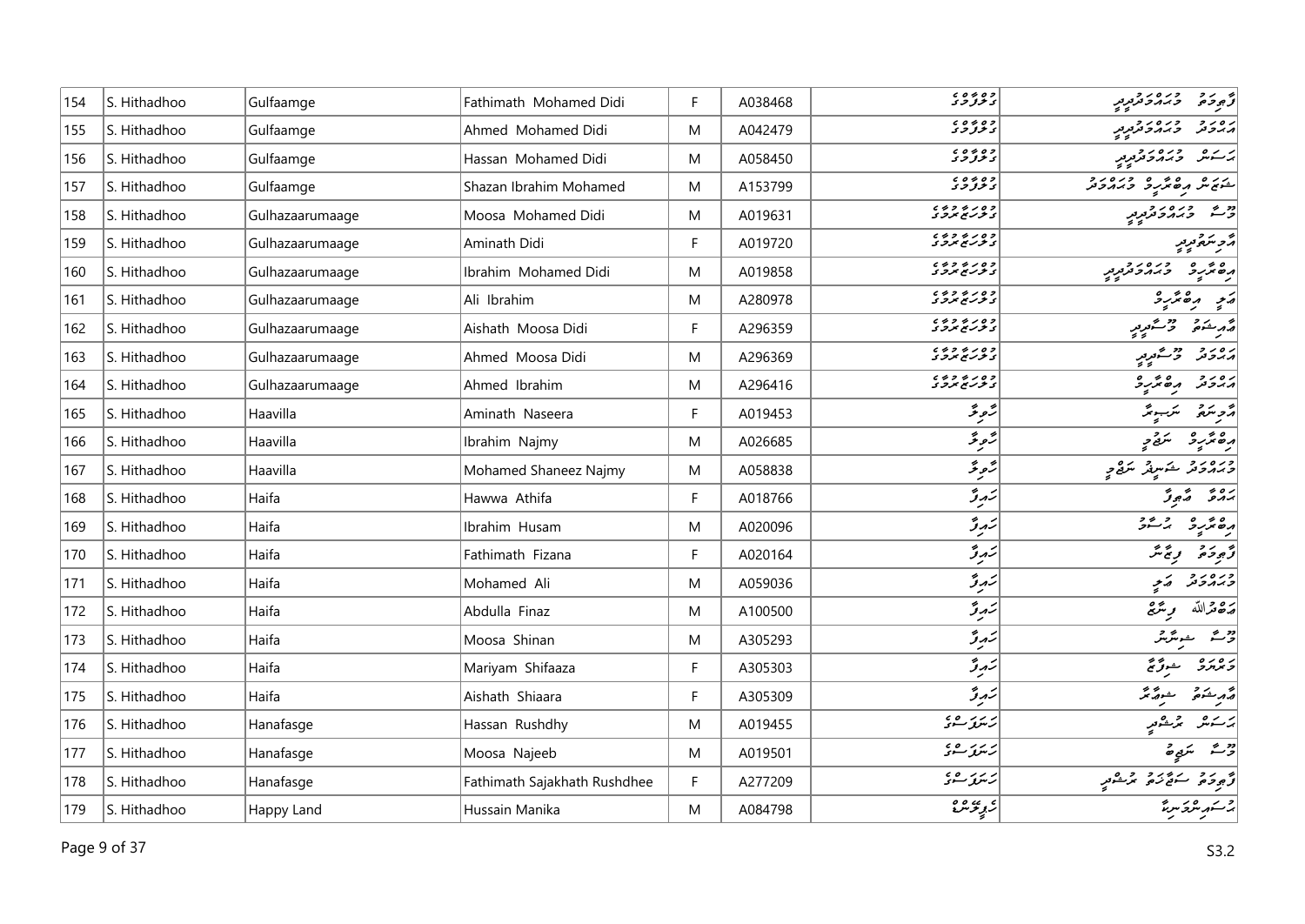| 154 | S. Hithadhoo | Gulfaamge | Fathimath Mohamed Didi | F | A038468 | ގުލްފާމްގެ | ފާތިމަތު މުހައްމަދުދީދީ |
|---|---|---|---|---|---|---|---|
| 155 | S. Hithadhoo | Gulfaamge | Ahmed Mohamed Didi | M | A042479 | ގުލްފާމްގެ | އަހްމަދު މުހައްމަދުދީދީ |
| 156 | S. Hithadhoo | Gulfaamge | Hassan Mohamed Didi | M | A058450 | ގުލްފާމްގެ | ހަސަން މުހައްމަދުދީދީ |
| 157 | S. Hithadhoo | Gulfaamge | Shazan Ibrahim Mohamed | M | A153799 | ގުލްފާމްގެ | ޝަޒަން އިބްރާހީމް މުހައްމަދު |
| 158 | S. Hithadhoo | Gulhazaarumaage | Moosa Mohamed Didi | M | A019631 | ގުލްހަޒާރުމާގެ | މޫސާ މުހައްމަދުދީދީ |
| 159 | S. Hithadhoo | Gulhazaarumaage | Aminath Didi | F | A019720 | ގުލްހަޒާރުމާގެ | އާމިނަތުދީދީ |
| 160 | S. Hithadhoo | Gulhazaarumaage | Ibrahim Mohamed Didi | M | A019858 | ގުލްހަޒާރުމާގެ | އިބްރާހީމް މުހައްމަދުދީދީ |
| 161 | S. Hithadhoo | Gulhazaarumaage | Ali Ibrahim | M | A280978 | ގުލްހަޒާރުމާގެ | އަލި އިބްރާހީމް |
| 162 | S. Hithadhoo | Gulhazaarumaage | Aishath Moosa Didi | F | A296359 | ގުލްހަޒާރުމާގެ | އާއިޝަތު މޫސާދީދީ |
| 163 | S. Hithadhoo | Gulhazaarumaage | Ahmed Moosa Didi | M | A296369 | ގުލްހަޒާރުމާގެ | އަހްމަދު މޫސާދީދީ |
| 164 | S. Hithadhoo | Gulhazaarumaage | Ahmed Ibrahim | M | A296416 | ގުލްހަޒާރުމާގެ | އަހްމަދު އިބްރާހީމް |
| 165 | S. Hithadhoo | Haavilla | Aminath Naseera | F | A019453 | ހާވިލާ | އާމިނަތު ނަސީރާ |
| 166 | S. Hithadhoo | Haavilla | Ibrahim Najmy | M | A026685 | ހާވިލާ | އިބްރާހީމް ނަޖްމީ |
| 167 | S. Hithadhoo | Haavilla | Mohamed Shaneez Najmy | M | A058838 | ހާވިލާ | މުހައްމަދު ޝަނީޒު ނަޖްމީ |
| 168 | S. Hithadhoo | Haifa | Hawwa Athifa | F | A018766 | ހައިފާ | ހައްވާ އާތިފާ |
| 169 | S. Hithadhoo | Haifa | Ibrahim Husam | M | A020096 | ހައިފާ | އިބްރާހީމް ހުސާމު |
| 170 | S. Hithadhoo | Haifa | Fathimath Fizana | F | A020164 | ހައިފާ | ފާތިމަތު ފިޒާނާ |
| 171 | S. Hithadhoo | Haifa | Mohamed Ali | M | A059036 | ހައިފާ | މުހައްމަދު އަލި |
| 172 | S. Hithadhoo | Haifa | Abdulla Finaz | M | A100500 | ހައިފާ | އަބްދުﷲ ފިނާޒް |
| 173 | S. Hithadhoo | Haifa | Moosa Shinan | M | A305293 | ހައިފާ | މޫސާ ޝިނާން |
| 174 | S. Hithadhoo | Haifa | Mariyam Shifaaza | F | A305303 | ހައިފާ | މަރިޔަމް ޝިފާޒާ |
| 175 | S. Hithadhoo | Haifa | Aishath Shiaara | F | A305309 | ހައިފާ | އާއިޝަތު ޝިއާރާ |
| 176 | S. Hithadhoo | Hanafasge | Hassan Rushdhy | M | A019455 | ހަނަފަސްގެ | ހަސަން ރުޝްދީ |
| 177 | S. Hithadhoo | Hanafasge | Moosa Najeeb | M | A019501 | ހަނަފަސްގެ | މޫސާ ނަޖީބު |
| 178 | S. Hithadhoo | Hanafasge | Fathimath Sajakhath Rushdhee | F | A277209 | ހަނަފަސްގެ | ފާތިމަތު ސަޖާހަތު ރުޝްދީ |
| 179 | S. Hithadhoo | Happy Land | Hussain Manika | M | A084798 | ހެޕީލޭންޑް | ހުސައިންމަނިކާ |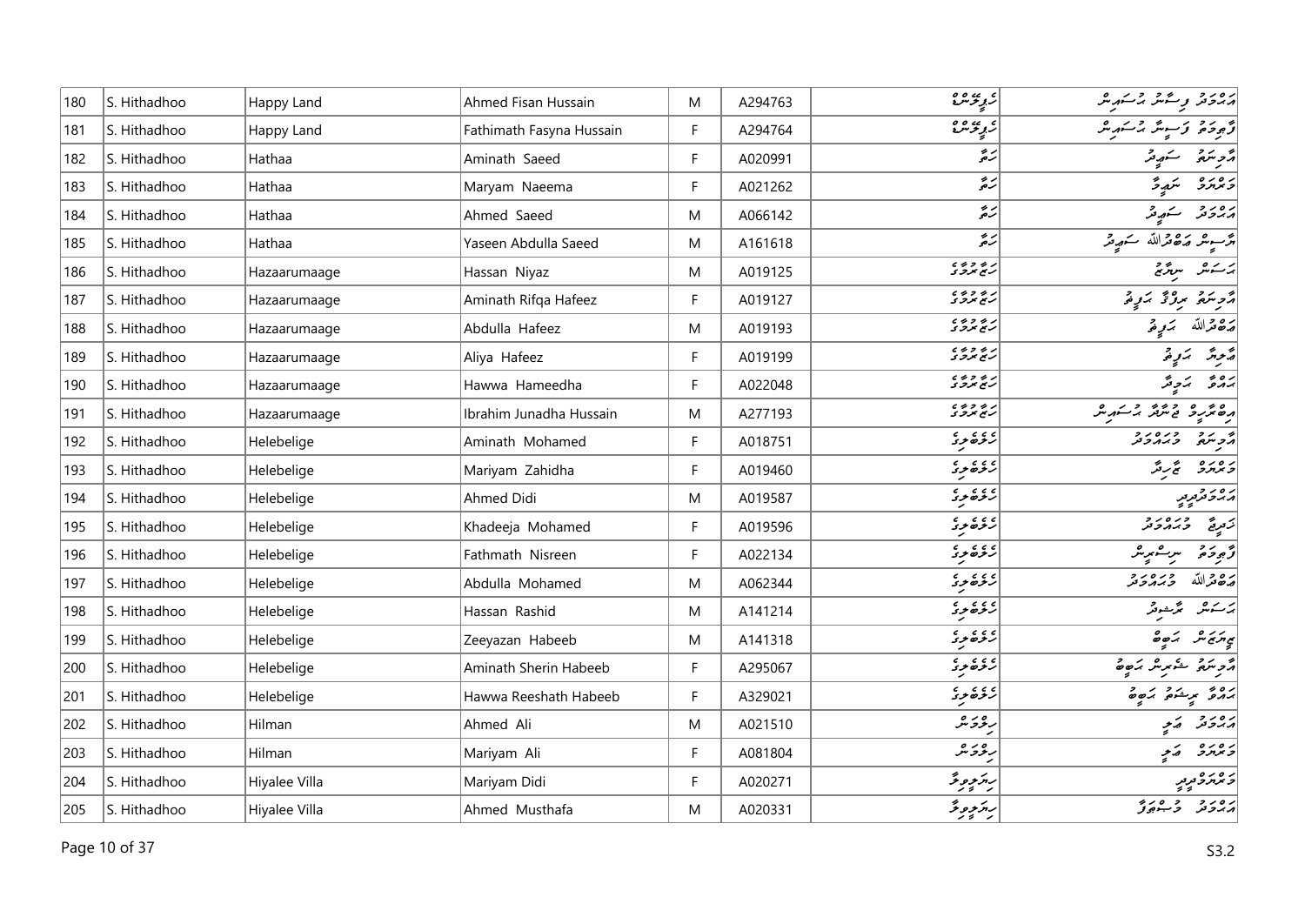| 180 | S. Hithadhoo | Happy Land | Ahmed Fisan Hussain | M | A294763 | ހެޕީލޭންޑު | އަހުމަދު ފިސާން ހުސައިން |
|---|---|---|---|---|---|---|---|
| 181 | S. Hithadhoo | Happy Land | Fathimath Fasyna Hussain | F | A294764 | ހެޕީލޭންޑު | ފާތިމަތު ފަސީނާ ހުސައިން |
| 182 | S. Hithadhoo | Hathaa | Aminath Saeed | F | A020991 | ހަތާ | އާމިނަތު ސައީދު |
| 183 | S. Hithadhoo | Hathaa | Maryam Naeema | F | A021262 | ހަތާ | މަރްޔަމް ނައީމާ |
| 184 | S. Hithadhoo | Hathaa | Ahmed Saeed | M | A066142 | ހަތާ | އަހުމަދު ސައީދު |
| 185 | S. Hithadhoo | Hathaa | Yaseen Abdulla Saeed | M | A161618 | ހަތާ | ޔާސީން އަބްދުﷲ ސައީދު |
| 186 | S. Hithadhoo | Hazaarumaage | Hassan Niyaz | M | A019125 | ހަޒާރުމާގެ | ހަސަން ނިޔާޒު |
| 187 | S. Hithadhoo | Hazaarumaage | Aminath Rifqa Hafeez | F | A019127 | ހަޒާރުމާގެ | އާމިނަތު ރިފްގާ ހަފީޒު |
| 188 | S. Hithadhoo | Hazaarumaage | Abdulla Hafeez | M | A019193 | ހަޒާރުމާގެ | އަބްދުﷲ ހަފީޒު |
| 189 | S. Hithadhoo | Hazaarumaage | Aliya Hafeez | F | A019199 | ހަޒާރުމާގެ | އާލިޔާ ހަފީޒު |
| 190 | S. Hithadhoo | Hazaarumaage | Hawwa Hameedha | F | A022048 | ހަޒާރުމާގެ | ހައްވާ ހަމީދާ |
| 191 | S. Hithadhoo | Hazaarumaage | Ibrahim Junadha Hussain | M | A277193 | ހަޒާރުމާގެ | އިބްރާހީމް ޖުނާދާ ހުސައިން |
| 192 | S. Hithadhoo | Helebelige | Aminath Mohamed | F | A018751 | ހެލެބެލިގެ | އާމިނަތު މުހައްމަދު |
| 193 | S. Hithadhoo | Helebelige | Mariyam Zahidha | F | A019460 | ހެލެބެލިގެ | މަރިޔަމް ޒާހިދާ |
| 194 | S. Hithadhoo | Helebelige | Ahmed Didi | M | A019587 | ހެލެބެލިގެ | އަހުމަދުދީދީ |
| 195 | S. Hithadhoo | Helebelige | Khadeeja Mohamed | F | A019596 | ހެލެބެލިގެ | ޚަދީޖާ މުހައްމަދު |
| 196 | S. Hithadhoo | Helebelige | Fathmath Nisreen | F | A022134 | ހެލެބެލިގެ | ފާތިމަތު ނިސްރީން |
| 197 | S. Hithadhoo | Helebelige | Abdulla Mohamed | M | A062344 | ހެލެބެލިގެ | އަބްދުﷲ މުހައްމަދު |
| 198 | S. Hithadhoo | Helebelige | Hassan Rashid | M | A141214 | ހެލެބެލިގެ | ހަސަން ރާޝިދު |
| 199 | S. Hithadhoo | Helebelige | Zeeyazan Habeeb | M | A141318 | ހެލެބެލިގެ | ޒީޔަޒަން ހަބީބު |
| 200 | S. Hithadhoo | Helebelige | Aminath Sherin Habeeb | F | A295067 | ހެލެބެލިގެ | އާމިނަތު ޝެރިން ހަބީބު |
| 201 | S. Hithadhoo | Helebelige | Hawwa Reeshath Habeeb | F | A329021 | ހެލެބެލިގެ | ހައްވާ ރީޝަތު ހަބީބު |
| 202 | S. Hithadhoo | Hilman | Ahmed Ali | M | A021510 | ހިލްމަން | އަހުމަދު އަލި |
| 203 | S. Hithadhoo | Hilman | Mariyam Ali | F | A081804 | ހިލްމަން | މަރިޔަމް އަލި |
| 204 | S. Hithadhoo | Hiyalee Villa | Mariyam Didi | F | A020271 | ހިޔަލީވިލާ | މަރިޔަމްދީދީ |
| 205 | S. Hithadhoo | Hiyalee Villa | Ahmed Musthafa | M | A020331 | ހިޔަލީވިލާ | އަހުމަދު މުސްތަފާ |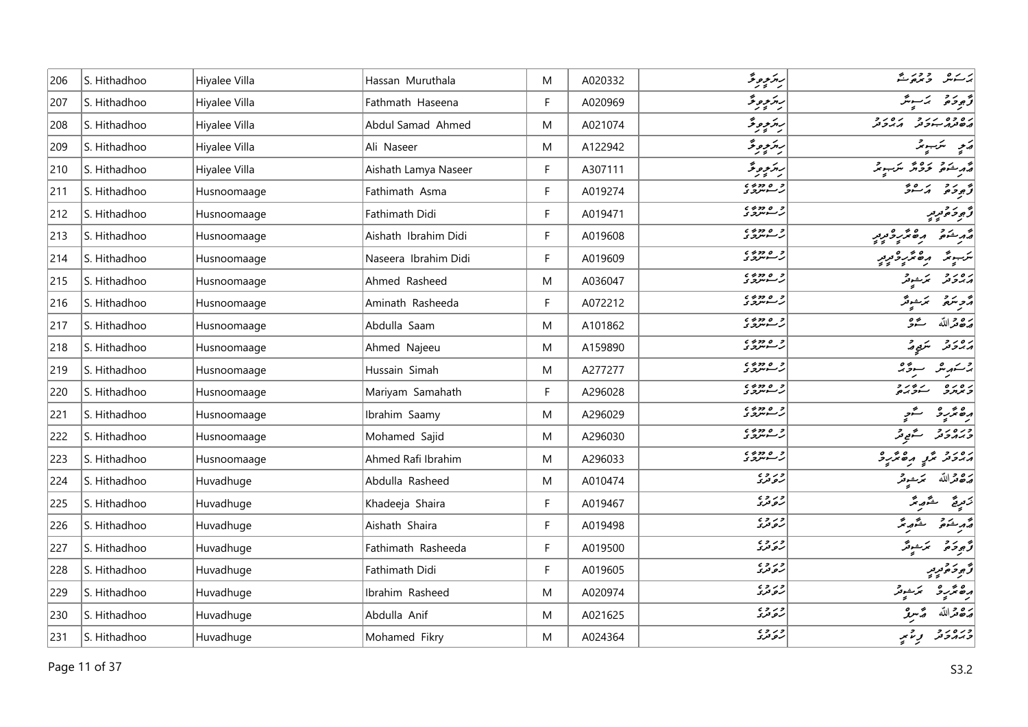| 206 | S. Hithadhoo | Hiyalee Villa | Hassan Muruthala | M | A020332 | ހިޔަލީވިލާ | ހަސަން މުރުތަލާ |
|---|---|---|---|---|---|---|---|
| 207 | S. Hithadhoo | Hiyalee Villa | Fathmath Haseena | F | A020969 | ހިޔަލީވިލާ | ފާތިމަތު ހަސީނާ |
| 208 | S. Hithadhoo | Hiyalee Villa | Abdul Samad Ahmed | M | A021074 | ހިޔަލީވިލާ | އަބްދުލްސަމަދު އަހްމަދު |
| 209 | S. Hithadhoo | Hiyalee Villa | Ali Naseer | M | A122942 | ހިޔަލީވިލާ | އަލީ ނަސީރު |
| 210 | S. Hithadhoo | Hiyalee Villa | Aishath Lamya Naseer | F | A307111 | ހިޔަލީވިލާ | އައިޝަތު ލަމްޔާ ނަސީރު |
| 211 | S. Hithadhoo | Husnoomaage | Fathimath Asma | F | A019274 | ހުސްނޫމާގެ | ފާތިމަތު އަސްމާ |
| 212 | S. Hithadhoo | Husnoomaage | Fathimath Didi | F | A019471 | ހުސްނޫމާގެ | ފާތިމަތުދީދީ |
| 213 | S. Hithadhoo | Husnoomaage | Aishath Ibrahim Didi | F | A019608 | ހުސްނޫމާގެ | އައިޝަތު އިބްރާހީމްދީދީ |
| 214 | S. Hithadhoo | Husnoomaage | Naseera Ibrahim Didi | F | A019609 | ހުސްނޫމާގެ | ނަސީރާ އިބްރާހީމްދީދީ |
| 215 | S. Hithadhoo | Husnoomaage | Ahmed Rasheed | M | A036047 | ހުސްނޫމާގެ | އަހްމަދު ރަޝީދު |
| 216 | S. Hithadhoo | Husnoomaage | Aminath Rasheeda | F | A072212 | ހުސްނޫމާގެ | އާމިނަތު ރަޝީދާ |
| 217 | S. Hithadhoo | Husnoomaage | Abdulla Saam | M | A101862 | ހުސްނޫމާގެ | އަބްދުﷲ ސާމް |
| 218 | S. Hithadhoo | Husnoomaage | Ahmed Najeeu | M | A159890 | ހުސްނޫމާގެ | އަހްމަދު ނަޖީއު |
| 219 | S. Hithadhoo | Husnoomaage | Hussain Simah | M | A277277 | ހުސްނޫމާގެ | ހުސައިން ސިމާހް |
| 220 | S. Hithadhoo | Husnoomaage | Mariyam Samahath | F | A296028 | ހުސްނޫމާގެ | މަރިޔަމް ސަމާހަތު |
| 221 | S. Hithadhoo | Husnoomaage | Ibrahim Saamy | M | A296029 | ހުސްނޫމާގެ | އިބްރާހީމް ސާމީ |
| 222 | S. Hithadhoo | Husnoomaage | Mohamed Sajid | M | A296030 | ހުސްނޫމާގެ | މުހައްމަދު ސާޖިދު |
| 223 | S. Hithadhoo | Husnoomaage | Ahmed Rafi Ibrahim | M | A296033 | ހުސްނޫމާގެ | އަހްމަދު ރާފި އިބްރާހީމް |
| 224 | S. Hithadhoo | Huvadhuge | Abdulla Rasheed | M | A010474 | ހުވަދުގެ | އަބްދުﷲ ރަޝީދު |
| 225 | S. Hithadhoo | Huvadhuge | Khadeeja Shaira | F | A019467 | ހުވަދުގެ | ޚަދީޖާ ޝާއިރާ |
| 226 | S. Hithadhoo | Huvadhuge | Aishath Shaira | F | A019498 | ހުވަދުގެ | އައިޝަތު ޝާއިރާ |
| 227 | S. Hithadhoo | Huvadhuge | Fathimath Rasheeda | F | A019500 | ހުވަދުގެ | ފާތިމަތު ރަޝީދާ |
| 228 | S. Hithadhoo | Huvadhuge | Fathimath Didi | F | A019605 | ހުވަދުގެ | ފާތިމަތުދީދީ |
| 229 | S. Hithadhoo | Huvadhuge | Ibrahim Rasheed | M | A020974 | ހުވަދުގެ | އިބްރާހީމް ރަޝީދު |
| 230 | S. Hithadhoo | Huvadhuge | Abdulla Anif | M | A021625 | ހުވަދުގެ | އަބްދުﷲ އާނިފު |
| 231 | S. Hithadhoo | Huvadhuge | Mohamed Fikry | M | A024364 | ހުވަދުގެ | މުހައްމަދު ފިކްރީ |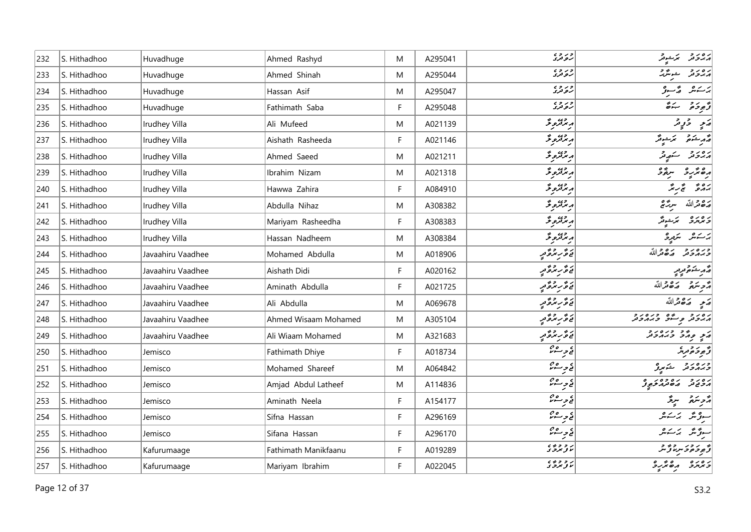| 232 | S. Hithadhoo | Huvadhuge | Ahmed Rashyd | M | A295041 | ژوترى | أرەرو ترشوتر |
|---|---|---|---|---|---|---|---|
| 233 | S. Hithadhoo | Huvadhuge | Ahmed Shinah | M | A295044 | ژوترى | أرەرو شوسر |
| 234 | S. Hithadhoo | Huvadhuge | Hassan Asif | M | A295047 | ژوترى | برسەش ەسوژ |
| 235 | S. Hithadhoo | Huvadhuge | Fathimath Saba | F | A295048 | ژوترى | ژوجەم سەھ |
| 236 | S. Hithadhoo | Irudhey Villa | Ali Mufeed | M | A021139 | مرمزتروگ | ەمچ دوپتر |
| 237 | S. Hithadhoo | Irudhey Villa | Aishath Rasheeda | F | A021146 | مرمزتروگ | ەمرشەم ترشوتر |
| 238 | S. Hithadhoo | Irudhey Villa | Ahmed Saeed | M | A021211 | مرمزتروگ | أرەرو سەمپتر |
| 239 | S. Hithadhoo | Irudhey Villa | Ibrahim Nizam | M | A021318 | مرمزتروگ | مرەتمرو سرگو |
| 240 | S. Hithadhoo | Irudhey Villa | Hawwa Zahira | F | A084910 | مرمزتروگ | برەو تجربتر |
| 241 | S. Hithadhoo | Irudhey Villa | Abdulla Nihaz | M | A308382 | مرمزتروگ | ەھترالله سرگج |
| 242 | S. Hithadhoo | Irudhey Villa | Mariyam Rasheedha | F | A308383 | مرمزتروگ | وبرمرو ترشوتر |
| 243 | S. Hithadhoo | Irudhey Villa | Hassan Nadheem | M | A308384 | مرمزتروگ | برسەش سرمرو |
| 244 | S. Hithadhoo | Javaahiru Vaadhee | Mohamed Abdulla | M | A018906 | قےوگرىتروگىر | وبرەرو ەھترالله |
| 245 | S. Hithadhoo | Javaahiru Vaadhee | Aishath Didi | F | A020162 | قےوگرىتروگىر | ەمرشەھورىر |
| 246 | S. Hithadhoo | Javaahiru Vaadhee | Aminath Abdulla | F | A021725 | قےوگرىتروگىر | ەوسرە ەھترالله |
| 247 | S. Hithadhoo | Javaahiru Vaadhee | Ali Abdulla | M | A069678 | قےوگرىتروگىر | ەمچ ەھترالله |
| 248 | S. Hithadhoo | Javaahiru Vaadhee | Ahmed Wisaam Mohamed | M | A305104 | قےوگرىتروگىر | أرەرو وسگو وبرەرو |
| 249 | S. Hithadhoo | Javaahiru Vaadhee | Ali Wiaam Mohamed | M | A321683 | قےوگرىتروگىر | ەمچ ومرو وبرەرو |
| 250 | S. Hithadhoo | Jemisco | Fathimath Dhiye | F | A018734 | قےوسىرى | ژوجەموترىر |
| 251 | S. Hithadhoo | Jemisco | Mohamed Shareef | M | A064842 | قےوسىرى | وبرەرو شەمرو |
| 252 | S. Hithadhoo | Jemisco | Amjad Abdul Latheef | M | A114836 | قےوسىرى | أروقےتر ەھترمزموو |
| 253 | S. Hithadhoo | Jemisco | Aminath Neela | F | A154177 | قےوسىرى | ەوسرە سرگ |
| 254 | S. Hithadhoo | Jemisco | Sifna Hassan | F | A296169 | قےوسىرى | سوژش برسەش |
| 255 | S. Hithadhoo | Jemisco | Sifana Hassan | F | A296170 | قےوسىرى | سوژش برسەش |
| 256 | S. Hithadhoo | Kafurumaage | Fathimath Manikfaanu | F | A019289 | ىروبروى | ژوجەموسرىدژش |
| 257 | S. Hithadhoo | Kafurumaage | Mariyam Ibrahim | F | A022045 | ىروبروى | وبرمرو مرەتمرو |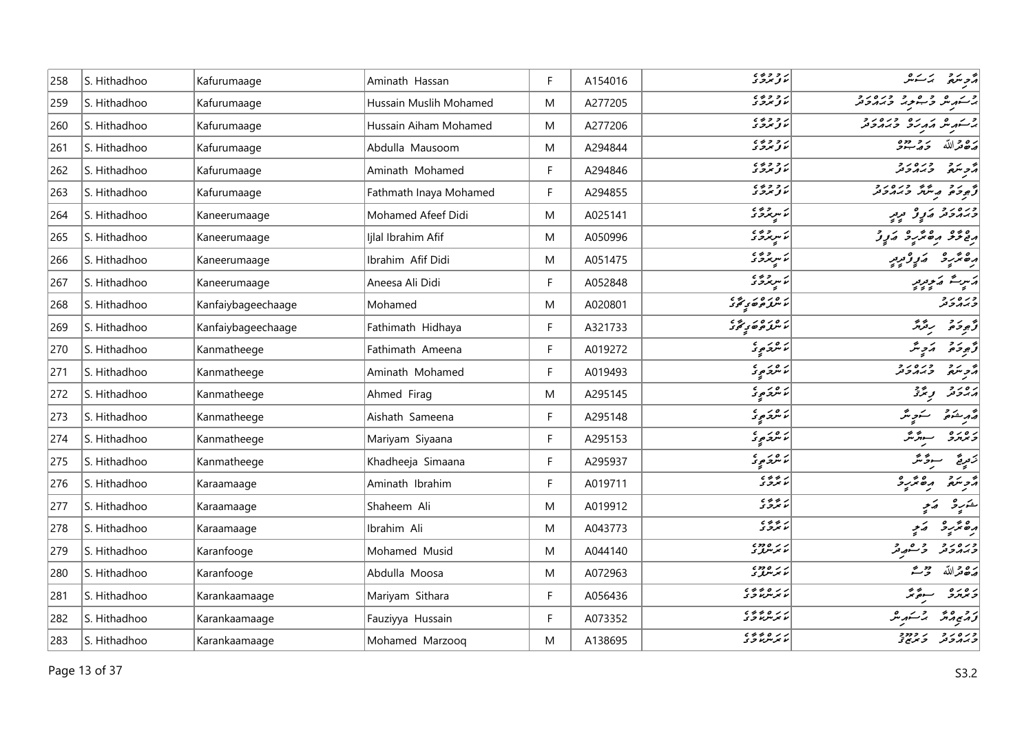| 258 | S. Hithadhoo | Kafurumaage | Aminath Hassan | F | A154016 | ކަފުރުމާގެ | އާމިނަތު ހަސަން |
|---|---|---|---|---|---|---|---|
| 259 | S. Hithadhoo | Kafurumaage | Hussain Muslih Mohamed | M | A277205 | ކަފުރުމާގެ | ހުސައިން މުސްލިހު މުހައްމަދު |
| 260 | S. Hithadhoo | Kafurumaage | Hussain Aiham Mohamed | M | A277206 | ކަފުރުމާގެ | ހުސައިން އައިހަމް މުހައްމަދު |
| 261 | S. Hithadhoo | Kafurumaage | Abdulla Mausoom | M | A294844 | ކަފުރުމާގެ | އަބްދުﷲ މައުސޫމް |
| 262 | S. Hithadhoo | Kafurumaage | Aminath Mohamed | F | A294846 | ކަފުރުމާގެ | އާމިނަތު މުހައްމަދު |
| 263 | S. Hithadhoo | Kafurumaage | Fathmath Inaya Mohamed | F | A294855 | ކަފުރުމާގެ | ފާތިމަތު އިނާޔާ މުހައްމަދު |
| 264 | S. Hithadhoo | Kaneerumaage | Mohamed Afeef Didi | M | A025141 | ކަނީރުމާގެ | މުހައްމަދު އަފީފު ދީދީ |
| 265 | S. Hithadhoo | Kaneerumaage | Ijlal Ibrahim Afif | M | A050996 | ކަނީރުމާގެ | އިޖްލާލް އިބްރާހިމް އަފީފް |
| 266 | S. Hithadhoo | Kaneerumaage | Ibrahim Afif Didi | M | A051475 | ކަނީރުމާގެ | އިބްރާހިމް އަފީފްދީދީ |
| 267 | S. Hithadhoo | Kaneerumaage | Aneesa Ali Didi | F | A052848 | ކަނީރުމާގެ | އަނީސާ އަލިދީދީ |
| 268 | S. Hithadhoo | Kanfaiybageechaage | Mohamed | M | A020801 | ކަންފައިބަގީޗާގެ | މުހައްމަދު |
| 269 | S. Hithadhoo | Kanfaiybageechaage | Fathimath Hidhaya | F | A321733 | ކަންފައިބަގީޗާގެ | ފާތިމަތު ހިދާޔާ |
| 270 | S. Hithadhoo | Kanmatheege | Fathimath Ameena | F | A019272 | ކަންމަތީގެ | ފާތިމަތު އަމީނާ |
| 271 | S. Hithadhoo | Kanmatheege | Aminath Mohamed | F | A019493 | ކަންމަތީގެ | އާމިނަތު މުހައްމަދު |
| 272 | S. Hithadhoo | Kanmatheege | Ahmed Firag | M | A295145 | ކަންމަތީގެ | އަހުމަދު ފިރާޤް |
| 273 | S. Hithadhoo | Kanmatheege | Aishath Sameena | F | A295148 | ކަންމަތީގެ | އާއިޝަތު ސަމީނާ |
| 274 | S. Hithadhoo | Kanmatheege | Mariyam Siyaana | F | A295153 | ކަންމަތީގެ | މަރިޔަމް ސިޔާނާ |
| 275 | S. Hithadhoo | Kanmatheege | Khadheeja Simaana | F | A295937 | ކަންމަތީގެ | ޚަދީޖާ ސިމާނާ |
| 276 | S. Hithadhoo | Karaamaage | Aminath Ibrahim | F | A019711 | ކަރާމާގެ | އާމިނަތު އިބްރާހިމް |
| 277 | S. Hithadhoo | Karaamaage | Shaheem Ali | M | A019912 | ކަރާމާގެ | ޝަހީމް އަލި |
| 278 | S. Hithadhoo | Karaamaage | Ibrahim Ali | M | A043773 | ކަރާމާގެ | އިބްރާހިމް އަލި |
| 279 | S. Hithadhoo | Karanfooge | Mohamed Musid | M | A044140 | ކަރަންފޫގެ | މުހައްމަދު މުސާއިދު |
| 280 | S. Hithadhoo | Karanfooge | Abdulla Moosa | M | A072963 | ކަރަންފޫގެ | އަބްދުﷲ މޫސާ |
| 281 | S. Hithadhoo | Karankaamaage | Mariyam Sithara | F | A056436 | ކަރަންކާމާގެ | މަރިޔަމް ސިތާރާ |
| 282 | S. Hithadhoo | Karankaamaage | Fauziyya Hussain | F | A073352 | ކަރަންކާމާގެ | ފައުޒިއްޔާ ހުސައިން |
| 283 | S. Hithadhoo | Karankaamaage | Mohamed Marzooq | M | A138695 | ކަރަންކާމާގެ | މުހައްމަދު މަރުޒޫޤު |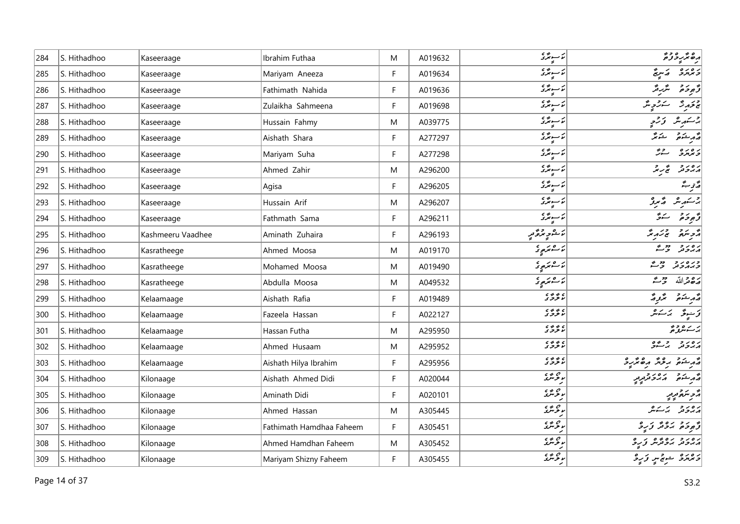| 284 | S. Hithadhoo | Kaseeraage | Ibrahim Futhaa | M | A019632 | ކަސީރާގެ | އިބްރާހީމް ފުތާ |
|---|---|---|---|---|---|---|---|
| 285 | S. Hithadhoo | Kaseeraage | Mariyam Aneeza | F | A019634 | ކަސީރާގެ | މަރިޔަމް އަނީޒާ |
| 286 | S. Hithadhoo | Kaseeraage | Fathimath Nahida | F | A019636 | ކަސީރާގެ | ފާތިމަތު ނާހިދާ |
| 287 | S. Hithadhoo | Kaseeraage | Zulaikha Sahmeena | F | A019698 | ކަސީރާގެ | ޒުލައިހާ ސަހުމީނާ |
| 288 | S. Hithadhoo | Kaseeraage | Hussain Fahmy | M | A039775 | ކަސީރާގެ | ޙުސައިން ފަހުމީ |
| 289 | S. Hithadhoo | Kaseeraage | Aishath Shara | F | A277297 | ކަސީރާގެ | އާއިشަތު ޝަރާ |
| 290 | S. Hithadhoo | Kaseeraage | Mariyam Suha | F | A277298 | ކަސީރާގެ | މަރިޔަމް ސުހާ |
| 291 | S. Hithadhoo | Kaseeraage | Ahmed Zahir | M | A296200 | ކަސީރާގެ | އަޙްމަދު ޒާހިރު |
| 292 | S. Hithadhoo | Kaseeraage | Agisa | F | A296205 | ކަސީރާގެ | އާޖިސާ |
| 293 | S. Hithadhoo | Kaseeraage | Hussain Arif | M | A296207 | ކަސީރާގެ | ޙުސައިން އާރިފު |
| 294 | S. Hithadhoo | Kaseeraage | Fathmath Sama | F | A296211 | ކަސީރާގެ | ފާތިމަތު ސަމާ |
| 295 | S. Hithadhoo | Kashmeeru Vaadhee | Aminath Zuhaira | F | A296193 | ކަޝްމީރުވާދީ | އާމިނަތު ޒުހައިރާ |
| 296 | S. Hithadhoo | Kasratheege | Ahmed Moosa | M | A019170 | ކަސްރަތީގެ | އަޙްމަދު މޫސާ |
| 297 | S. Hithadhoo | Kasratheege | Mohamed Moosa | M | A019490 | ކަސްރަތީގެ | މުޙައްމަދު މޫސާ |
| 298 | S. Hithadhoo | Kasratheege | Abdulla Moosa | M | A049532 | ކަސްރަތީގެ | އަބްދުﷲ މޫސާ |
| 299 | S. Hithadhoo | Kelaamaage | Aishath Rafia | F | A019489 | ކެލާމާގެ | އާއިشަތު ރާފިއާ |
| 300 | S. Hithadhoo | Kelaamaage | Fazeela Hassan | F | A022127 | ކެލާމާގެ | ފަޒީލާ ޙަސަން |
| 301 | S. Hithadhoo | Kelaamaage | Hassan Futha | M | A295950 | ކެލާމާގެ | ޙަސަން ފުތާ |
| 302 | S. Hithadhoo | Kelaamaage | Ahmed Husaam | M | A295952 | ކެލާމާގެ | އަޙްމަދު ޙުސާމް |
| 303 | S. Hithadhoo | Kelaamaage | Aishath Hilya Ibrahim | F | A295956 | ކެލާމާގެ | އާއިشަތު ހިލްޔާ އިބްރާހީމް |
| 304 | S. Hithadhoo | Kilonaage | Aishath Ahmed Didi | F | A020044 | ކިލޮނާގެ | އާއިشަތު އަޙްމަދުދީދީ |
| 305 | S. Hithadhoo | Kilonaage | Aminath Didi | F | A020101 | ކިލޮނާގެ | އާމިނަތުދީދީ |
| 306 | S. Hithadhoo | Kilonaage | Ahmed Hassan | M | A305445 | ކިލޮނާގެ | އަޙްމަދު ޙަސަން |
| 307 | S. Hithadhoo | Kilonaage | Fathimath Hamdhaa Faheem | F | A305451 | ކިލޮނާގެ | ފާތިމަތު ހަމްދާ ފަހީމް |
| 308 | S. Hithadhoo | Kilonaage | Ahmed Hamdhan Faheem | M | A305452 | ކިލޮނާގެ | އަޙްމަދު ހަމްދާން ފަހީމް |
| 309 | S. Hithadhoo | Kilonaage | Mariyam Shizny Faheem | F | A305455 | ކިލޮނާގެ | މަރިޔަމް ޝިޒްނީ ފަހީމް |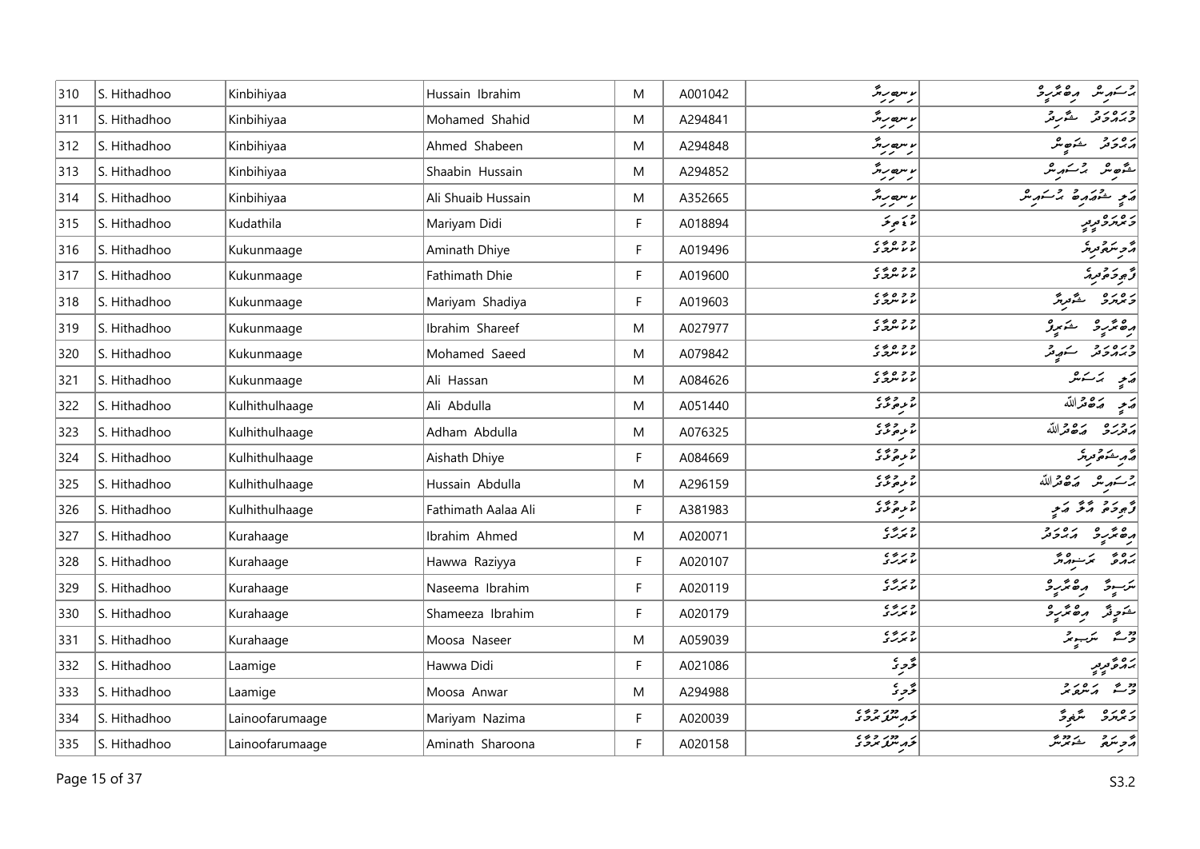| 310 | S. Hithadhoo | Kinbihiyaa | Hussain Ibrahim | M | A001042 | ބިންބިހިޔާ | ޙުސައިން އިބްރާހީމް |
|---|---|---|---|---|---|---|---|
| 311 | S. Hithadhoo | Kinbihiyaa | Mohamed Shahid | M | A294841 | ބިންބިހިޔާ | މުހައްމަދު ޝާހިދު |
| 312 | S. Hithadhoo | Kinbihiyaa | Ahmed Shabeen | M | A294848 | ބިންބިހިޔާ | އަޙްމަދު ޝަބީން |
| 313 | S. Hithadhoo | Kinbihiyaa | Shaabin Hussain | M | A294852 | ބިންބިހިޔާ | ޝާބިން ޙުސައިން |
| 314 | S. Hithadhoo | Kinbihiyaa | Ali Shuaib Hussain | M | A352665 | ބިންބިހިޔާ | އަލި ޝުޢައިބު ޙުސައިން |
| 315 | S. Hithadhoo | Kudathila | Mariyam Didi | F | A018894 | ކުޑަތިލަ | މަރިޔަމްދީދީ |
| 316 | S. Hithadhoo | Kukunmaage | Aminath Dhiye | F | A019496 | ކުކުންމާގެ | އާމިނަތުދިޔެ |
| 317 | S. Hithadhoo | Kukunmaage | Fathimath Dhie | F | A019600 | ކުކުންމާގެ | ފާތިމަތުދިއެ |
| 318 | S. Hithadhoo | Kukunmaage | Mariyam Shadiya | F | A019603 | ކުކުންމާގެ | މަރިޔަމް ޝާދިޔާ |
| 319 | S. Hithadhoo | Kukunmaage | Ibrahim Shareef | M | A027977 | ކުކުންމާގެ | އިބްރާހީމް ޝަރީފު |
| 320 | S. Hithadhoo | Kukunmaage | Mohamed Saeed | M | A079842 | ކުކުންމާގެ | މުހައްމަދު ސައީދު |
| 321 | S. Hithadhoo | Kukunmaage | Ali Hassan | M | A084626 | ކުކުންމާގެ | އަލި ހަސަން |
| 322 | S. Hithadhoo | Kulhithulhaage | Ali Abdulla | M | A051440 | ކުޅިތުޅާގެ | އަލި އަބްދުﷲ |
| 323 | S. Hithadhoo | Kulhithulhaage | Adham Abdulla | M | A076325 | ކުޅިތުޅާގެ | އަދުހަމް އަބްދުﷲ |
| 324 | S. Hithadhoo | Kulhithulhaage | Aishath Dhiye | F | A084669 | ކުޅިތުޅާގެ | އާއިޝަތުދިޔެ |
| 325 | S. Hithadhoo | Kulhithulhaage | Hussain Abdulla | M | A296159 | ކުޅިތުޅާގެ | ޙުސައިން އަބްދުﷲ |
| 326 | S. Hithadhoo | Kulhithulhaage | Fathimath Aalaa Ali | F | A381983 | ކުޅިތުޅާގެ | ފާތިމަތު އާލާ އަލި |
| 327 | S. Hithadhoo | Kurahaage | Ibrahim Ahmed | M | A020071 | ކުރަހާގެ | އިބްރާހީމް އަޙްމަދު |
| 328 | S. Hithadhoo | Kurahaage | Hawwa Raziyya | F | A020107 | ކުރަހާގެ | ހައްވާ ރަޟިއްޔާ |
| 329 | S. Hithadhoo | Kurahaage | Naseema Ibrahim | F | A020119 | ކުރަހާގެ | ނަސީމާ އިބްރާހީމް |
| 330 | S. Hithadhoo | Kurahaage | Shameeza Ibrahim | F | A020179 | ކުރަހާގެ | ޝަމީޒާ އިބްރާހީމް |
| 331 | S. Hithadhoo | Kurahaage | Moosa Naseer | M | A059039 | ކުރަހާގެ | މޫސާ ނަޞީރު |
| 332 | S. Hithadhoo | Laamige | Hawwa Didi | F | A021086 | ލާމިގެ | ހައްވާދީދީ |
| 333 | S. Hithadhoo | Laamige | Moosa Anwar | M | A294988 | ލާމިގެ | މޫސާ އަންވަރު |
| 334 | S. Hithadhoo | Lainoofarumaage | Mariyam Nazima | F | A020039 | ލައިނޫފަރުމާގެ | މަރިޔަމް ނާޒިމާ |
| 335 | S. Hithadhoo | Lainoofarumaage | Aminath Sharoona | F | A020158 | ލައިނޫފަރުމާގެ | އާމިނަތު ޝަރޫނާ |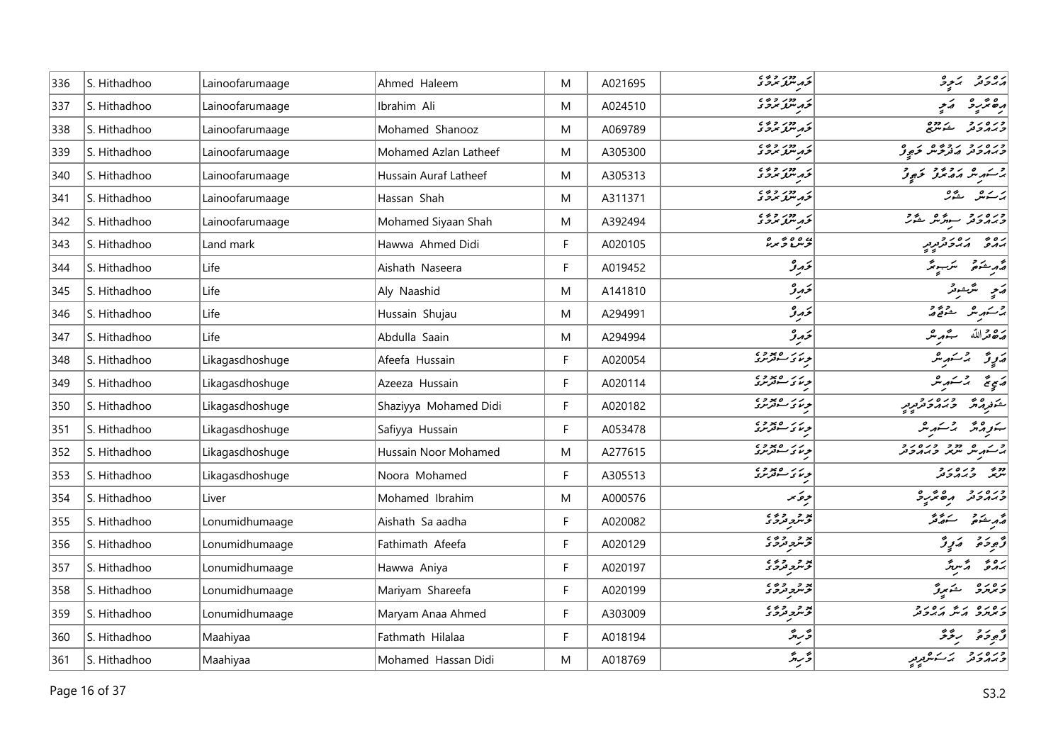| 336 | S. Hithadhoo | Lainoofarumaage | Ahmed Haleem | M | A021695 | ލައިނޫފަރުމާގެ | އަހުމަދު ހަލީމް |
|---|---|---|---|---|---|---|---|
| 337 | S. Hithadhoo | Lainoofarumaage | Ibrahim Ali | M | A024510 | ލައިނޫފަރުމާގެ | އިބްރާހީމް ޢަލީ |
| 338 | S. Hithadhoo | Lainoofarumaage | Mohamed Shanooz | M | A069789 | ލައިނޫފަރުމާގެ | މުޙައްމަދު ޝަނޫޒް |
| 339 | S. Hithadhoo | Lainoofarumaage | Mohamed Azlan Latheef | M | A305300 | ލައިނޫފަރުމާގެ | މުޙައްމަދު އަޒްލާން ލަޠީފް |
| 340 | S. Hithadhoo | Lainoofarumaage | Hussain Auraf Latheef | M | A305313 | ލައިނޫފަރުމާގެ | ޙުސައިން އައުރަފް ލަޠީފް |
| 341 | S. Hithadhoo | Lainoofarumaage | Hassan Shah | M | A311371 | ލައިނޫފަރުމާގެ | ހަސަން ޝާހް |
| 342 | S. Hithadhoo | Lainoofarumaage | Mohamed Siyaan Shah | M | A392494 | ލައިނޫފަރުމާގެ | މުޙައްމަދު ސިޔާން ޝާހް |
| 343 | S. Hithadhoo | Land mark | Hawwa Ahmed Didi | F | A020105 | ލޭންޑްމާކް | ހައްވާ އަޙްމަދުދީދީ |
| 344 | S. Hithadhoo | Life | Aishath Naseera | F | A019452 | ލައިފް | އާއިޝަތު ނަސީރާ |
| 345 | S. Hithadhoo | Life | Aly Naashid | M | A141810 | ލައިފް | ޢަލީ ނާޝިދު |
| 346 | S. Hithadhoo | Life | Hussain Shujau | M | A294991 | ލައިފް | ޙުސައިން ޝުޖާޢު |
| 347 | S. Hithadhoo | Life | Abdulla Saain | M | A294994 | ލައިފް | ޢަބްދުﷲ ސާއިން |
| 348 | S. Hithadhoo | Likagasdhoshuge | Afeefa Hussain | F | A020054 | ލިކަގަސްދޮށުގެ | ޢަފީފާ ޙުސައިން |
| 349 | S. Hithadhoo | Likagasdhoshuge | Azeeza Hussain | F | A020114 | ލިކަގަސްދޮށުގެ | ޢަޒީޒާ ޙުސައިން |
| 350 | S. Hithadhoo | Likagasdhoshuge | Shaziyya Mohamed Didi | F | A020182 | ލިކަގަސްދޮށުގެ | ޝާޒިޔާ މުޙައްމަދުދީދީ |
| 351 | S. Hithadhoo | Likagasdhoshuge | Safiyya Hussain | F | A053478 | ލިކަގަސްދޮށުގެ | ޞަފިއްޔާ ޙުސައިން |
| 352 | S. Hithadhoo | Likagasdhoshuge | Hussain Noor Mohamed | M | A277615 | ލިކަގަސްދޮށުގެ | ޙުސައިން ނޫރު މުޙައްމަދު |
| 353 | S. Hithadhoo | Likagasdhoshuge | Noora Mohamed | F | A305513 | ލިކަގަސްދޮށުގެ | ނޫރާ މުޙައްމަދު |
| 354 | S. Hithadhoo | Liver | Mohamed Ibrahim | M | A000576 | ލިވަރ | މުޙައްމަދު އިބްރާހީމް |
| 355 | S. Hithadhoo | Lonumidhumaage | Aishath Sa aadha | F | A020082 | ލޮނުމިދުމާގެ | އާއިޝަތު ސައާދާ |
| 356 | S. Hithadhoo | Lonumidhumaage | Fathimath Afeefa | F | A020129 | ލޮނުމިދުމާގެ | ފާތިމަތު ޢަފީފާ |
| 357 | S. Hithadhoo | Lonumidhumaage | Hawwa Aniya | F | A020197 | ލޮނުމިދުމާގެ | ހައްވާ އާނިޔާ |
| 358 | S. Hithadhoo | Lonumidhumaage | Mariyam Shareefa | F | A020199 | ލޮނުމިދުމާގެ | މަރިޔަމް ޝަރީފާ |
| 359 | S. Hithadhoo | Lonumidhumaage | Maryam Anaa Ahmed | F | A303009 | ލޮނުމިދުމާގެ | މަރްޔަމް އަނާ އަޙްމަދު |
| 360 | S. Hithadhoo | Maahiyaa | Fathmath Hilalaa | F | A018194 | މާހިޔާ | ފާތިމަތު ހިލާލާ |
| 361 | S. Hithadhoo | Maahiyaa | Mohamed Hassan Didi | M | A018769 | މާހިޔާ | މުޙައްމަދު ހަސަންދީދީ |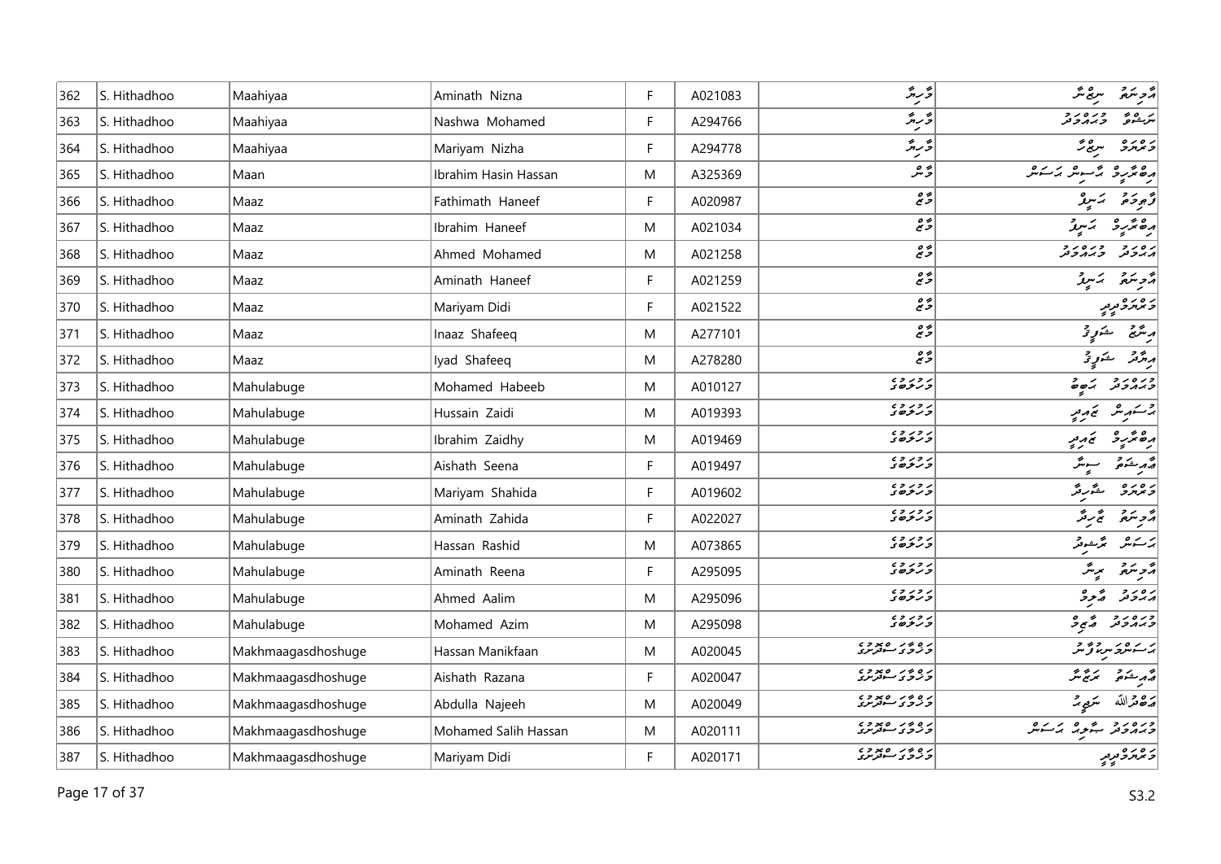| 362 | S. Hithadhoo | Maahiyaa | Aminath Nizna | F | A021083 | މާހިޔާ | އާމިނަތު ނިޒްނާ |
|---|---|---|---|---|---|---|---|
| 363 | S. Hithadhoo | Maahiyaa | Nashwa Mohamed | F | A294766 | މާހިޔާ | ނަޝްވާ މުހައްމަދު |
| 364 | S. Hithadhoo | Maahiyaa | Mariyam Nizha | F | A294778 | މާހިޔާ | މަރިޔަމް ނިޒްހާ |
| 365 | S. Hithadhoo | Maan | Ibrahim Hasin Hassan | M | A325369 | މާން | އިބްރާހީމް ހާސިން ހަސަން |
| 366 | S. Hithadhoo | Maaz | Fathimath Haneef | F | A020987 | މާޒް | ފާތިމަތު ހަނީފް |
| 367 | S. Hithadhoo | Maaz | Ibrahim Haneef | M | A021034 | މާޒް | އިބްރާހީމް ހަނީފް |
| 368 | S. Hithadhoo | Maaz | Ahmed Mohamed | M | A021258 | މާޒް | އަހްމަދު މުހައްމަދު |
| 369 | S. Hithadhoo | Maaz | Aminath Haneef | F | A021259 | މާޒް | އާމިނަތު ހަނީފް |
| 370 | S. Hithadhoo | Maaz | Mariyam Didi | F | A021522 | މާޒް | މަރިޔަމްދީދީ |
| 371 | S. Hithadhoo | Maaz | Inaaz Shafeeq | M | A277101 | މާޒް | އިނާޒް ޝަފީޤު |
| 372 | S. Hithadhoo | Maaz | Iyad Shafeeq | M | A278280 | މާޒް | އިޔާދު ޝަފީޤު |
| 373 | S. Hithadhoo | Mahulabuge | Mohamed Habeeb | M | A010127 | މަހުލަބުގެ | މުހައްމަދު ހަބީބް |
| 374 | S. Hithadhoo | Mahulabuge | Hussain Zaidi | M | A019393 | މަހުލަބުގެ | ހުސައިން ޒައިދީ |
| 375 | S. Hithadhoo | Mahulabuge | Ibrahim Zaidhy | M | A019469 | މަހުލަބުގެ | އިބްރާހީމް ޒައިދީ |
| 376 | S. Hithadhoo | Mahulabuge | Aishath Seena | F | A019497 | މަހުލަބުގެ | އާއިޝަތު ސީނާ |
| 377 | S. Hithadhoo | Mahulabuge | Mariyam Shahida | F | A019602 | މަހުލަބުގެ | މަރިޔަމް ޝާހިދާ |
| 378 | S. Hithadhoo | Mahulabuge | Aminath Zahida | F | A022027 | މަހުލަބުގެ | އާމިނަތު ޒާހިދާ |
| 379 | S. Hithadhoo | Mahulabuge | Hassan Rashid | M | A073865 | މަހުލަބުގެ | ހަސަން ރާޝިދު |
| 380 | S. Hithadhoo | Mahulabuge | Aminath Reena | F | A295095 | މަހުލަބުގެ | އާމިނަތު ރީނާ |
| 381 | S. Hithadhoo | Mahulabuge | Ahmed Aalim | M | A295096 | މަހުލަބުގެ | އަހްމަދު އާލިމް |
| 382 | S. Hithadhoo | Mahulabuge | Mohamed Azim | M | A295098 | މަހުލަބުގެ | މުހައްމަދު އާޒިމް |
| 383 | S. Hithadhoo | Makhmaagasdhoshuge | Hassan Manikfaan | M | A020045 | މަޚްމާގަސްދޮށުގެ | ހަސަންމަނިކުފާނު |
| 384 | S. Hithadhoo | Makhmaagasdhoshuge | Aishath Razana | F | A020047 | މަޚްމާގަސްދޮށުގެ | އާއިޝަތު ރަޒާނާ |
| 385 | S. Hithadhoo | Makhmaagasdhoshuge | Abdulla Najeeh | M | A020049 | މަޚްމާގަސްދޮށުގެ | އަބްދުﷲ ނަޖީހު |
| 386 | S. Hithadhoo | Makhmaagasdhoshuge | Mohamed Salih Hassan | M | A020111 | މަޚްމާގަސްދޮށުގެ | މުހައްމަދު ސާލިހް ހަސަން |
| 387 | S. Hithadhoo | Makhmaagasdhoshuge | Mariyam Didi | F | A020171 | މަޚްމާގަސްދޮށުގެ | މަރިޔަމްދީދީ |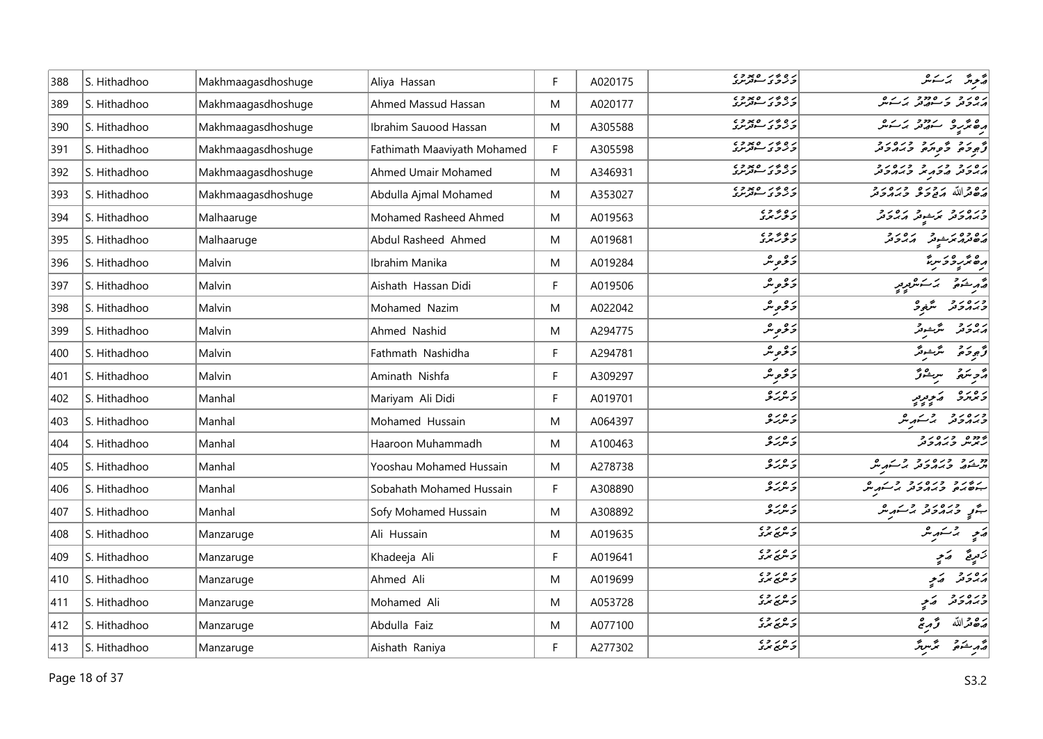| 388 | S. Hithadhoo | Makhmaagasdhoshuge | Aliya Hassan | F | A020175 | ހިތަދޫ، މަޚްމާގަސްދޮށުގެ | އާލިޔާ ހަސަން |
|---|---|---|---|---|---|---|---|
| 389 | S. Hithadhoo | Makhmaagasdhoshuge | Ahmed Massud Hassan | M | A020177 | ހިތަދޫ، މަޚްމާގަސްދޮށުގެ | އަޙްމަދު މަސްޢޫދު ހަސަން |
| 390 | S. Hithadhoo | Makhmaagasdhoshuge | Ibrahim Sauood Hassan | M | A305588 | ހިތަދޫ، މަޚްމާގަސްދޮށުގެ | އިބްރާހީމް ސަޢޫދު ހަސަން |
| 391 | S. Hithadhoo | Makhmaagasdhoshuge | Fathimath Maaviyath Mohamed | F | A305598 | ހިތަދޫ، މަޚްމާގަސްދޮށުގެ | ފާޠިމަތު މާވިޔަތު މުޙައްމަދު |
| 392 | S. Hithadhoo | Makhmaagasdhoshuge | Ahmed Umair Mohamed | M | A346931 | ހިތަދޫ، މަޚްމާގަސްދޮށުގެ | އަޙްމަދު އުމައިރު މުޙައްމަދު |
| 393 | S. Hithadhoo | Makhmaagasdhoshuge | Abdulla Ajmal Mohamed | M | A353027 | ހިތަދޫ، މަޚްމާގަސްދޮށުގެ | އަބްދުﷲ އަޖްމަލް މުޙައްމަދު |
| 394 | S. Hithadhoo | Malhaaruge | Mohamed Rasheed Ahmed | M | A019563 | ހިތަދޫ، މަލްހާރުގެ | މުޙައްމަދު ރަޝީދު އަޙްމަދު |
| 395 | S. Hithadhoo | Malhaaruge | Abdul Rasheed Ahmed | M | A019681 | ހިތަދޫ، މަލްހާރުގެ | އަބްދުއްރަޝީދު އަޙްމަދު |
| 396 | S. Hithadhoo | Malvin | Ibrahim Manika | M | A019284 | ހިތަދޫ، މަލްވިން | އިބްރާހީމްމަނިކާ |
| 397 | S. Hithadhoo | Malvin | Aishath Hassan Didi | F | A019506 | ހިތަދޫ، މަލްވިން | އާއިޝަތު ހަސަންދީދީ |
| 398 | S. Hithadhoo | Malvin | Mohamed Nazim | M | A022042 | ހިތަދޫ، މަލްވިން | މުޙައްމަދު ނާޒިމް |
| 399 | S. Hithadhoo | Malvin | Ahmed Nashid | M | A294775 | ހިތަދޫ، މަލްވިން | އަޙްމަދު ނާޝިދު |
| 400 | S. Hithadhoo | Malvin | Fathmath Nashidha | F | A294781 | ހިތަދޫ، މަލްވިން | ފާތިމަތު ނާޝިދާ |
| 401 | S. Hithadhoo | Malvin | Aminath Nishfa | F | A309297 | ހިތަދޫ، މަލްވިން | އާމިނަތު ނިޝްފާ |
| 402 | S. Hithadhoo | Manhal | Mariyam Ali Didi | F | A019701 | ހިތަދޫ، މަންހަލް | މަރިޔަމް އަލިދީދީ |
| 403 | S. Hithadhoo | Manhal | Mohamed Hussain | M | A064397 | ހިތަދޫ، މަންހަލް | މުޙައްމަދު ހުސައިން |
| 404 | S. Hithadhoo | Manhal | Haaroon Muhammadh | M | A100463 | ހިތަދޫ، މަންހަލް | ހާރޫން މުޙައްމަދު |
| 405 | S. Hithadhoo | Manhal | Yooshau Mohamed Hussain | M | A278738 | ހިތަދޫ، މަންހަލް | ޔޫޝައު މުޙައްމަދު ހުސައިން |
| 406 | S. Hithadhoo | Manhal | Sobahath Mohamed Hussain | F | A308890 | ހިތަދޫ، މަންހަލް | ސަބާހަތު މުޙައްމަދު ހުސައިން |
| 407 | S. Hithadhoo | Manhal | Sofy Mohamed Hussain | M | A308892 | ހިތަދޫ، މަންހަލް | ސޫފީ މުޙައްމަދު ހުސައިން |
| 408 | S. Hithadhoo | Manzaruge | Ali Hussain | M | A019635 | ހިތަދޫ، މަންޒަރުގެ | އަލި ހުސައިން |
| 409 | S. Hithadhoo | Manzaruge | Khadeeja Ali | F | A019641 | ހިތަދޫ، މަންޒަރުގެ | ޚަދީޖާ އަލި |
| 410 | S. Hithadhoo | Manzaruge | Ahmed Ali | M | A019699 | ހިތަދޫ، މަންޒަރުގެ | އަޙްމަދު އަލި |
| 411 | S. Hithadhoo | Manzaruge | Mohamed Ali | M | A053728 | ހިތަދޫ، މަންޒަރުގެ | މުޙައްމަދު އަލި |
| 412 | S. Hithadhoo | Manzaruge | Abdulla Faiz | M | A077100 | ހިތަދޫ، މަންޒަރުގެ | އަބްދުﷲ ފާއިޒް |
| 413 | S. Hithadhoo | Manzaruge | Aishath Raniya | F | A277302 | ހިތަދޫ، މަންޒަރުގެ | އާއިޝަތު ރާނިޔާ |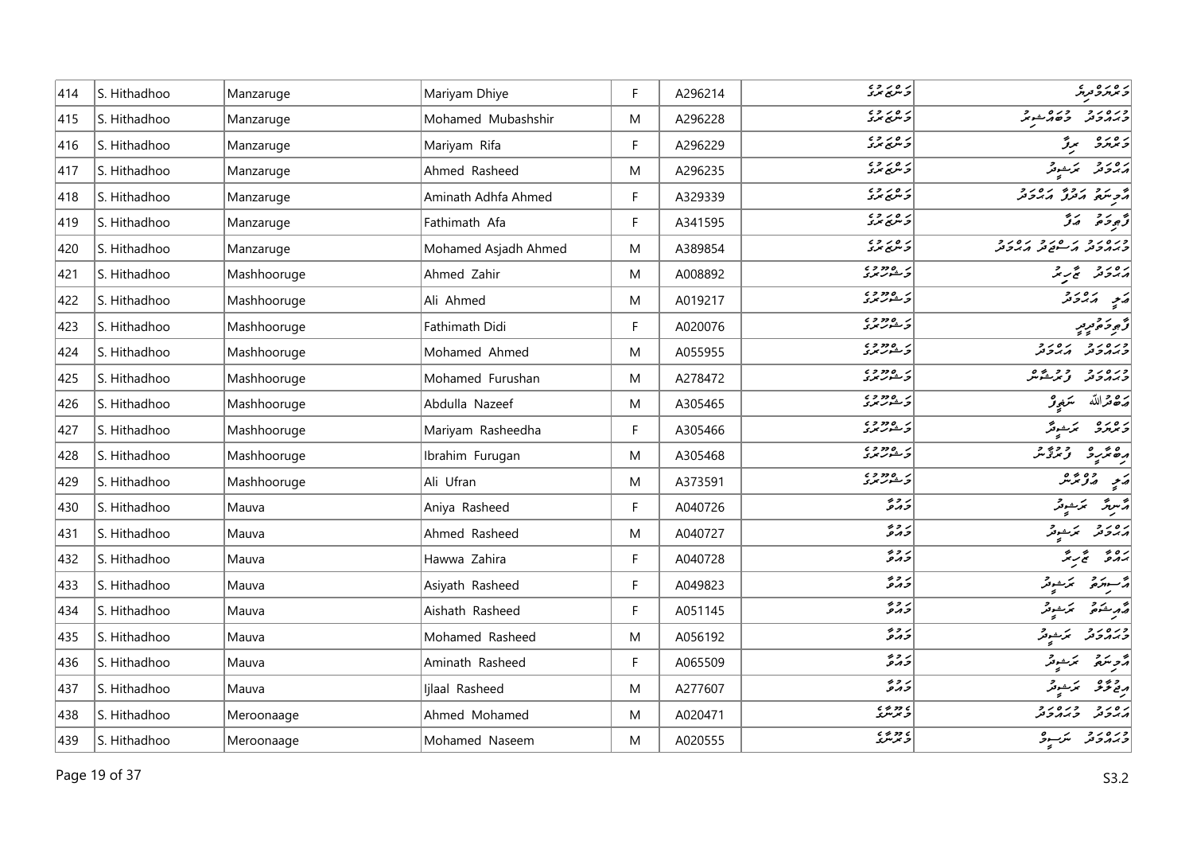| 414 | S. Hithadhoo | Manzaruge | Mariyam Dhiye | F | A296214 | ގެމްޒަރުގ | މަރްޔަމް ދިޔެ |
|---|---|---|---|---|---|---|---|
| 415 | S. Hithadhoo | Manzaruge | Mohamed Mubashshir | M | A296228 | ގެމްޒަރުގ | މުހައްމަދު މުބައްޝިރު |
| 416 | S. Hithadhoo | Manzaruge | Mariyam Rifa | F | A296229 | ގެމްޒަރުގ | މަރްޔަމް ރިފާ |
| 417 | S. Hithadhoo | Manzaruge | Ahmed Rasheed | M | A296235 | ގެމްޒަރުގ | އަހުމަދު ރަޝީދު |
| 418 | S. Hithadhoo | Manzaruge | Aminath Adhfa Ahmed | F | A329339 | ގެމްޒަރުގ | އާމިނަތު އަދުފާ އަހުމަދު |
| 419 | S. Hithadhoo | Manzaruge | Fathimath Afa | F | A341595 | ގެމްޒަރުގ | ފާތިމަތު އަފާ |
| 420 | S. Hithadhoo | Manzaruge | Mohamed Asjadh Ahmed | M | A389854 | ގެމްޒަރުގ | މުހައްމަދު އަސްޖަދު އަހުމަދު |
| 421 | S. Hithadhoo | Mashhooruge | Ahmed Zahir | M | A008892 | މަޝްހޫރުގެ | އަހުމަދު ޒާހިރު |
| 422 | S. Hithadhoo | Mashhooruge | Ali Ahmed | M | A019217 | މަޝްހޫރުގެ | އަލި އަހުމަދު |
| 423 | S. Hithadhoo | Mashhooruge | Fathimath Didi | F | A020076 | މަޝްހޫރުގެ | ފާތިމަތުދީދީ |
| 424 | S. Hithadhoo | Mashhooruge | Mohamed Ahmed | M | A055955 | މަޝްހޫރުގެ | މުހައްމަދު އަހުމަދު |
| 425 | S. Hithadhoo | Mashhooruge | Mohamed Furushan | M | A278472 | މަޝްހޫރުގެ | މުހައްމަދު ފުރުޝާން |
| 426 | S. Hithadhoo | Mashhooruge | Abdulla Nazeef | M | A305465 | މަޝްހޫރުގެ | އަބްދުﷲ ނަޒީފު |
| 427 | S. Hithadhoo | Mashhooruge | Mariyam Rasheedha | F | A305466 | މަޝްހޫރުގެ | މަރްޔަމް ރަޝީދާ |
| 428 | S. Hithadhoo | Mashhooruge | Ibrahim Furugan | M | A305468 | މަޝްހޫރުގެ | އިބްރާހިމް ފުރުޤާން |
| 429 | S. Hithadhoo | Mashhooruge | Ali Ufran | M | A373591 | މަޝްހޫރުގެ | އަލި އުފްރާން |
| 430 | S. Hithadhoo | Mauva | Aniya Rasheed | F | A040726 | މައުވާ | އާނިޔާ ރަޝީދު |
| 431 | S. Hithadhoo | Mauva | Ahmed Rasheed | M | A040727 | މައުވާ | އަހުމަދު ރަޝީދު |
| 432 | S. Hithadhoo | Mauva | Hawwa Zahira | F | A040728 | މައުވާ | ހައްވާ ޒާހިރާ |
| 433 | S. Hithadhoo | Mauva | Asiyath Rasheed | F | A049823 | މައުވާ | އާސިޔަތު ރަޝީދު |
| 434 | S. Hithadhoo | Mauva | Aishath Rasheed | F | A051145 | މައުވާ | އާއިޝަތު ރަޝީދު |
| 435 | S. Hithadhoo | Mauva | Mohamed Rasheed | M | A056192 | މައުވާ | މުހައްމަދު ރަޝީދު |
| 436 | S. Hithadhoo | Mauva | Aminath Rasheed | F | A065509 | މައުވާ | އާމިނަތު ރަޝީދު |
| 437 | S. Hithadhoo | Mauva | Ijlaal Rasheed | M | A277607 | މައުވާ | އިޖުލާލް ރަޝީދު |
| 438 | S. Hithadhoo | Meroonaage | Ahmed Mohamed | M | A020471 | މެރޫނާގެ | އަހުމަދު މުހައްމަދު |
| 439 | S. Hithadhoo | Meroonaage | Mohamed Naseem | M | A020555 | މެރޫނާގެ | މުހައްމަދު ނަސީމް |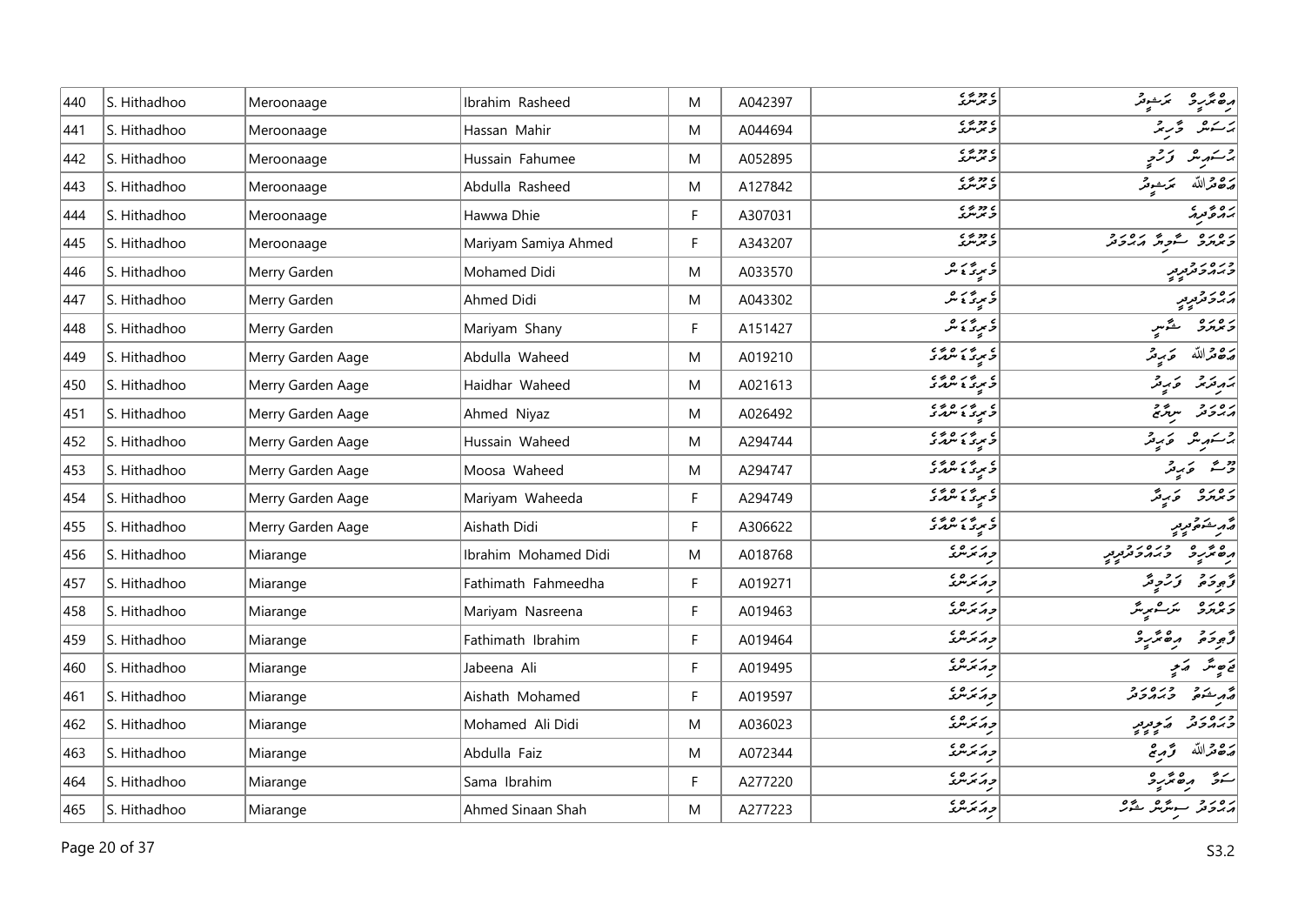| 440 | S. Hithadhoo | Meroonaage | Ibrahim Rasheed | M | A042397 | މެރޫނާގެ | އިބްރާހީމް ރަޝީދު |
|---|---|---|---|---|---|---|---|
| 441 | S. Hithadhoo | Meroonaage | Hassan Mahir | M | A044694 | މެރޫނާގެ | ހަސަން މާހިރު |
| 442 | S. Hithadhoo | Meroonaage | Hussain Fahumee | M | A052895 | މެރޫނާގެ | ހުސައިން ފަހުމީ |
| 443 | S. Hithadhoo | Meroonaage | Abdulla Rasheed | M | A127842 | މެރޫނާގެ | އަބްދުﷲ ރަޝީދު |
| 444 | S. Hithadhoo | Meroonaage | Hawwa Dhie | F | A307031 | މެރޫނާގެ | ހައްވާދިއެ |
| 445 | S. Hithadhoo | Meroonaage | Mariyam Samiya Ahmed | F | A343207 | މެރޫނާގެ | މަރިޔަމް ސާމިޔާ އަޙްމަދު |
| 446 | S. Hithadhoo | Merry Garden | Mohamed Didi | M | A033570 | މެރީގާޑަން | މުޙައްމަދުދީދީ |
| 447 | S. Hithadhoo | Merry Garden | Ahmed Didi | M | A043302 | މެރީގާޑަން | އަޙްމަދުދީދީ |
| 448 | S. Hithadhoo | Merry Garden | Mariyam Shany | F | A151427 | މެރީގާޑަން | މަރިޔަމް ޝާނީ |
| 449 | S. Hithadhoo | Merry Garden Aage | Abdulla Waheed | M | A019210 | މެރީގާޑަންއާގެ | އަބްދުﷲ ވަހީދު |
| 450 | S. Hithadhoo | Merry Garden Aage | Haidhar Waheed | M | A021613 | މެރީގާޑަންއާގެ | ހައިދަރު ވަހީދު |
| 451 | S. Hithadhoo | Merry Garden Aage | Ahmed Niyaz | M | A026492 | މެރީގާޑަންއާގެ | އަޙްމަދު ނިޔާޒު |
| 452 | S. Hithadhoo | Merry Garden Aage | Hussain Waheed | M | A294744 | މެރީގާޑަންއާގެ | ހުސައިން ވަހީދު |
| 453 | S. Hithadhoo | Merry Garden Aage | Moosa Waheed | M | A294747 | މެރީގާޑަންއާގެ | މޫސާ ވަހީދު |
| 454 | S. Hithadhoo | Merry Garden Aage | Mariyam Waheeda | F | A294749 | މެރީގާޑަންއާގެ | މަރިޔަމް ވަހީދާ |
| 455 | S. Hithadhoo | Merry Garden Aage | Aishath Didi | F | A306622 | މެރީގާޑަންއާގެ | އާއިޝަތުދީދީ |
| 456 | S. Hithadhoo | Miarange | Ibrahim Mohamed Didi | M | A018768 | މިއަރަންގެ | އިބްރާހީމް މުޙައްމަދުދީދީ |
| 457 | S. Hithadhoo | Miarange | Fathimath Fahmeedha | F | A019271 | މިއަރަންގެ | ފާތިމަތު ފަހުމީދާ |
| 458 | S. Hithadhoo | Miarange | Mariyam Nasreena | F | A019463 | މިއަރަންގެ | މަރިޔަމް ނަސްރީނާ |
| 459 | S. Hithadhoo | Miarange | Fathimath Ibrahim | F | A019464 | މިއަރަންގެ | ފާތިމަތު އިބްރާހީމް |
| 460 | S. Hithadhoo | Miarange | Jabeena Ali | F | A019495 | މިއަރަންގެ | ޖަބީނާ އަލި |
| 461 | S. Hithadhoo | Miarange | Aishath Mohamed | F | A019597 | މިއަރަންގެ | އާއިޝަތު މުޙައްމަދު |
| 462 | S. Hithadhoo | Miarange | Mohamed Ali Didi | M | A036023 | މިއަރަންގެ | މުޙައްމަދު އަލިދީދީ |
| 463 | S. Hithadhoo | Miarange | Abdulla Faiz | M | A072344 | މިއަރަންގެ | އަބްދުﷲ ފާއިޒު |
| 464 | S. Hithadhoo | Miarange | Sama Ibrahim | F | A277220 | މިއަރަންގެ | ސަމާ އިބްރާހީމް |
| 465 | S. Hithadhoo | Miarange | Ahmed Sinaan Shah | M | A277223 | މިއަރަންގެ | އަޙްމަދު ސިނާން ޝާހް |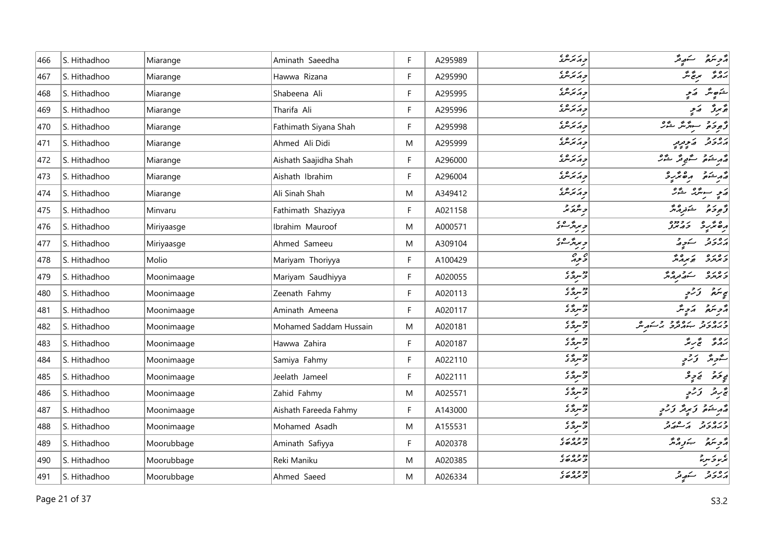| 466 | S. Hithadhoo | Miarange | Aminath Saeedha | F | A295989 | ومەترىندى | مەججىسى سەمپەنگ |
|---|---|---|---|---|---|---|---|
| 467 | S. Hithadhoo | Miarange | Hawwa Rizana | F | A295990 | ومەترىندى | بەرەق بىرىگەنگ |
| 468 | S. Hithadhoo | Miarange | Shabeena Ali | F | A295995 | ومەترىندى | شەھىنگ ەكىچ |
| 469 | S. Hithadhoo | Miarange | Tharifa Ali | F | A295996 | ومەترىندى | ھېبرۇ ەكىچ |
| 470 | S. Hithadhoo | Miarange | Fathimath Siyana Shah | F | A295998 | ومەترىندى | ۋەجەدە سىرمگىر شەر |
| 471 | S. Hithadhoo | Miarange | Ahmed Ali Didi | M | A295999 | ومەترىندى | ەرەر ەكىجەيرىر |
| 472 | S. Hithadhoo | Miarange | Aishath Saajidha Shah | F | A296000 | ومەترىندى | ەكىرىشەدە ستېجوتر شەر |
| 473 | S. Hithadhoo | Miarange | Aishath Ibrahim | F | A296004 | ومەترىندى | ەكىرىشەدە مەھەتگرىرو |
| 474 | S. Hithadhoo | Miarange | Ali Sinah Shah | M | A349412 | ومەترىندى | ەكىچ سىرىتگر شەر |
| 475 | S. Hithadhoo | Minvaru | Fathimath Shaziyya | F | A021158 | وىرىقەتر | ۋەجەدە شەنىرەمگ |
| 476 | S. Hithadhoo | Miriyaasge | Ibrahim Mauroof | M | A000571 | وىرىرگەسىي | مەھەتگرىرو دەرد دەو |
| 477 | S. Hithadhoo | Miriyaasge | Ahmed Sameeu | M | A309104 | وىرىرگەسىي | ەرەرد سەرچە |
| 478 | S. Hithadhoo | Molio | Mariyam Thoriyya | F | A100429 | ودىرە | دەرەرە ھوبىرەمگ |
| 479 | S. Hithadhoo | Moonimaage | Mariyam Saudhiyya | F | A020055 | وسرگەي | دەرەرە سەمىرىرەمگ |
| 480 | S. Hithadhoo | Moonimaage | Zeenath Fahmy | F | A020113 | وسرگەي | يېسەھ ۋەرجو |
| 481 | S. Hithadhoo | Moonimaage | Aminath Ameena | F | A020117 | وسرگەي | مەججىسى ەكىجىگ |
| 482 | S. Hithadhoo | Moonimaage | Mohamed Saddam Hussain | M | A020181 | وسرگەي | دىرەرد سەرەتگو ترسەرىگر |
| 483 | S. Hithadhoo | Moonimaage | Hawwa Zahira | F | A020187 | وسرگەي | بەرەق يجرىگ |
| 484 | S. Hithadhoo | Moonimaage | Samiya Fahmy | F | A022110 | وسرگەي | ستجوبگ ۋەرجو |
| 485 | S. Hithadhoo | Moonimaage | Jeelath Jameel | F | A022111 | وسرگەي | يېچەد ھوچو |
| 486 | S. Hithadhoo | Moonimaage | Zahid Fahmy | M | A025571 | وسرگەي | يجرىتر ۋەرجو |
| 487 | S. Hithadhoo | Moonimaage | Aishath Fareeda Fahmy | F | A143000 | وسرگەي | ەكىرىشەدە ۋىرىتگ ۋەرجو |
| 488 | S. Hithadhoo | Moonimaage | Mohamed Asadh | M | A155531 | وسرگەي | دىرەرد ەكىسەمەتر |
| 489 | S. Hithadhoo | Moorubbage | Aminath Safiyya | F | A020378 | ودىرەھى | مەججىسى سەۋەرەمگ |
| 490 | S. Hithadhoo | Moorubbage | Reki Maniku | M | A020385 | ودىرەھى | ىرىرىكىسرىد |
| 491 | S. Hithadhoo | Moorubbage | Ahmed Saeed | M | A026334 | ودىرەھى | ەرەرد سەرپەتر |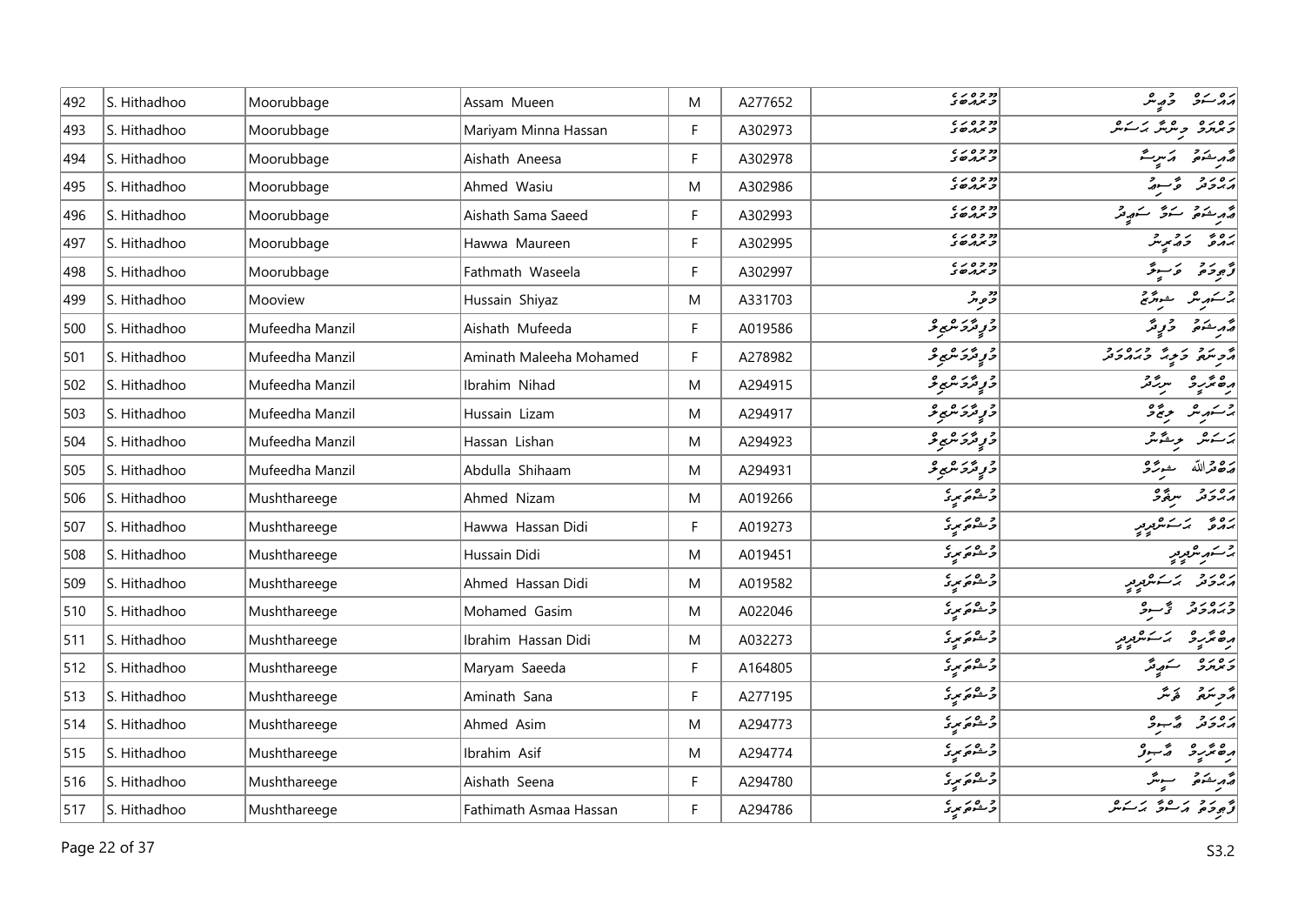| 492 | S. Hithadhoo | Moorubbage | Assam Mueen | M | A277652 | ددده ر ،<br>ویروه ی | ړه سوه وړینګر |
|---|---|---|---|---|---|---|---|
| 493 | S. Hithadhoo | Moorubbage | Mariyam Minna Hassan | F | A302973 | ددده ر ،<br>ویروه ی | وبرمرو وبترش برسکنگر |
| 494 | S. Hithadhoo | Moorubbage | Aishath Aneesa | F | A302978 | ددده ر ،<br>ویروه ی | مگرمشوم مرسیگ |
| 495 | S. Hithadhoo | Moorubbage | Ahmed Wasiu | M | A302986 | ددده ر ،<br>ویروه ی | برورو گرسوړ |
| 496 | S. Hithadhoo | Moorubbage | Aishath Sama Saeed | F | A302993 | ددده ر ،<br>ویروه ی | مگرمشوم سوگ سوریٹر |
| 497 | S. Hithadhoo | Moorubbage | Hawwa Maureen | F | A302995 | ددده ر ،<br>ویروه ی | بروی ورمیرینگر |
| 498 | S. Hithadhoo | Moorubbage | Fathmath Waseela | F | A302997 | ددده ر ،<br>ویروه ی | وګجوحو کوسوگ |
| 499 | S. Hithadhoo | Mooview | Hussain Shiyaz | M | A331703 | دد و<br>وګوی | برسکوریشر شوپرتج |
| 500 | S. Hithadhoo | Mufeedha Manzil | Aishath Mufeeda | F | A019586 | وُوٍتَرَدَ سْمِعْ و | مگرمشوم وُوِیَتَر |
| 501 | S. Hithadhoo | Mufeedha Manzil | Aminath Maleeha Mohamed | F | A278982 | وُوٍتَرَدَ سْمِعْ و | مگرجستمو وَحِیدَ وبرمرو تر |
| 502 | S. Hithadhoo | Mufeedha Manzil | Ibrahim Nihad | M | A294915 | وُوٍتَرَدَ سْمِعْ و | مرەمگرېږو سرگتر |
| 503 | S. Hithadhoo | Mufeedha Manzil | Hussain Lizam | M | A294917 | وُوٍتَرَدَ سْمِعْ و | برسکوریشر وچگو |
| 504 | S. Hithadhoo | Mufeedha Manzil | Hassan Lishan | M | A294923 | وُوٍتَرَدَ سْمِعْ و | برسکنگر وشگنگر |
| 505 | S. Hithadhoo | Mufeedha Manzil | Abdulla Shihaam | M | A294931 | وُوٍتَرَدَ سْمِعْ و | مرەقراللە شورگو |
| 506 | S. Hithadhoo | Mushthareege | Ahmed Nizam | M | A019266 | وشەھ پرِی | مرورو سرچگو |
| 507 | S. Hithadhoo | Mushthareege | Hawwa Hassan Didi | F | A019273 | وشەھ پرِی | بروی برسکنگرپورپر |
| 508 | S. Hithadhoo | Mushthareege | Hussain Didi | M | A019451 | وشەھ پرِی | برسکوریشرپورپر |
| 509 | S. Hithadhoo | Mushthareege | Ahmed Hassan Didi | M | A019582 | وشەھ پرِی | مرورو برسکنگرپورپر |
| 510 | S. Hithadhoo | Mushthareege | Mohamed Gasim | M | A022046 | وشەھ پرِی | وبرمرو تر تگسوو |
| 511 | S. Hithadhoo | Mushthareege | Ibrahim Hassan Didi | M | A032273 | وشەھ پرِی | مرەمگرېږو برسکنگرپورپر |
| 512 | S. Hithadhoo | Mushthareege | Maryam Saeeda | F | A164805 | وشەھ پرِی | وبرمرو سکورپتگر |
| 513 | S. Hithadhoo | Mushthareege | Aminath Sana | F | A277195 | وشەھ پرِی | مگرجستمو کوشگر |
| 514 | S. Hithadhoo | Mushthareege | Ahmed Asim | M | A294773 | وشەھ پرِی | مرورو مگرسوو |
| 515 | S. Hithadhoo | Mushthareege | Ibrahim Asif | M | A294774 | وشەھ پرِی | مرەمگرېږو مگرسوو |
| 516 | S. Hithadhoo | Mushthareege | Aishath Seena | F | A294780 | وشەھ پرِی | مگرمشوم سوپتگر |
| 517 | S. Hithadhoo | Mushthareege | Fathimath Asmaa Hassan | F | A294786 | وشەھ پرِی | وګجوحو مرسوگ برسکنگر |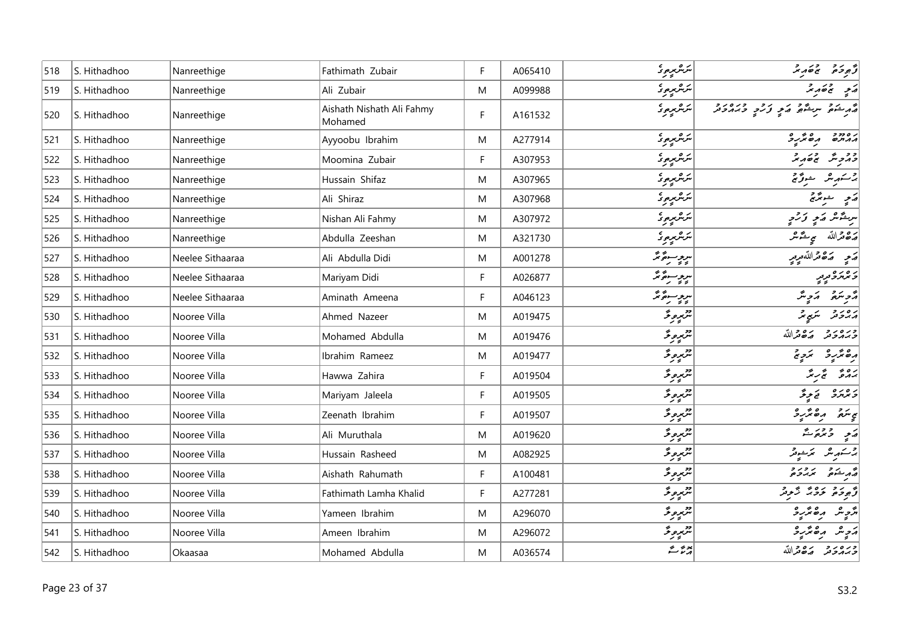| 518 | S. Hithadhoo | Nanreethige | Fathimath Zubair | F | A065410 | سَرَسْرِيِعِ ءِ | ڙَجِرَدَمُ جُصَمَرِ بَرُ |
|---|---|---|---|---|---|---|---|
| 519 | S. Hithadhoo | Nanreethige | Ali Zubair | M | A099988 | سَرَسْرِيِعِ ءِ | مَرِ جُصَمَرِ بَرُ |
| 520 | S. Hithadhoo | Nanreethige | Aishath Nishath Ali Fahmy Mohamed | F | A161532 | سَرَسْرِيِعِ ءِ | مَّرِ شَوَمُ سِرِ شَوَمُ مَرِ وَرُدِ وَبَرُمُرَوَتَرُ |
| 521 | S. Hithadhoo | Nanreethige | Ayyoobu Ibrahim | M | A277914 | سَرَسْرِيِعِ ءِ | مَمْرُحُ مِرْهُ مَّرِدُ |
| 522 | S. Hithadhoo | Nanreethige | Moomina Zubair | F | A307953 | سَرَسْرِيِعِ ءِ | دُمُرِسَّ جُصَمَرِ بَرُ |
| 523 | S. Hithadhoo | Nanreethige | Hussain Shifaz | M | A307965 | سَرَسْرِيِعِ ءِ | بُرْسَمَرِ سْ شِوَّجُ |
| 524 | S. Hithadhoo | Nanreethige | Ali Shiraz | M | A307968 | سَرَسْرِيِعِ ءِ | مَرِ شِ بَرَّجُ |
| 525 | S. Hithadhoo | Nanreethige | Nishan Ali Fahmy | M | A307972 | سَرَسْرِيِعِ ءِ | سِرِ شَّسْ مَرِ وَرُدِ |
| 526 | S. Hithadhoo | Nanreethige | Abdulla Zeeshan | M | A321730 | سَرَسْرِيِعِ ءِ | مَرْهُ قُرْاللّٰهُ سِي شَّسْ |
| 527 | S. Hithadhoo | Neelee Sithaaraa | Ali Abdulla Didi | M | A001278 | سِرِ وِ سِوَّ بَرَّ | مَرِ مَرْهُ قُرْاللّٰهُ دِرِدِرِ |
| 528 | S. Hithadhoo | Neelee Sithaaraa | Mariyam Didi | F | A026877 | سِرِ وِ سِوَّ بَرَّ | وَ بْرُ مَرْدُ دِرِدِرِ |
| 529 | S. Hithadhoo | Neelee Sithaaraa | Aminath Ameena | F | A046123 | سِرِ وِ سِوَّ بَرَّ | مَّرِ سَمُ مَرِ سَّ |
| 530 | S. Hithadhoo | Nooree Villa | Ahmed Nazeer | M | A019475 | سُرِ بِرِ وِ ڤَ | مَرْدَوَرُ سَرِجُ بِرُ |
| 531 | S. Hithadhoo | Nooree Villa | Mohamed Abdulla | M | A019476 | سُرِ بِرِ وِ ڤَ | وَبَرُمُرَوَتَرُ مَرْهُ قُرْاللّٰهُ |
| 532 | S. Hithadhoo | Nooree Villa | Ibrahim Rameez | M | A019477 | سُرِ بِرِ وِ ڤَ | مِرْهُ مَّرِدُ بَرَ دِجُ |
| 533 | S. Hithadhoo | Nooree Villa | Hawwa Zahira | F | A019504 | سُرِ بِرِ وِ ڤَ | بَرْمُ وَّ جَّرِ بَرَّ |
| 534 | S. Hithadhoo | Nooree Villa | Mariyam Jaleela | F | A019505 | سُرِ بِرِ وِ ڤَ | وَ بْرُ مَرْدُ يَ دِوِ ڤَ |
| 535 | S. Hithadhoo | Nooree Villa | Zeenath Ibrahim | F | A019507 | سُرِ بِرِ وِ ڤَ | سِي سَمُ مِرْهُ مَّرِدُ |
| 536 | S. Hithadhoo | Nooree Villa | Ali Muruthala | M | A019620 | سُرِ بِرِ وِ ڤَ | مَرِ دُ بْرُ مَ شَ |
| 537 | S. Hithadhoo | Nooree Villa | Hussain Rasheed | M | A082925 | سُرِ بِرِ وِ ڤَ | بُرْسَمَرِ سْ بَرَ شِوِ تَرُ |
| 538 | S. Hithadhoo | Nooree Villa | Aishath Rahumath | F | A100481 | سُرِ بِرِ وِ ڤَ | مَّرِ شَوَمُ بَرُ بُرُدَمُ |
| 539 | S. Hithadhoo | Nooree Villa | Fathimath Lamha Khalid | F | A277281 | سُرِ بِرِ وِ ڤَ | ڙَجِرَدَمُ وَدْ بَرُ زَّ وِ تَرُ |
| 540 | S. Hithadhoo | Nooree Villa | Yameen Ibrahim | M | A296070 | سُرِ بِرِ وِ ڤَ | مَّرِ وِ سْ مِرْهُ مَّرِدُ |
| 541 | S. Hithadhoo | Nooree Villa | Ameen Ibrahim | M | A296072 | سُرِ بِرِ وِ ڤَ | مَرِ وِ سْ مِرْهُ مَّرِدُ |
| 542 | S. Hithadhoo | Okaasaa | Mohamed Abdulla | M | A036574 | مَرْ مَّ سَّ | وَبَرُمُرَوَتَرُ مَرْهُ قُرْاللّٰهُ |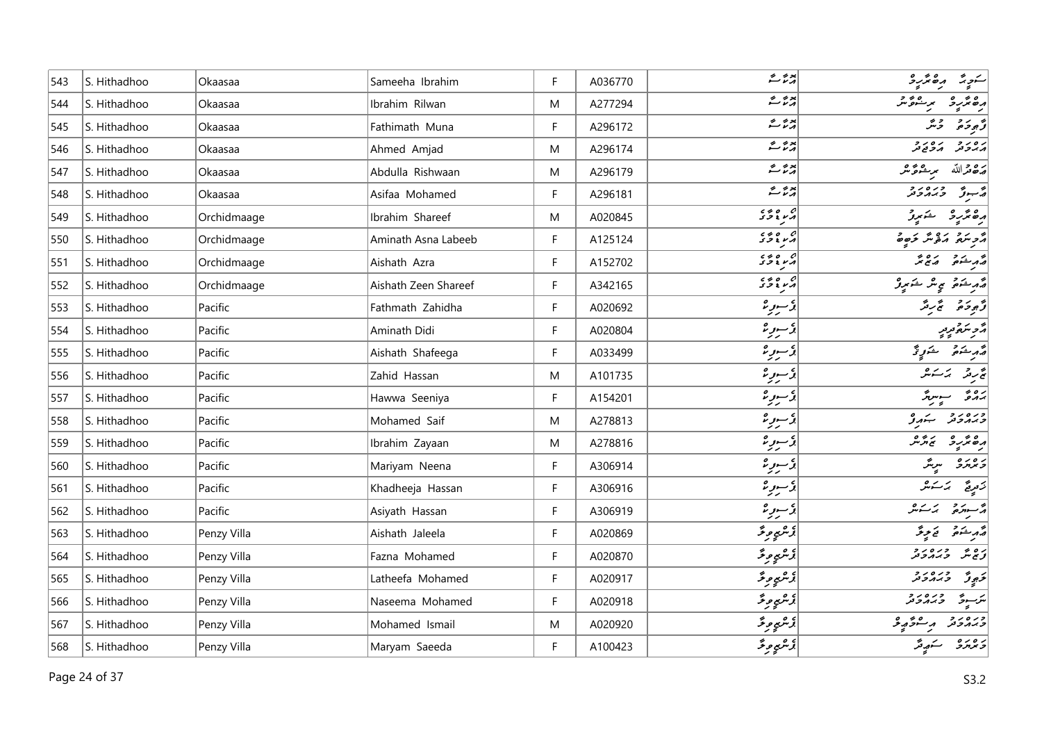| 543 | S. Hithadhoo | Okaasaa | Sameeha Ibrahim | F | A036770 | ޢޯކާސާ | ސަމީހާ އިބްރާހީމް |
|---|---|---|---|---|---|---|---|
| 544 | S. Hithadhoo | Okaasaa | Ibrahim Rilwan | M | A277294 | ޢޯކާސާ | އިބްރާހީމް ރިލްވާން |
| 545 | S. Hithadhoo | Okaasaa | Fathimath Muna | F | A296172 | ޢޯކާސާ | ފާތިމަތު މުނާ |
| 546 | S. Hithadhoo | Okaasaa | Ahmed Amjad | M | A296174 | ޢޯކާސާ | އަޙްމަދު އަމްޖަދު |
| 547 | S. Hithadhoo | Okaasaa | Abdulla Rishwaan | M | A296179 | ޢޯކާސާ | އަބްދުﷲ ރިޝްވާން |
| 548 | S. Hithadhoo | Okaasaa | Asifaa Mohamed | F | A296181 | ޢޯކާސާ | އާސިފާ މުޙައްމަދު |
| 549 | S. Hithadhoo | Orchidmaage | Ibrahim Shareef | M | A020845 | އޯކިޑްމާގެ | އިބްރާހީމް ޝަރީފު |
| 550 | S. Hithadhoo | Orchidmaage | Aminath Asna Labeeb | F | A125124 | އޯކިޑްމާގެ | އާމިނަތު އަސްނާ ލަބީބު |
| 551 | S. Hithadhoo | Orchidmaage | Aishath Azra | F | A152702 | އޯކިޑްމާގެ | އާއިޝަތު އަޒްރާ |
| 552 | S. Hithadhoo | Orchidmaage | Aishath Zeen Shareef | F | A342165 | އޯކިޑްމާގެ | އާއިޝަތު ޒީން ޝަރީފު |
| 553 | S. Hithadhoo | Pacific | Fathmath Zahidha | F | A020692 | ޕެސިފިކް | ފާތިމަތު ޒާހިދާ |
| 554 | S. Hithadhoo | Pacific | Aminath Didi | F | A020804 | ޕެސިފިކް | އާމިނަތުދީދީ |
| 555 | S. Hithadhoo | Pacific | Aishath Shafeega | F | A033499 | ޕެސިފިކް | އާއިޝަތު ޝަފީގާ |
| 556 | S. Hithadhoo | Pacific | Zahid Hassan | M | A101735 | ޕެސިފިކް | ޒާހިދު ހަސަން |
| 557 | S. Hithadhoo | Pacific | Hawwa Seeniya | F | A154201 | ޕެސިފިކް | ހައްވާ ސީނިޔާ |
| 558 | S. Hithadhoo | Pacific | Mohamed Saif | M | A278813 | ޕެސިފިކް | މުޙައްމަދު ސައިފު |
| 559 | S. Hithadhoo | Pacific | Ibrahim Zayaan | M | A278816 | ޕެސިފިކް | އިބްރާހީމް ޒަޔާން |
| 560 | S. Hithadhoo | Pacific | Mariyam Neena | F | A306914 | ޕެސިފިކް | މަރިޔަމް ނީނާ |
| 561 | S. Hithadhoo | Pacific | Khadheeja Hassan | F | A306916 | ޕެސިފިކް | ޚަދީޖާ ހަސަން |
| 562 | S. Hithadhoo | Pacific | Asiyath Hassan | F | A306919 | ޕެސިފިކް | އާސިޔަތު ހަސަން |
| 563 | S. Hithadhoo | Penzy Villa | Aishath Jaleela | F | A020869 | ޕެންޒީވިލާ | އާއިޝަތު ޖަލީލާ |
| 564 | S. Hithadhoo | Penzy Villa | Fazna Mohamed | F | A020870 | ޕެންޒީވިލާ | ފަޒްނާ މުޙައްމަދު |
| 565 | S. Hithadhoo | Penzy Villa | Latheefa Mohamed | F | A020917 | ޕެންޒީވިލާ | ލަޠީފާ މުޙައްމަދު |
| 566 | S. Hithadhoo | Penzy Villa | Naseema Mohamed | F | A020918 | ޕެންޒީވިލާ | ނަސީމާ މުޙައްމަދު |
| 567 | S. Hithadhoo | Penzy Villa | Mohamed Ismail | M | A020920 | ޕެންޒީވިލާ | މުޙައްމަދު އިސްމާޢީލް |
| 568 | S. Hithadhoo | Penzy Villa | Maryam Saeeda | F | A100423 | ޕެންޒީވިލާ | މަރްޔަމް ސަޢީދާ |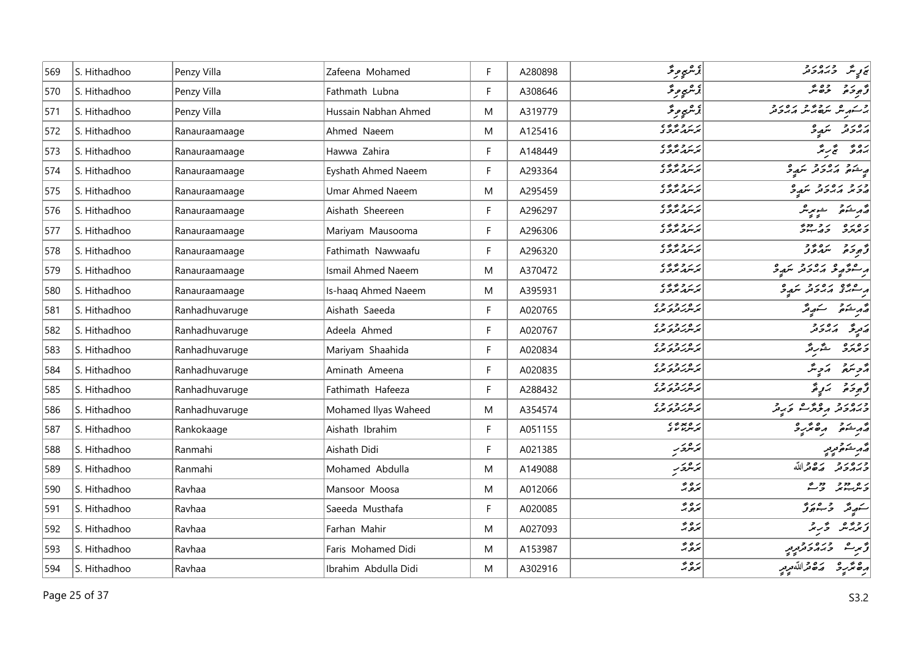| 569 | S. Hithadhoo | Penzy Villa | Zafeena Mohamed | F | A280898 | پُرسْپِ وِگَ | ځَوِيِسَّر وَرَهُ دَوْر |
|---|---|---|---|---|---|---|---|
| 570 | S. Hithadhoo | Penzy Villa | Fathmath Lubna | F | A308646 | پُرسْپِ وِگَ | زَّهِ دَعْهُ رَهْ سَرَ |
| 571 | S. Hithadhoo | Penzy Villa | Hussain Nabhan Ahmed | M | A319779 | پُرسْپِ وِگَ | بُرْسَهِرِ سَرَهْ مَرَّ رَهْ دَوْر |
| 572 | S. Hithadhoo | Ranauraamaage | Ahmed Naeem | M | A125416 | بَرَسْرَمْرِ بَرُّدَّ ی | رَهْ دَوْر سَرَهِ دْ |
| 573 | S. Hithadhoo | Ranauraamaage | Hawwa Zahira | F | A148449 | بَرَسْرَمْرِ بَرُّدَّ ی | بَرْهُ دَّ تَحْ رِبَّرَ |
| 574 | S. Hithadhoo | Ranauraamaage | Eyshath Ahmed Naeem | F | A293364 | بَرَسْرَمْرِ بَرُّدَّ ی | رِهِشَہُ دَ رَهْ دَوْر سَرَهِ دْ |
| 575 | S. Hithadhoo | Ranauraamaage | Umar Ahmed Naeem | M | A295459 | بَرَسْرَمْرِ بَرُّدَّ ی | دُ دَ بَرَ رَهْ دَوْر سَرَهِ دْ |
| 576 | S. Hithadhoo | Ranauraamaage | Aishath Sheereen | F | A296297 | بَرَسْرَمْرِ بَرُّدَّ ی | مَّ رِ شَہُ دُ شِيو پِر سْر |
| 577 | S. Hithadhoo | Ranauraamaage | Mariyam Mausooma | F | A296306 | بَرَسْرَمْرِ بَرُّدَّ ی | دَ بْرَ بَرُّ دْ دَ دُ بِدْ دَّ |
| 578 | S. Hithadhoo | Ranauraamaage | Fathimath Nawwaafu | F | A296320 | بَرَسْرَمْرِ بَرُّدَّ ی | زَّهِ دَعْهُ سَرَهْ دُوْ |
| 579 | S. Hithadhoo | Ranauraamaage | Ismail Ahmed Naeem | M | A370472 | بَرَسْرَمْرِ بَرُّدَّ ی | مِ سْدُّوَ دِ دْ رَهْ دَوْر سَرَهِ دْ |
| 580 | S. Hithadhoo | Ranauraamaage | Is-haaq Ahmed Naeem | M | A395931 | بَرَسْرَمْرِ بَرُّدَّ ی | مِ سْدَرَّ دْ رَهْ دَوْر سَرَهِ دْ |
| 581 | S. Hithadhoo | Ranhadhuvaruge | Aishath Saeeda | F | A020765 | بَرَسْرَ دَ دُ دَ دُ ی | مَّ رِ شَہُ دُ سَہَ دِ مَّرَ |
| 582 | S. Hithadhoo | Ranhadhuvaruge | Adeela Ahmed | F | A020767 | بَرَسْرَ دَ دُ دَ دُ ی | مَ دِ دَّ رَهْ دَوْر |
| 583 | S. Hithadhoo | Ranhadhuvaruge | Mariyam Shaahida | F | A020834 | بَرَسْرَ دَ دُ دَ دُ ی | دَ بْرَ بَرُّ دْ شَّرَ رِ مَّرَ |
| 584 | S. Hithadhoo | Ranhadhuvaruge | Aminath Ameena | F | A020835 | بَرَسْرَ دَ دُ دَ دُ ی | مَّ دِ سَرَهُ مَ دِ سَّ |
| 585 | S. Hithadhoo | Ranhadhuvaruge | Fathimath Hafeeza | F | A288432 | بَرَسْرَ دَ دُ دَ دُ ی | زَّهِ دَعْهُ بَرَ دِ مَّ |
| 586 | S. Hithadhoo | Ranhadhuvaruge | Mohamed Ilyas Waheed | M | A354574 | بَرَسْرَ دَ دُ دَ دُ ی | دَبَرَهْ دَوْر مِ دْ مَّرَّ سْ دَ بِرِ مَّرْ |
| 587 | S. Hithadhoo | Rankokaage | Aishath Ibrahim | F | A051155 | بَرَسْرَ مَّ ی | مَّ رِ شَہُ دُ مِ رَهْ مَّرَ بِرِ دْ |
| 588 | S. Hithadhoo | Ranmahi | Aishath Didi | F | A021385 | بَرَسْرَ دَ بِرِ | مَّ رِ شَہُ دُ مِرِ مِرِ |
| 589 | S. Hithadhoo | Ranmahi | Mohamed Abdulla | M | A149088 | بَرَسْرَ دَ بِرِ | دَبَرَهْ دَوْر مَ رَهْ مِرْ اللّٰه |
| 590 | S. Hithadhoo | Ravhaa | Mansoor Moosa | M | A012066 | بَرَهُ بَرَ | دَ سْرَ بِدْ بِرُ دُ سْ |
| 591 | S. Hithadhoo | Ravhaa | Saeeda Musthafa | F | A020085 | بَرَهُ بَرَ | سَہَ دِ مَّرَ دُ سْ بُرَ دَّ |
| 592 | S. Hithadhoo | Ravhaa | Farhan Mahir | M | A027093 | بَرَهُ بَرَ | دَ بْرَ بَرَّ سْرَ دَّرِ بْرُ |
| 593 | S. Hithadhoo | Ravhaa | Faris Mohamed Didi | M | A153987 | بَرَهُ بَرَ | دَّ بِرِ سْ دَبَرَهْ دَوْر مِرِ مِرِ |
| 594 | S. Hithadhoo | Ravhaa | Ibrahim Abdulla Didi | M | A302916 | بَرَهُ بَرَ | مِ رَهْ مَّرَ بِرِ دْ مَ رَهْ مِرْ اللّٰه مِرِ مِرِ |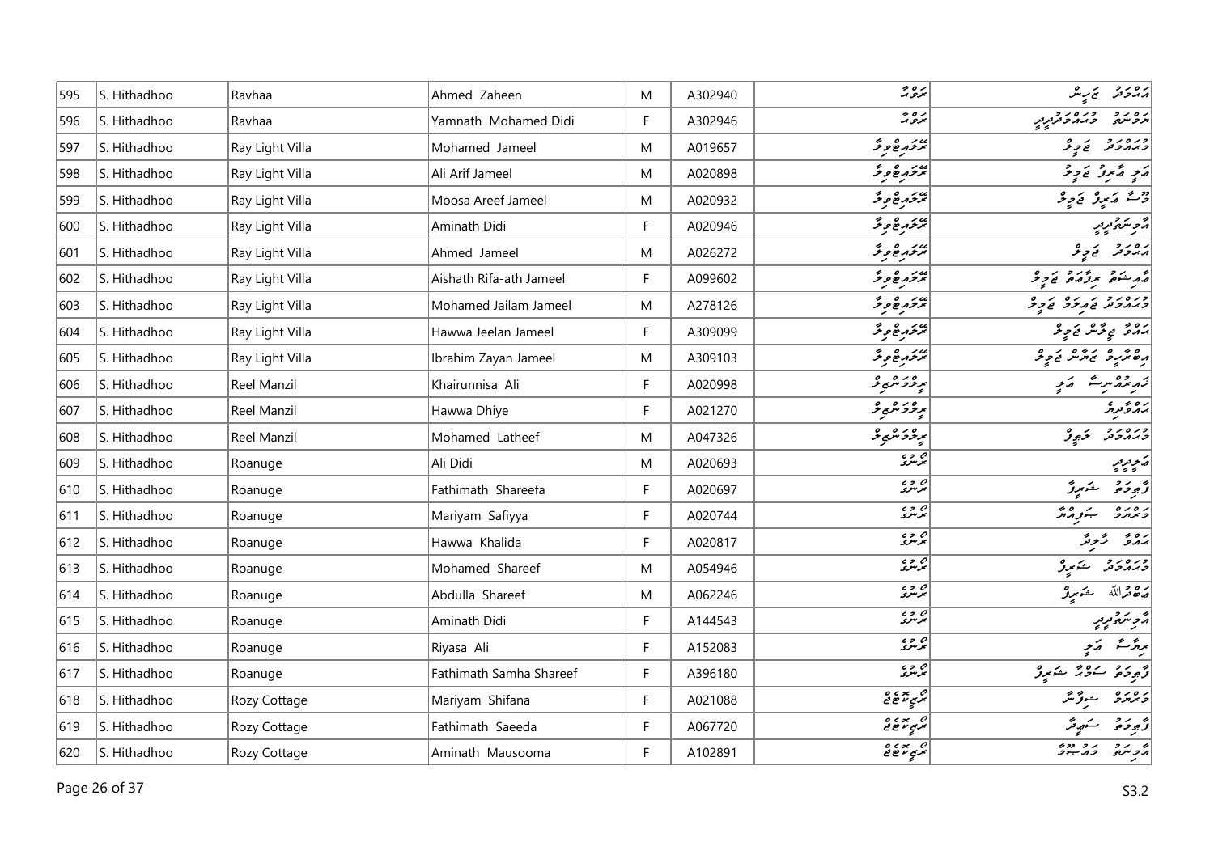| 595 | S. Hithadhoo | Ravhaa | Ahmed Zaheen | M | A302940 | ަރަވާ | އަހުމަދު ޒަހީން |
|---|---|---|---|---|---|---|---|
| 596 | S. Hithadhoo | Ravhaa | Yamnath Mohamed Didi | F | A302946 | ަރަވާ | ޔަމްނަތު މުހައްމަދުދީދީ |
| 597 | S. Hithadhoo | Ray Light Villa | Mohamed Jameel | M | A019657 | ރޭލައިޓްވިލާ | މުހައްމަދު ޖަމީލު |
| 598 | S. Hithadhoo | Ray Light Villa | Ali Arif Jameel | M | A020898 | ރޭލައިޓްވިލާ | އަލީ އާރިފު ޖަމީލު |
| 599 | S. Hithadhoo | Ray Light Villa | Moosa Areef Jameel | M | A020932 | ރޭލައިޓްވިލާ | މޫސާ އަރީފު ޖަމީލު |
| 600 | S. Hithadhoo | Ray Light Villa | Aminath Didi | F | A020946 | ރޭލައިޓްވިލާ | އާމިނަތުދީދީ |
| 601 | S. Hithadhoo | Ray Light Villa | Ahmed Jameel | M | A026272 | ރޭލައިޓްވިލާ | އަހުމަދު ޖަމީލު |
| 602 | S. Hithadhoo | Ray Light Villa | Aishath Rifa-ath Jameel | F | A099602 | ރޭލައިޓްވިލާ | އައިޝަތު ރިފާއަތު ޖަމީލު |
| 603 | S. Hithadhoo | Ray Light Villa | Mohamed Jailam Jameel | M | A278126 | ރޭލައިޓްވިލާ | މުހައްމަދު ޖައިލަމް ޖަމީލު |
| 604 | S. Hithadhoo | Ray Light Villa | Hawwa Jeelan Jameel | F | A309099 | ރޭލައިޓްވިލާ | ހައްވާ ޖީލާން ޖަމީލު |
| 605 | S. Hithadhoo | Ray Light Villa | Ibrahim Zayan Jameel | M | A309103 | ރޭލައިޓްވިލާ | އިބްރާހިމް ޒަޔާން ޖަމީލު |
| 606 | S. Hithadhoo | Reel Manzil | Khairunnisa Ali | F | A020998 | ރީލްމަންޒިލް | ޚައިރުއްނިސާ އަލީ |
| 607 | S. Hithadhoo | Reel Manzil | Hawwa Dhiye | F | A021270 | ރީލްމަންޒިލް | ހައްވާދިޔެ |
| 608 | S. Hithadhoo | Reel Manzil | Mohamed Latheef | M | A047326 | ރީލްމަންޒިލް | މުހައްމަދު ލަޠީފު |
| 609 | S. Hithadhoo | Roanuge | Ali Didi | M | A020693 | ރޯނުގެ | އަލިދީދީ |
| 610 | S. Hithadhoo | Roanuge | Fathimath Shareefa | F | A020697 | ރޯނުގެ | ފާތިމަތު ޝަރީފާ |
| 611 | S. Hithadhoo | Roanuge | Mariyam Safiyya | F | A020744 | ރޯނުގެ | މަރިޔަމް ސަފިއްޔާ |
| 612 | S. Hithadhoo | Roanuge | Hawwa Khalida | F | A020817 | ރޯނުގެ | ހައްވާ ޚާލިދާ |
| 613 | S. Hithadhoo | Roanuge | Mohamed Shareef | M | A054946 | ރޯނުގެ | މުހައްމަދު ޝަރީފު |
| 614 | S. Hithadhoo | Roanuge | Abdulla Shareef | M | A062246 | ރޯނުގެ | އަބްދުﷲ ޝަރީފު |
| 615 | S. Hithadhoo | Roanuge | Aminath Didi | F | A144543 | ރޯނުގެ | އާމިނަތުދީދީ |
| 616 | S. Hithadhoo | Roanuge | Riyasa Ali | F | A152083 | ރޯނުގެ | ރިޔާސާ އަލީ |
| 617 | S. Hithadhoo | Roanuge | Fathimath Samha Shareef | F | A396180 | ރޯނުގެ | ފާތިމަތު ސަމްހާ ޝަރީފު |
| 618 | S. Hithadhoo | Rozy Cottage | Mariyam Shifana | F | A021088 | ރޯޒީކޮޓޭޖް | މަރިޔަމް ޝިފާނާ |
| 619 | S. Hithadhoo | Rozy Cottage | Fathimath Saeeda | F | A067720 | ރޯޒީކޮޓޭޖް | ފާތިމަތު ސަޢީދާ |
| 620 | S. Hithadhoo | Rozy Cottage | Aminath Mausooma | F | A102891 | ރޯޒީކޮޓޭޖް | އާމިނަތު މައުޞޫމާ |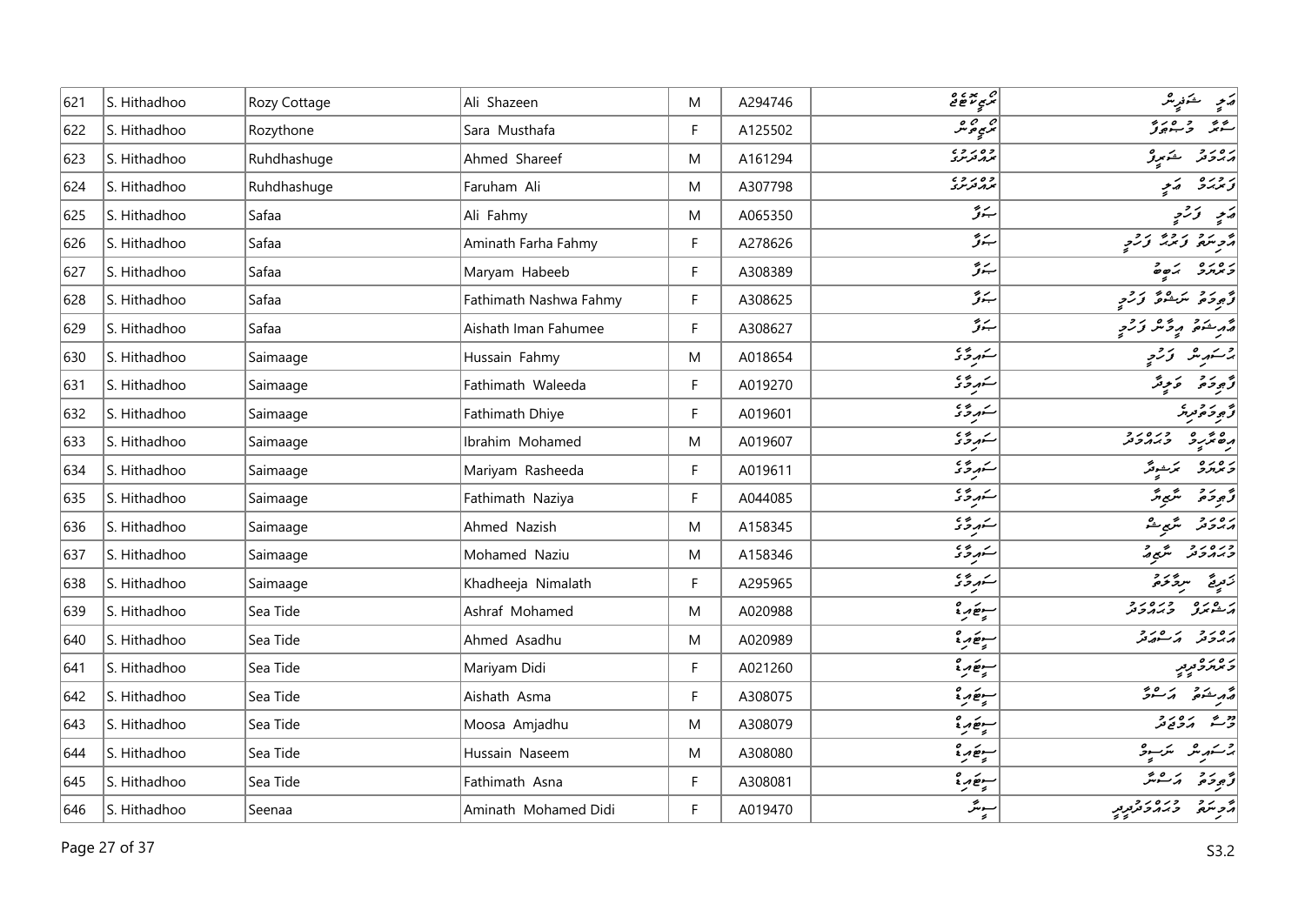| 621 | S. Hithadhoo | Rozy Cottage | Ali Shazeen | M | A294746 | ޜޒީކޮޓޭޖް | ޢަލީ ޝަޒީން |
|---|---|---|---|---|---|---|---|
| 622 | S. Hithadhoo | Rozythone | Sara Musthafa | F | A125502 | ރޯޒީތޯން | ސާރާ މުސްތަފާ |
| 623 | S. Hithadhoo | Ruhdhashuge | Ahmed Shareef | M | A161294 | ރުހުދަށުގެ | އަޙްމަދު ޝަރީފު |
| 624 | S. Hithadhoo | Ruhdhashuge | Faruham Ali | M | A307798 | ރުހުދަށުގެ | ފަރުހަމް ޢަލީ |
| 625 | S. Hithadhoo | Safaa | Ali Fahmy | M | A065350 | ސަފާ | ޢަލީ ފަހުމީ |
| 626 | S. Hithadhoo | Safaa | Aminath Farha Fahmy | F | A278626 | ސަފާ | އާމިނަތު ފަރުހާ ފަހުމީ |
| 627 | S. Hithadhoo | Safaa | Maryam Habeeb | F | A308389 | ސަފާ | މަރްޔަމް ހަބީބު |
| 628 | S. Hithadhoo | Safaa | Fathimath Nashwa Fahmy | F | A308625 | ސަފާ | ފާތިމަތު ނަޝްވާ ފަހުމީ |
| 629 | S. Hithadhoo | Safaa | Aishath Iman Fahumee | F | A308627 | ސަފާ | އާއިޝަތު އީމާން ފަހުމީ |
| 630 | S. Hithadhoo | Saimaage | Hussain Fahmy | M | A018654 | ސައިމާގެ | ޙުސައިން ފަހުމީ |
| 631 | S. Hithadhoo | Saimaage | Fathimath Waleeda | F | A019270 | ސައިމާގެ | ފާތިމަތު ވަލީދާ |
| 632 | S. Hithadhoo | Saimaage | Fathimath Dhiye | F | A019601 | ސައިމާގެ | ފާތިމަތުދިޔެ |
| 633 | S. Hithadhoo | Saimaage | Ibrahim Mohamed | M | A019607 | ސައިމާގެ | އިބްރާހީމް މުޙައްމަދު |
| 634 | S. Hithadhoo | Saimaage | Mariyam Rasheeda | F | A019611 | ސައިމާގެ | މަރިޔަމް ރަޝީދާ |
| 635 | S. Hithadhoo | Saimaage | Fathimath Naziya | F | A044085 | ސައިމާގެ | ފާތިމަތު ނާޒިޔާ |
| 636 | S. Hithadhoo | Saimaage | Ahmed Nazish | M | A158345 | ސައިމާގެ | އަޙްމަދު ނާޒިޝް |
| 637 | S. Hithadhoo | Saimaage | Mohamed Naziu | M | A158346 | ސައިމާގެ | މުޙައްމަދު ނާޒިއު |
| 638 | S. Hithadhoo | Saimaage | Khadheeja Nimalath | F | A295965 | ސައިމާގެ | ޚަދީޖާ ނިމާލަތު |
| 639 | S. Hithadhoo | Sea Tide | Ashraf Mohamed | M | A020988 | ސީޓައިޑް | އަޝްރަފް މުޙައްމަދު |
| 640 | S. Hithadhoo | Sea Tide | Ahmed Asadhu | M | A020989 | ސީޓައިޑް | އަޙްމަދު އަސްޢަދު |
| 641 | S. Hithadhoo | Sea Tide | Mariyam Didi | F | A021260 | ސީޓައިޑް | މަރިޔަމްދީދީ |
| 642 | S. Hithadhoo | Sea Tide | Aishath Asma | F | A308075 | ސީޓައިޑް | އާއިޝަތު އަސްމާ |
| 643 | S. Hithadhoo | Sea Tide | Moosa Amjadhu | M | A308079 | ސީޓައިޑް | މޫސާ އަމްޖަދު |
| 644 | S. Hithadhoo | Sea Tide | Hussain Naseem | M | A308080 | ސީޓައިޑް | ޙުސައިން ނަސީމް |
| 645 | S. Hithadhoo | Sea Tide | Fathimath Asna | F | A308081 | ސީޓައިޑް | ފާތިމަތު އަސްނާ |
| 646 | S. Hithadhoo | Seenaa | Aminath Mohamed Didi | F | A019470 | ސީނާ | އާމިނަތު މުޙައްމަދުދީދީ |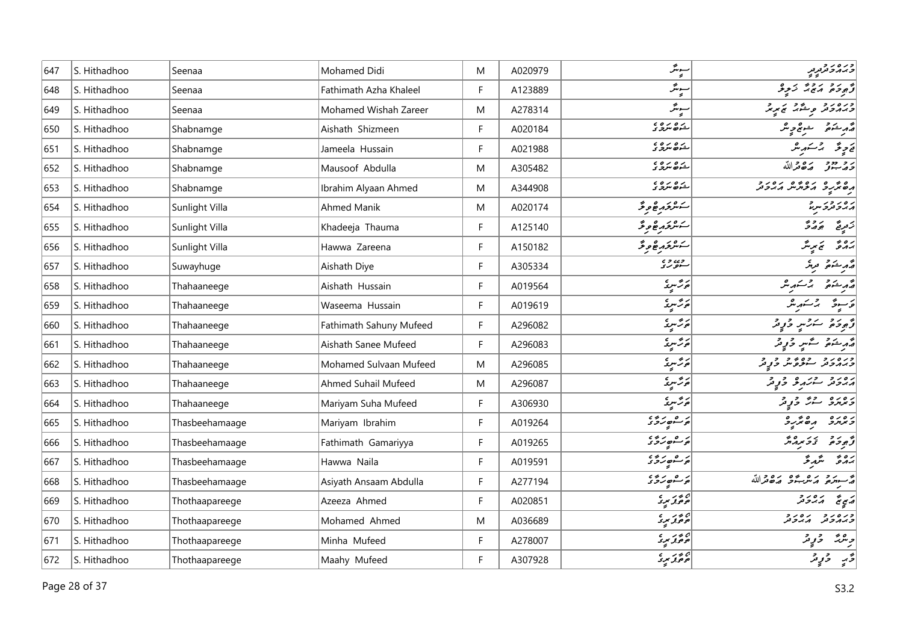| 647 | S. Hithadhoo | Seenaa | Mohamed Didi | M | A020979 | سوِسَّ | ورەرو و<br>وبرماونوپرمر |
|---|---|---|---|---|---|---|---|
| 648 | S. Hithadhoo | Seenaa | Fathimath Azha Khaleel | F | A123889 | سوِسَّ | وَّجِوَة مَعْرَ زَمِوِ |
| 649 | S. Hithadhoo | Seenaa | Mohamed Wishah Zareer | M | A278314 | سوِسَّ | ورەرو وِشَة يَمِرِ |
| 650 | S. Hithadhoo | Shabnamge | Aishath Shizmeen | F | A020184 | شَەسَرەد | مَّهرِشَمَّ شِعْرِ سَر |
| 651 | S. Hithadhoo | Shabnamge | Jameela Hussain | F | A021988 | شَەسَرەد | قَ جِوَّ بْرْسَمْرِ سَر |
| 652 | S. Hithadhoo | Shabnamge | Mausoof Abdulla | M | A305482 | شَەسَرەد | ردودو رَە قَرْاللّه |
| 653 | S. Hithadhoo | Shabnamge | Ibrahim Alyaan Ahmed | M | A344908 | شَەسَرەد | رە ئَرْرِد رَوْدَّسْ رَبَرْدَر |
| 654 | S. Hithadhoo | Sunlight Villa | Ahmed Manik | M | A020174 | سَسْرَمْرِ هْوِوَّ | رەردو<br>مەردىر سرىدا |
| 655 | S. Hithadhoo | Sunlight Villa | Khadeeja Thauma | F | A125140 | سَسْرَمْرِ هْوِوَّ | زَمِرِيَّ مَوْمَّ |
| 656 | S. Hithadhoo | Sunlight Villa | Hawwa Zareena | F | A150182 | سَسْرَمْرِ هْوِوَّ | رَەوَّ نَمِرِسَّ |
| 657 | S. Hithadhoo | Suwayhuge | Aishath Diye | F | A305334 | سُوَرُدُ | مَّهرِشَمَّ مِرِ |
| 658 | S. Hithadhoo | Thahaaneege | Aishath Hussain | F | A019564 | مَرَسَرِدَ | مَّهرِشَمَّ بْرْسَمْرِ سَر |
| 659 | S. Hithadhoo | Thahaaneege | Waseema Hussain | F | A019619 | مَرَسَرِدَ | وَسِوَّ بْرْسَمْرِ سَر |
| 660 | S. Hithadhoo | Thahaaneege | Fathimath Sahuny Mufeed | F | A296082 | مَرَسَرِدَ | وَّجِوَة سَرْسِ دْوِدْ |
| 661 | S. Hithadhoo | Thahaaneege | Aishath Sanee Mufeed | F | A296083 | مَرَسَرِدَ | مَّهرِشَمَّ سَّسِ دْوِدْ |
| 662 | S. Hithadhoo | Thahaaneege | Mohamed Sulvaan Mufeed | M | A296085 | مَرَسَرِدَ | ورەرو سُوْوَّسْ دْوِدْ |
| 663 | S. Hithadhoo | Thahaaneege | Ahmed Suhail Mufeed | M | A296087 | مَرَسَرِدَ | رەرو سُرَمِرْ دْوِدْ |
| 664 | S. Hithadhoo | Thahaaneege | Mariyam Suha Mufeed | F | A306930 | مَرَسَرِدَ | رەرە سُرَّ دْوِدْ |
| 665 | S. Hithadhoo | Thasbeehamaage | Mariyam Ibrahim | F | A019264 | مَسْھِرَدَّ | رەرە رە ئَرْرِد |
| 666 | S. Hithadhoo | Thasbeehamaage | Fathimath Gamariyya | F | A019265 | مَسْھِرَدَّ | وَّجِوَة تَوَمِرْمَّ |
| 667 | S. Hithadhoo | Thasbeehamaage | Hawwa Naila | F | A019591 | مَسْھِرَدَّ | رَەوَّ سَّمِرِوَّ |
| 668 | S. Hithadhoo | Thasbeehamaage | Asiyath Ansaam Abdulla | F | A277194 | مَسْھِرَدَّ | مَّسِرَمْ مَسْسَّوْ رَە قَرْاللّه |
| 669 | S. Hithadhoo | Thothaapareege | Azeeza Ahmed | F | A020851 | ھوھوَّ مِرِدَ | مَيِيَّ رَبَرْدَر |
| 670 | S. Hithadhoo | Thothaapareege | Mohamed Ahmed | M | A036689 | ھوھوَّ مِرِدَ | ورەرو رەرو |
| 671 | S. Hithadhoo | Thothaapareege | Minha Mufeed | F | A278007 | ھوھوَّ مِرِدَ | وِسْرَّ دْوِدْ |
| 672 | S. Hithadhoo | Thothaapareege | Maahy Mufeed | F | A307928 | ھوھوَّ مِرِدَ | دَّرِ دْوِدْ |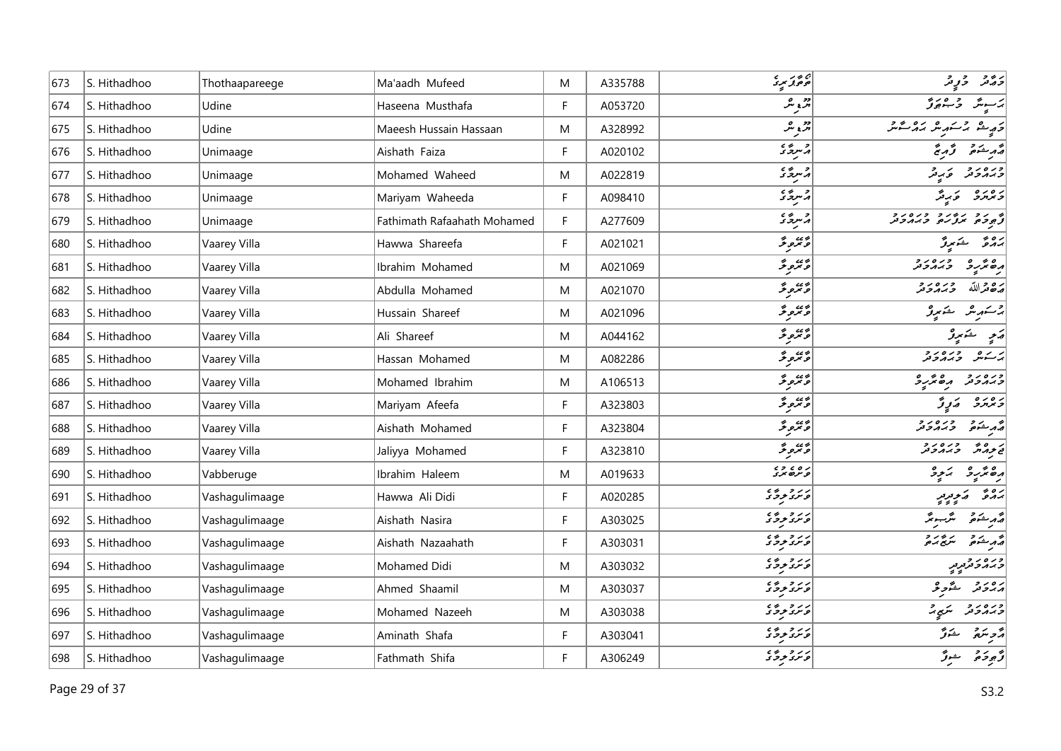| 673 | S. Hithadhoo | Thothaapareege | Ma'aadh Mufeed | M | A335788 | ތޮތާޕަރީގެ | މައާޛު މުފީދު |
|---|---|---|---|---|---|---|---|
| 674 | S. Hithadhoo | Udine | Haseena Musthafa | F | A053720 | އުޑީން | ހަސީނާ މުސްތަފާ |
| 675 | S. Hithadhoo | Udine | Maeesh Hussain Hassaan | M | A328992 | އުޑީން | މައީޝް ހުސައިން ހައްސާން |
| 676 | S. Hithadhoo | Unimaage | Aishath Faiza | F | A020102 | އުނިމާގެ | އައިޝަތު ފާއިޒާ |
| 677 | S. Hithadhoo | Unimaage | Mohamed Waheed | M | A022819 | އުނިމާގެ | މުހައްމަދު ވަހީދު |
| 678 | S. Hithadhoo | Unimaage | Mariyam Waheeda | F | A098410 | އުނިމާގެ | މަރިޔަމް ވަހީދާ |
| 679 | S. Hithadhoo | Unimaage | Fathimath Rafaahath Mohamed | F | A277609 | އުނިމާގެ | ފާތިމަތު ރަފާހަތު މުހައްމަދު |
| 680 | S. Hithadhoo | Vaarey Villa | Hawwa Shareefa | F | A021021 | ވާރޭވިލާ | ހައްވާ ޝަރީފާ |
| 681 | S. Hithadhoo | Vaarey Villa | Ibrahim Mohamed | M | A021069 | ވާރޭވިލާ | އިބްރާހީމް މުހައްމަދު |
| 682 | S. Hithadhoo | Vaarey Villa | Abdulla Mohamed | M | A021070 | ވާރޭވިލާ | އަބްދުﷲ މުހައްމަދު |
| 683 | S. Hithadhoo | Vaarey Villa | Hussain Shareef | M | A021096 | ވާރޭވިލާ | ހުސައިން ޝަރީފު |
| 684 | S. Hithadhoo | Vaarey Villa | Ali Shareef | M | A044162 | ވާރޭވިލާ | އަލި ޝަރީފު |
| 685 | S. Hithadhoo | Vaarey Villa | Hassan Mohamed | M | A082286 | ވާރޭވިލާ | ހަސަން މުހައްމަދު |
| 686 | S. Hithadhoo | Vaarey Villa | Mohamed Ibrahim | M | A106513 | ވާރޭވިލާ | މުހައްމަދު އިބްރާހީމް |
| 687 | S. Hithadhoo | Vaarey Villa | Mariyam Afeefa | F | A323803 | ވާރޭވިލާ | މަރިޔަމް އަފީފާ |
| 688 | S. Hithadhoo | Vaarey Villa | Aishath Mohamed | F | A323804 | ވާރޭވިލާ | އައިޝަތު މުހައްމަދު |
| 689 | S. Hithadhoo | Vaarey Villa | Jaliyya Mohamed | F | A323810 | ވާރޭވިލާ | ޖަލިއްޔާ މުހައްމަދު |
| 690 | S. Hithadhoo | Vabberuge | Ibrahim Haleem | M | A019633 | ވަބްބެރުގެ | އިބްރާހީމް ހަލީމް |
| 691 | S. Hithadhoo | Vashagulimaage | Hawwa Ali Didi | F | A020285 | ވަށަގުލިމާގެ | ހައްވާ އަލިދީދީ |
| 692 | S. Hithadhoo | Vashagulimaage | Aishath Nasira | F | A303025 | ވަށަގުލިމާގެ | އައިޝަތު ނާސިރާ |
| 693 | S. Hithadhoo | Vashagulimaage | Aishath Nazaahath | F | A303031 | ވަށަގުލިމާގެ | އައިޝަތު ނަޒާހަތު |
| 694 | S. Hithadhoo | Vashagulimaage | Mohamed Didi | M | A303032 | ވަށަގުލިމާގެ | މުހައްމަދުދީދީ |
| 695 | S. Hithadhoo | Vashagulimaage | Ahmed Shaamil | M | A303037 | ވަށަގުލިމާގެ | އަހްމަދު ޝާމިލު |
| 696 | S. Hithadhoo | Vashagulimaage | Mohamed Nazeeh | M | A303038 | ވަށަގުލިމާގެ | މުހައްމަދު ނަޒީހު |
| 697 | S. Hithadhoo | Vashagulimaage | Aminath Shafa | F | A303041 | ވަށަގުލިމާގެ | އާމިނަތު ޝަފާ |
| 698 | S. Hithadhoo | Vashagulimaage | Fathmath Shifa | F | A306249 | ވަށަގުލިމާގެ | ފާތިމަތު ޝިފާ |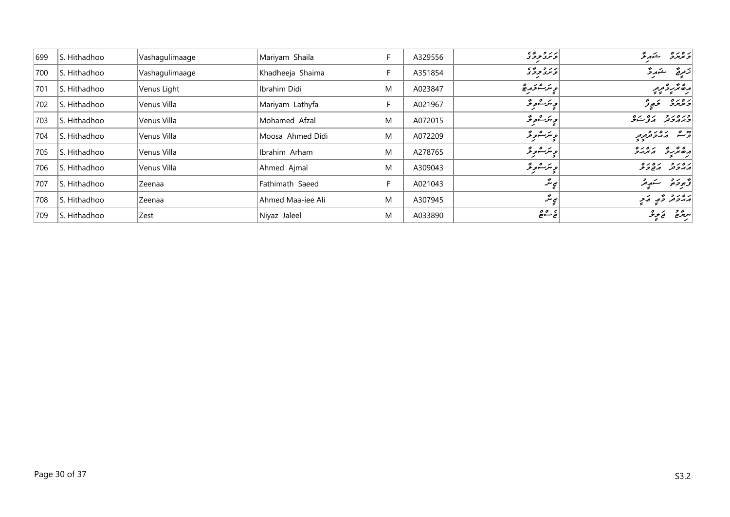| 699 | S. Hithadhoo | Vashagulimaage | Mariyam Shaila | F | A329556 | ވަށަގުލިމާގެ | މަރިޔަމް ޝަމިލާ |
|---|---|---|---|---|---|---|---|
| 700 | S. Hithadhoo | Vashagulimaage | Khadheeja Shaima | F | A351854 | ވަށަގުލިމާގެ | ޚަދީޖާ ޝައިމާ |
| 701 | S. Hithadhoo | Venus Light | Ibrahim Didi | M | A023847 | ވީނަސްލައިޓް | އިބްރާހީމްދީދީ |
| 702 | S. Hithadhoo | Venus Villa | Mariyam Lathyfa | F | A021967 | ވީނަސްވިލާ | މަރިޔަމް ލަތީފާ |
| 703 | S. Hithadhoo | Venus Villa | Mohamed Afzal | M | A072015 | ވީނަސްވިލާ | މުޙައްމަދު އަފްޒަލް |
| 704 | S. Hithadhoo | Venus Villa | Moosa Ahmed Didi | M | A072209 | ވީނަސްވިލާ | މޫސާ އަޙްމަދުދީދީ |
| 705 | S. Hithadhoo | Venus Villa | Ibrahim Arham | M | A278765 | ވީނަސްވިލާ | އިބްރާހީމް އަރްހަމް |
| 706 | S. Hithadhoo | Venus Villa | Ahmed Ajmal | M | A309043 | ވީނަސްވިލާ | އަޙްމަދު އަޖްމަލް |
| 707 | S. Hithadhoo | Zeenaa | Fathimath Saeed | F | A021043 | ޒީނާ | ފާތިމަތު ސައީދު |
| 708 | S. Hithadhoo | Zeenaa | Ahmed Maa-iee Ali | M | A307945 | ޒީނާ | އަޙްމަދު މާއީ އަލި |
| 709 | S. Hithadhoo | Zest | Niyaz Jaleel | M | A033890 | ޒެސްޓް | ނިޔާޒް ޖަލީލް |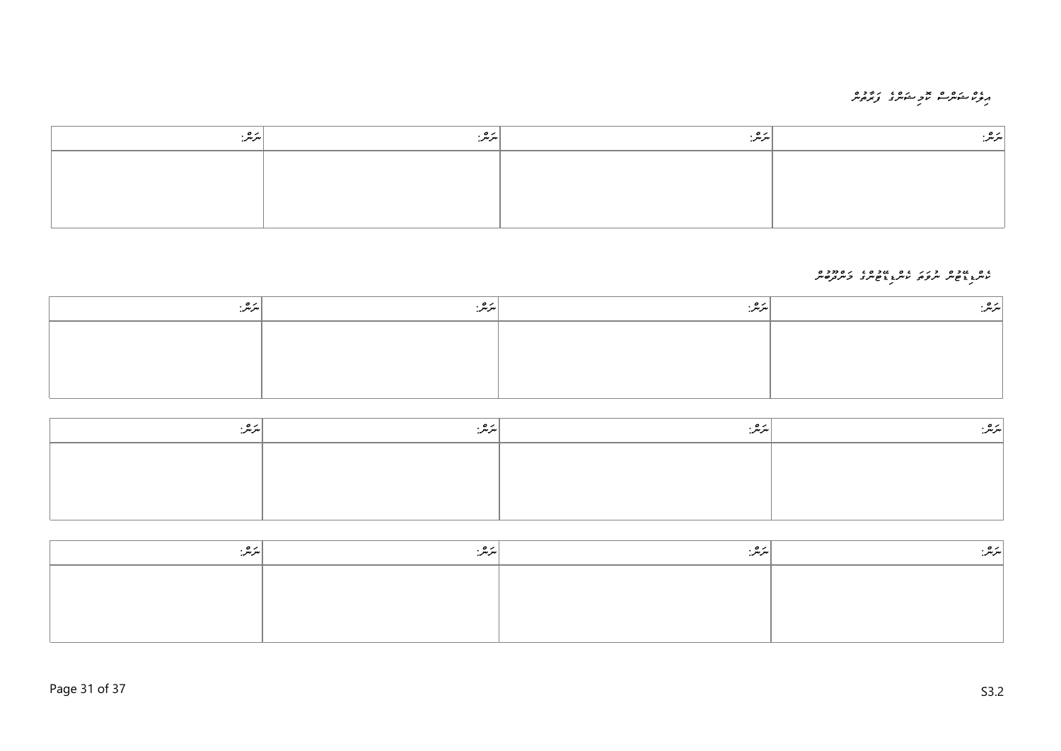# ރިޖެކްޝަންސް ޑޮކިޔުމަންޓް ފޯމު

| ނަންބަރު: | ނަންބަރު: | ނަންބަރު: | ނަންބަރު: |
|---|---|---|---|
| | | | |

## ކޮންޓްރެކްޓަރު ނުވަތަ ކޮންސަލްޓަންޓްގެ ވަސީލަތްތައް

| ނަންބަރު: | ނަންބަރު: | ނަންބަރު: | ނަންބަރު: |
|---|---|---|---|
| | | | |

| ނަންބަރު: | ނަންބަރު: | ނަންބަރު: | ނަންބަރު: |
|---|---|---|---|
| | | | |

| ނަންބަރު: | ނަންބަރު: | ނަންބަރު: | ނަންބަރު: |
|---|---|---|---|
| | | | |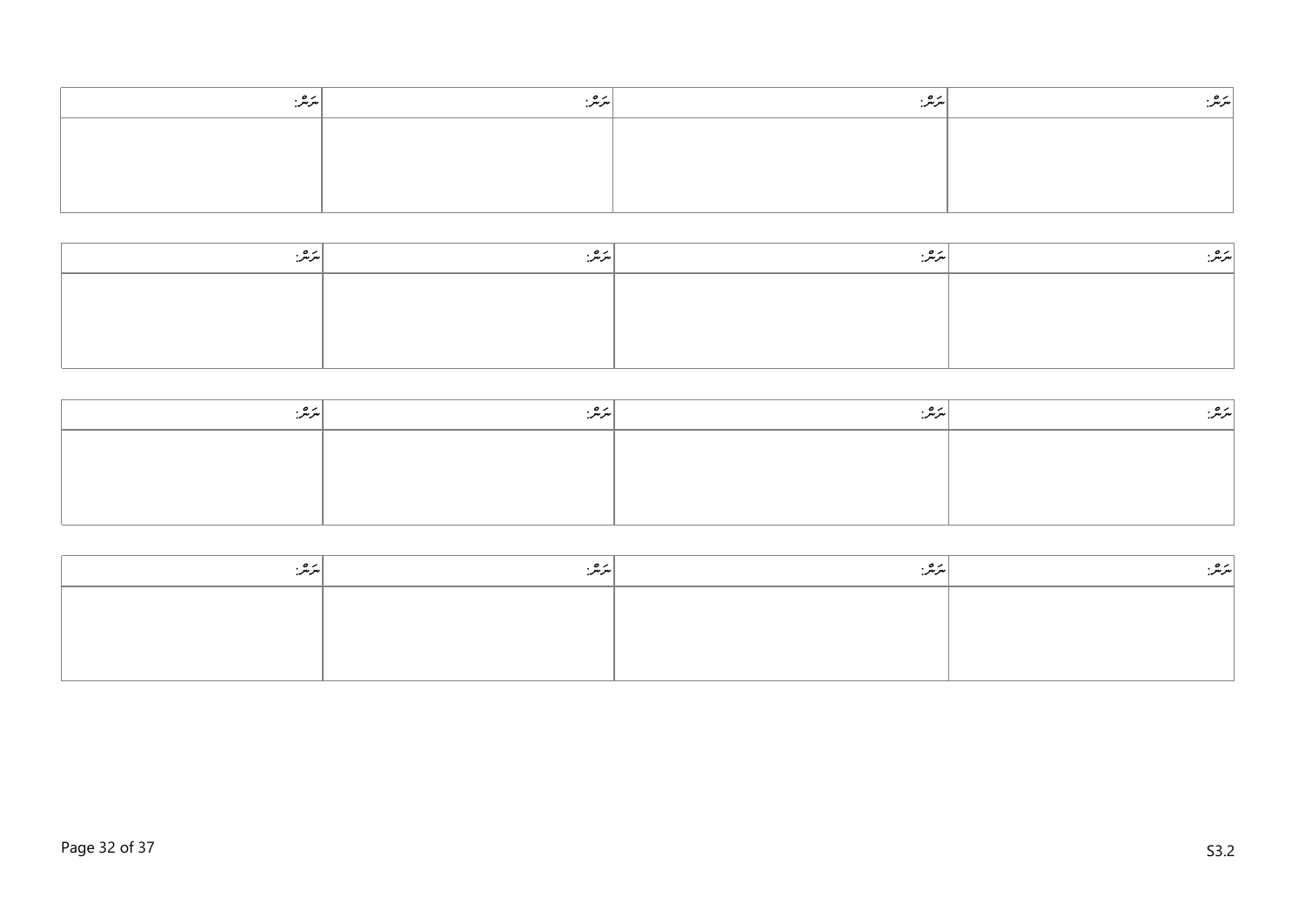| ނަރުދ: | ނަރުދ: | ނަރުދ: | ނަރުދ: |
| --- | --- | --- | --- |
| | | | |

| ނަރުދ: | ނަރުދ: | ނަރުދ: | ނަރުދ: |
| --- | --- | --- | --- |
| | | | |

| ނަރުދ: | ނަރުދ: | ނަރުދ: | ނަރުދ: |
| --- | --- | --- | --- |
| | | | |

| ނަރުދ: | ނަރުދ: | ނަރުދ: | ނަރުދ: |
| --- | --- | --- | --- |
| | | | |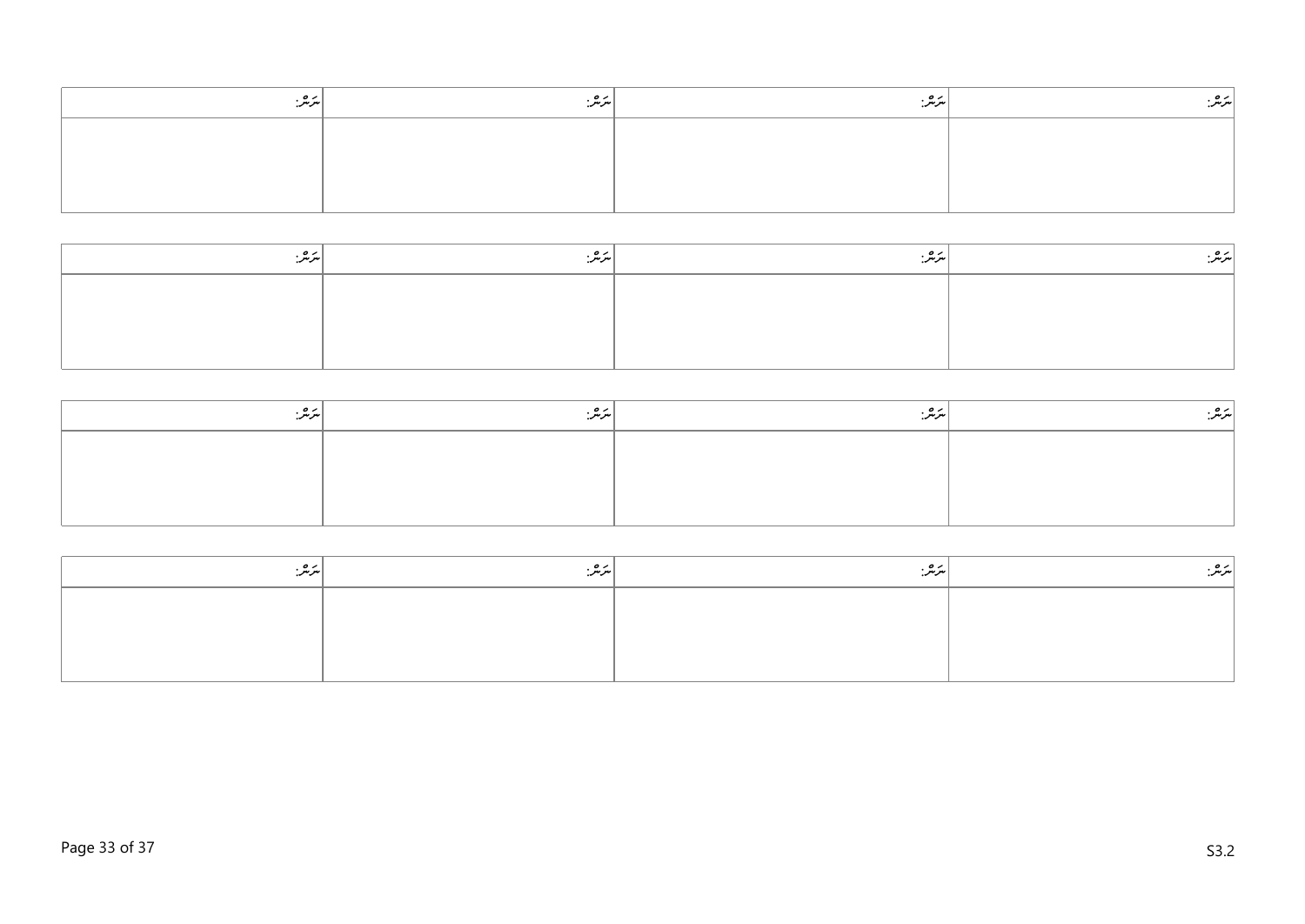| ނަންބަރ: | ނަންބަރ: | ނަންބަރ: | ނަންބަރ: |
|---|---|---|---|
| | | | |

| ނަންބަރ: | ނަންބަރ: | ނަންބަރ: | ނަންބަރ: |
|---|---|---|---|
| | | | |

| ނަންބަރ: | ނަންބަރ: | ނަންބަރ: | ނަންބަރ: |
|---|---|---|---|
| | | | |

| ނަންބަރ: | ނަންބަރ: | ނަންބަރ: | ނަންބަރ: |
|---|---|---|---|
| | | | |

S3.2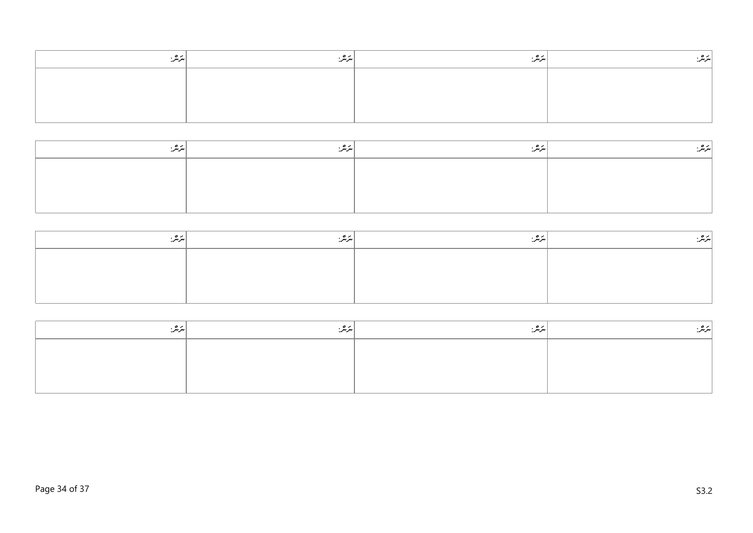| ނަަރު: | ނަަރު: | ނަަރު: | ނަަރު: |
| --- | --- | --- | --- |
| | | | |

| ނަަރު: | ނަަރު: | ނަަރު: | ނަަރު: |
| --- | --- | --- | --- |
| | | | |

| ނަަރު: | ނަަރު: | ނަަރު: | ނަަރު: |
| --- | --- | --- | --- |
| | | | |

| ނަަރު: | ނަަރު: | ނަަރު: | ނަަރު: |
| --- | --- | --- | --- |
| | | | |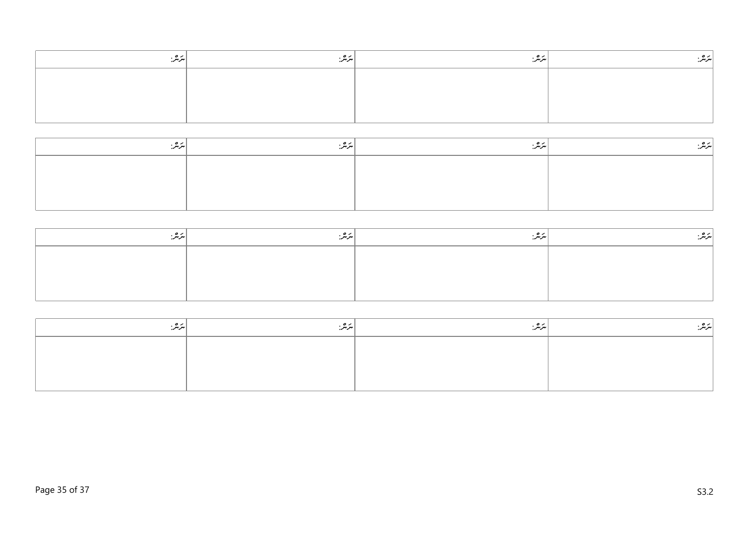| ނަރުދ: | ނަރުދ: | ނަރުދ: | ނަރުދ: |
| --- | --- | --- | --- |
| | | | |

| ނަރުދ: | ނަރުދ: | ނަރުދ: | ނަރުދ: |
| --- | --- | --- | --- |
| | | | |

| ނަރުދ: | ނަރުދ: | ނަރުދ: | ނަރުދ: |
| --- | --- | --- | --- |
| | | | |

| ނަރުދ: | ނަރުދ: | ނަރުދ: | ނަރުދ: |
| --- | --- | --- | --- |
| | | | |

S3.2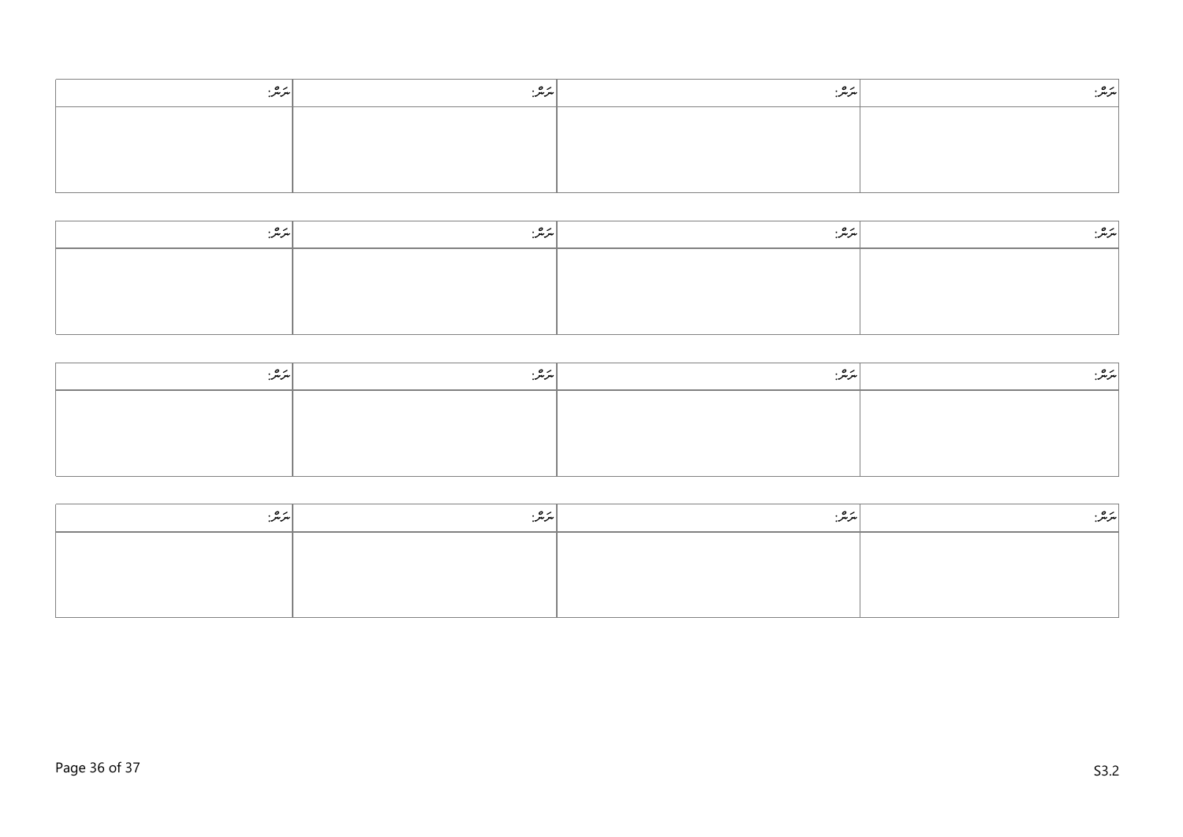| ނަންބަރ: | ނަންބަރ: | ނަންބަރ: | ނަންބަރ: |
|---|---|---|---|
| | | | |

| ނަންބަރ: | ނަންބަރ: | ނަންބަރ: | ނަންބަރ: |
|---|---|---|---|
| | | | |

| ނަންބަރ: | ނަންބަރ: | ނަންބަރ: | ނަންބަރ: |
|---|---|---|---|
| | | | |

| ނަންބަރ: | ނަންބަރ: | ނަންބަރ: | ނަންބަރ: |
|---|---|---|---|
| | | | |

S3.2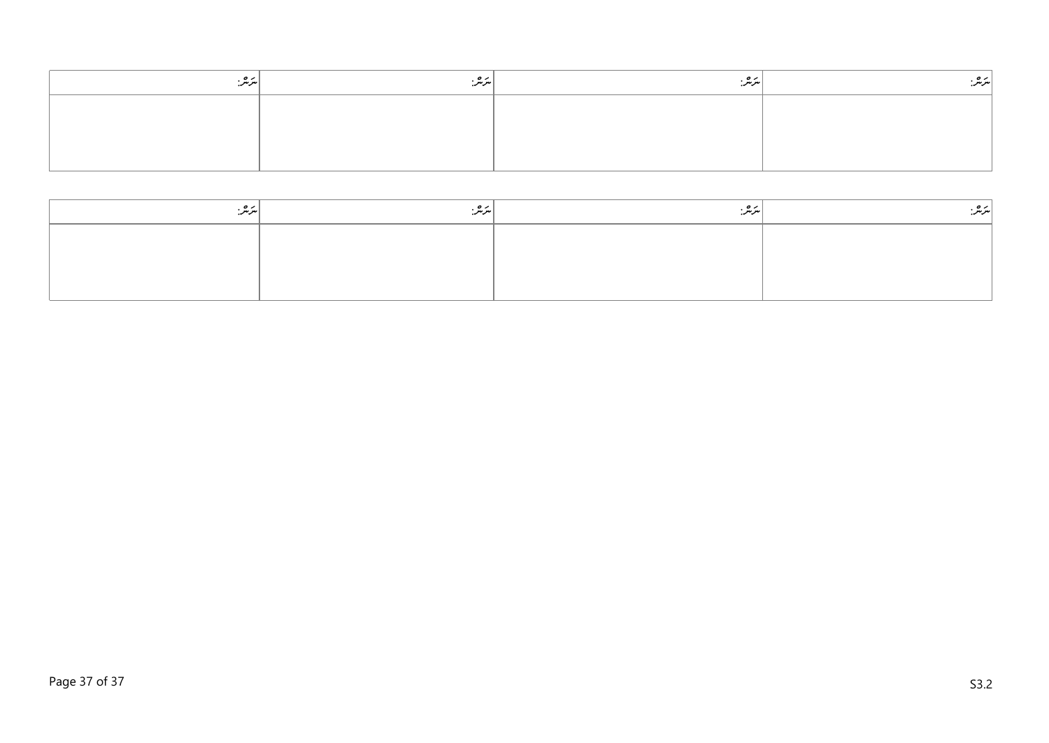| ނަރުދ: | ނަރުދ: | ނަރުދ: | ނަރުދ: |
| --- | --- | --- | --- |
| | | | |

| ނަރުދ: | ނަރުދ: | ނަރުދ: | ނަރުދ: |
| --- | --- | --- | --- |
| | | | |